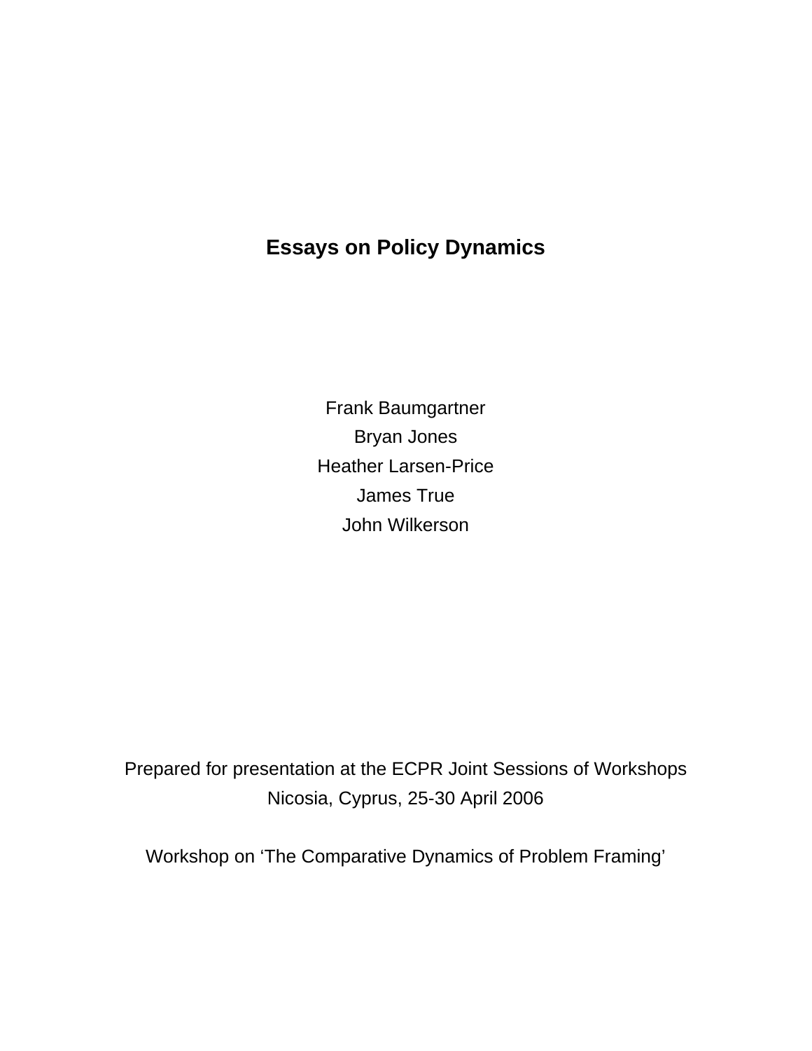# Essays on Policy Dynamics

Frank Baumgartner

Bryan Jones

Heather Larsen-Price

James True

John Wilkerson

Prepared for presentation at the ECPR Joint Sessions of Workshops

Nicosia, Cyprus, 25-30 April 2006

Workshop on 'The Comparative Dynamics of Problem Framing'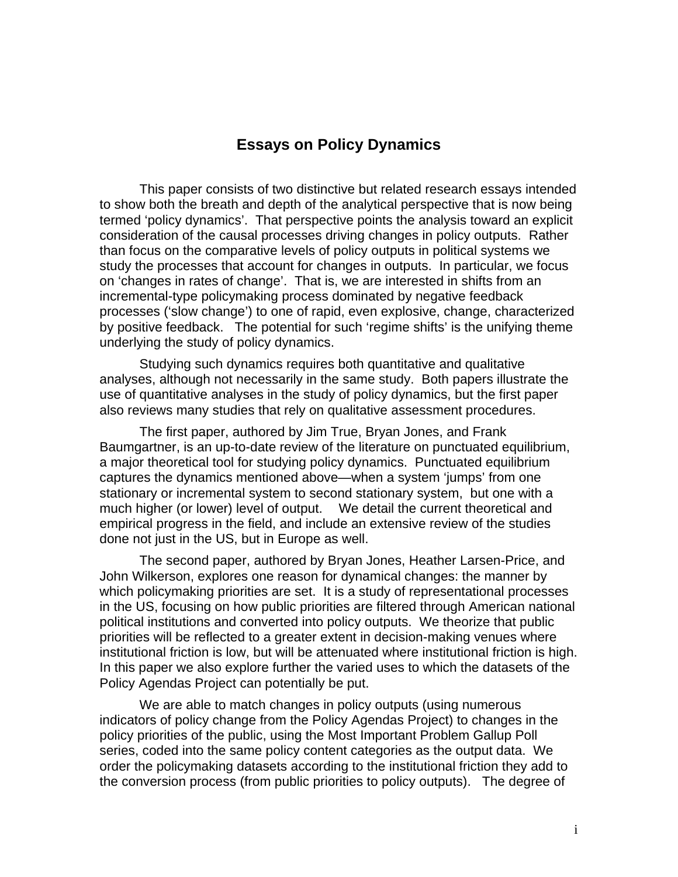## Essays on Policy Dynamics

This paper consists of two distinctive but related research essays intended to show both the breath and depth of the analytical perspective that is now being termed 'policy dynamics'. That perspective points the analysis toward an explicit consideration of the causal processes driving changes in policy outputs. Rather than focus on the comparative levels of policy outputs in political systems we study the processes that account for changes in outputs. In particular, we focus on 'changes in rates of change'. That is, we are interested in shifts from an incremental-type policymaking process dominated by negative feedback processes ('slow change') to one of rapid, even explosive, change, characterized by positive feedback. The potential for such 'regime shifts' is the unifying theme underlying the study of policy dynamics.

Studying such dynamics requires both quantitative and qualitative analyses, although not necessarily in the same study. Both papers illustrate the use of quantitative analyses in the study of policy dynamics, but the first paper also reviews many studies that rely on qualitative assessment procedures.

The first paper, authored by Jim True, Bryan Jones, and Frank Baumgartner, is an up-to-date review of the literature on punctuated equilibrium, a major theoretical tool for studying policy dynamics. Punctuated equilibrium captures the dynamics mentioned above—when a system 'jumps' from one stationary or incremental system to second stationary system, but one with a much higher (or lower) level of output. We detail the current theoretical and empirical progress in the field, and include an extensive review of the studies done not just in the US, but in Europe as well.

The second paper, authored by Bryan Jones, Heather Larsen-Price, and John Wilkerson, explores one reason for dynamical changes: the manner by which policymaking priorities are set. It is a study of representational processes in the US, focusing on how public priorities are filtered through American national political institutions and converted into policy outputs. We theorize that public priorities will be reflected to a greater extent in decision-making venues where institutional friction is low, but will be attenuated where institutional friction is high. In this paper we also explore further the varied uses to which the datasets of the Policy Agendas Project can potentially be put.

We are able to match changes in policy outputs (using numerous indicators of policy change from the Policy Agendas Project) to changes in the policy priorities of the public, using the Most Important Problem Gallup Poll series, coded into the same policy content categories as the output data. We order the policymaking datasets according to the institutional friction they add to the conversion process (from public priorities to policy outputs). The degree of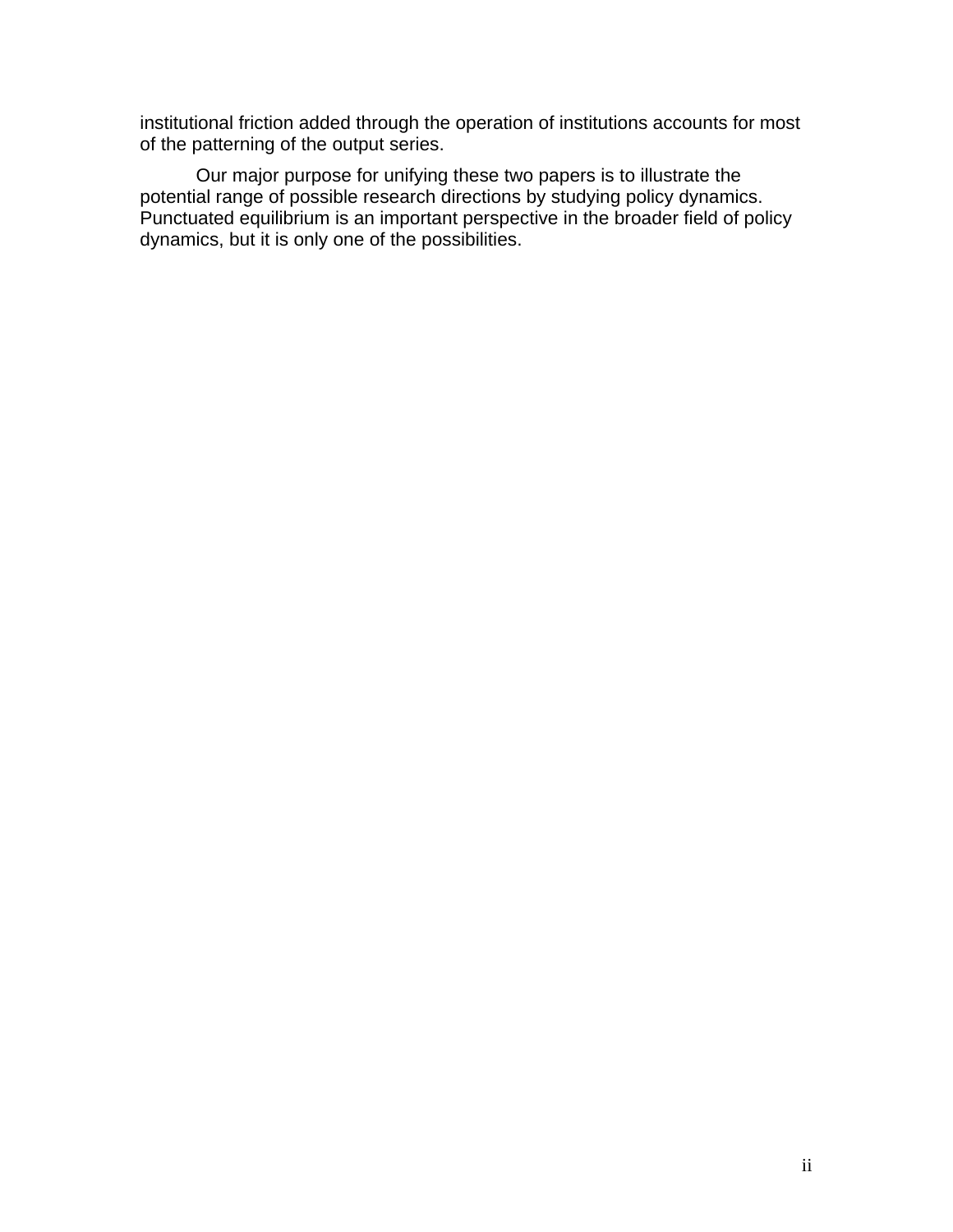institutional friction added through the operation of institutions accounts for most of the patterning of the output series.

Our major purpose for unifying these two papers is to illustrate the potential range of possible research directions by studying policy dynamics. Punctuated equilibrium is an important perspective in the broader field of policy dynamics, but it is only one of the possibilities.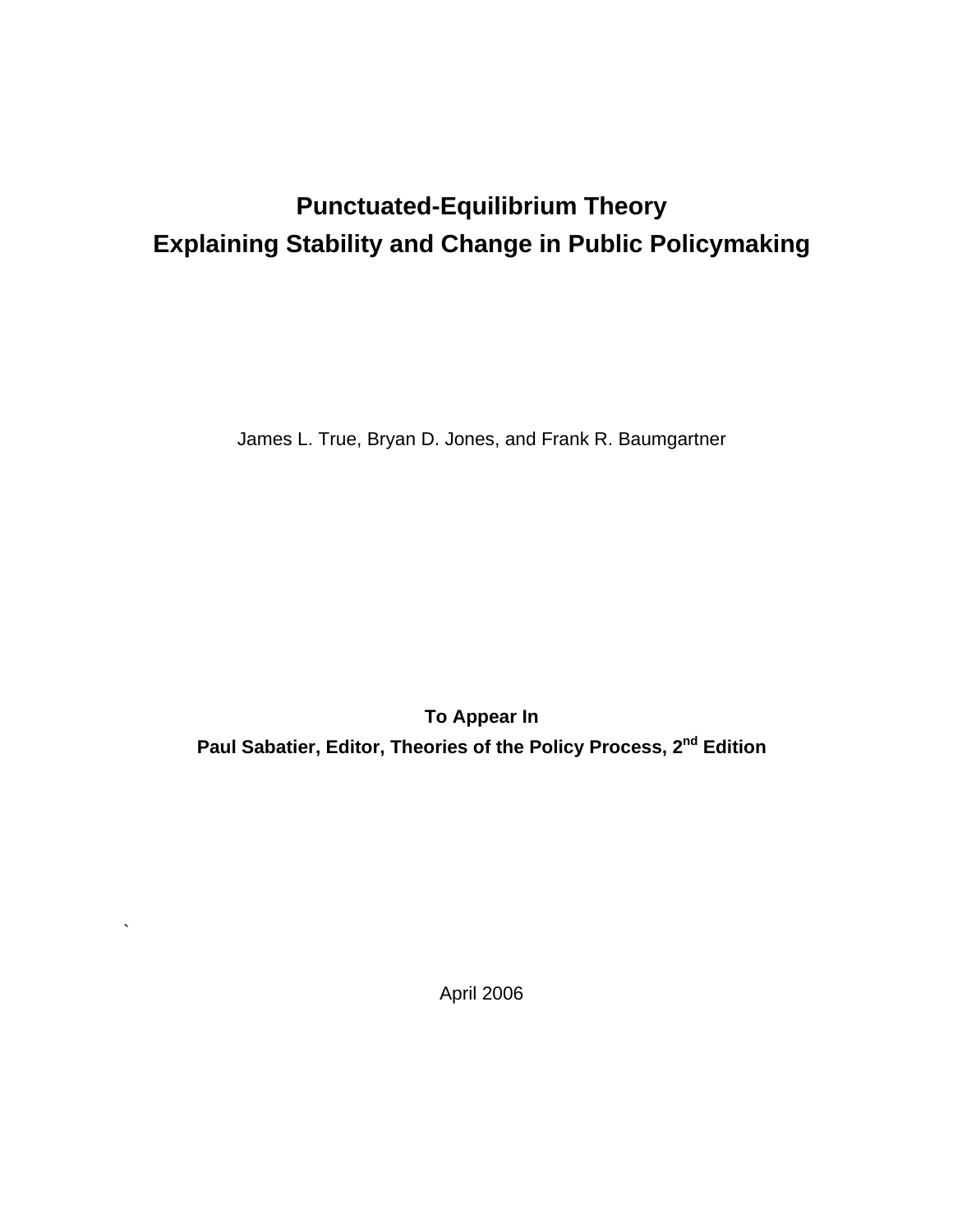# Punctuated-Equilibrium Theory
# Explaining Stability and Change in Public Policymaking

James L. True, Bryan D. Jones, and Frank R. Baumgartner

**To Appear In**

**Paul Sabatier, Editor, Theories of the Policy Process, 2nd Edition**

`

April 2006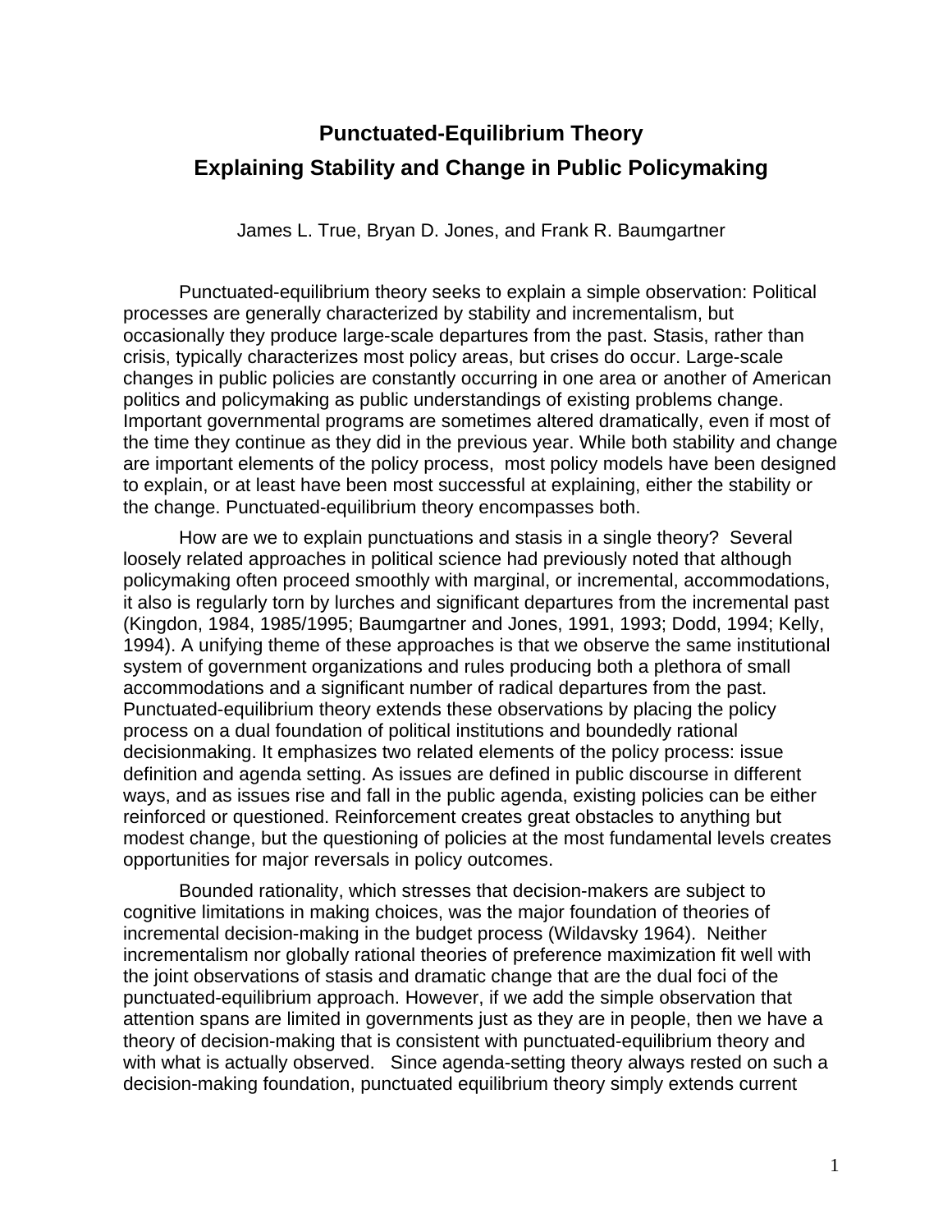# Punctuated-Equilibrium Theory
## Explaining Stability and Change in Public Policymaking

James L. True, Bryan D. Jones, and Frank R. Baumgartner

Punctuated-equilibrium theory seeks to explain a simple observation: Political processes are generally characterized by stability and incrementalism, but occasionally they produce large-scale departures from the past. Stasis, rather than crisis, typically characterizes most policy areas, but crises do occur. Large-scale changes in public policies are constantly occurring in one area or another of American politics and policymaking as public understandings of existing problems change. Important governmental programs are sometimes altered dramatically, even if most of the time they continue as they did in the previous year. While both stability and change are important elements of the policy process, most policy models have been designed to explain, or at least have been most successful at explaining, either the stability or the change. Punctuated-equilibrium theory encompasses both.

How are we to explain punctuations and stasis in a single theory? Several loosely related approaches in political science had previously noted that although policymaking often proceed smoothly with marginal, or incremental, accommodations, it also is regularly torn by lurches and significant departures from the incremental past (Kingdon, 1984, 1985/1995; Baumgartner and Jones, 1991, 1993; Dodd, 1994; Kelly, 1994). A unifying theme of these approaches is that we observe the same institutional system of government organizations and rules producing both a plethora of small accommodations and a significant number of radical departures from the past. Punctuated-equilibrium theory extends these observations by placing the policy process on a dual foundation of political institutions and boundedly rational decisionmaking. It emphasizes two related elements of the policy process: issue definition and agenda setting. As issues are defined in public discourse in different ways, and as issues rise and fall in the public agenda, existing policies can be either reinforced or questioned. Reinforcement creates great obstacles to anything but modest change, but the questioning of policies at the most fundamental levels creates opportunities for major reversals in policy outcomes.

Bounded rationality, which stresses that decision-makers are subject to cognitive limitations in making choices, was the major foundation of theories of incremental decision-making in the budget process (Wildavsky 1964). Neither incrementalism nor globally rational theories of preference maximization fit well with the joint observations of stasis and dramatic change that are the dual foci of the punctuated-equilibrium approach. However, if we add the simple observation that attention spans are limited in governments just as they are in people, then we have a theory of decision-making that is consistent with punctuated-equilibrium theory and with what is actually observed. Since agenda-setting theory always rested on such a decision-making foundation, punctuated equilibrium theory simply extends current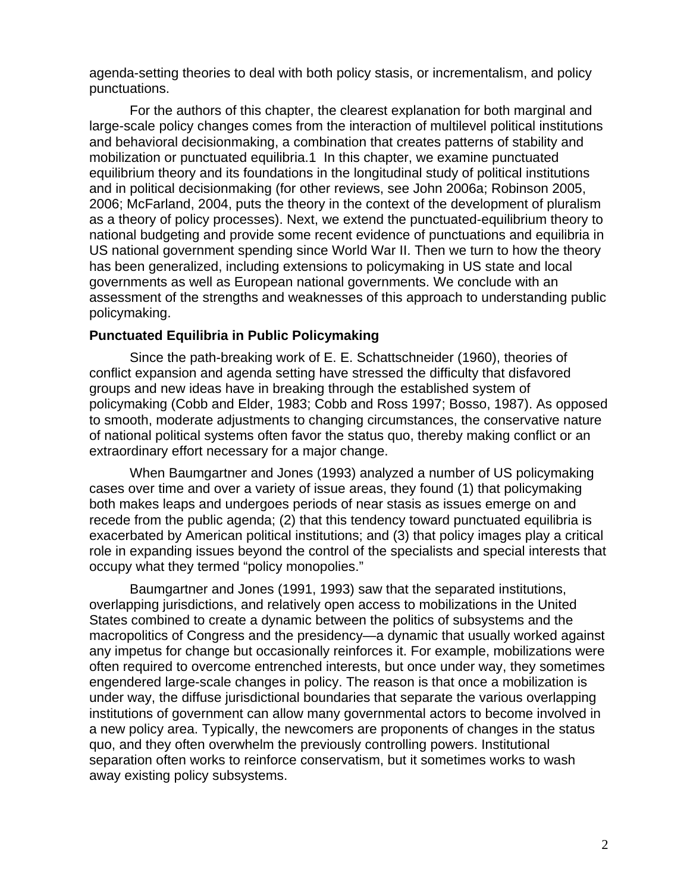agenda-setting theories to deal with both policy stasis, or incrementalism, and policy punctuations.

For the authors of this chapter, the clearest explanation for both marginal and large-scale policy changes comes from the interaction of multilevel political institutions and behavioral decisionmaking, a combination that creates patterns of stability and mobilization or punctuated equilibria.[1] In this chapter, we examine punctuated equilibrium theory and its foundations in the longitudinal study of political institutions and in political decisionmaking (for other reviews, see John 2006a; Robinson 2005, 2006; McFarland, 2004, puts the theory in the context of the development of pluralism as a theory of policy processes). Next, we extend the punctuated-equilibrium theory to national budgeting and provide some recent evidence of punctuations and equilibria in US national government spending since World War II. Then we turn to how the theory has been generalized, including extensions to policymaking in US state and local governments as well as European national governments. We conclude with an assessment of the strengths and weaknesses of this approach to understanding public policymaking.

### Punctuated Equilibria in Public Policymaking

Since the path-breaking work of E. E. Schattschneider (1960), theories of conflict expansion and agenda setting have stressed the difficulty that disfavored groups and new ideas have in breaking through the established system of policymaking (Cobb and Elder, 1983; Cobb and Ross 1997; Bosso, 1987). As opposed to smooth, moderate adjustments to changing circumstances, the conservative nature of national political systems often favor the status quo, thereby making conflict or an extraordinary effort necessary for a major change.

When Baumgartner and Jones (1993) analyzed a number of US policymaking cases over time and over a variety of issue areas, they found (1) that policymaking both makes leaps and undergoes periods of near stasis as issues emerge on and recede from the public agenda; (2) that this tendency toward punctuated equilibria is exacerbated by American political institutions; and (3) that policy images play a critical role in expanding issues beyond the control of the specialists and special interests that occupy what they termed "policy monopolies."

Baumgartner and Jones (1991, 1993) saw that the separated institutions, overlapping jurisdictions, and relatively open access to mobilizations in the United States combined to create a dynamic between the politics of subsystems and the macropolitics of Congress and the presidency—a dynamic that usually worked against any impetus for change but occasionally reinforces it. For example, mobilizations were often required to overcome entrenched interests, but once under way, they sometimes engendered large-scale changes in policy. The reason is that once a mobilization is under way, the diffuse jurisdictional boundaries that separate the various overlapping institutions of government can allow many governmental actors to become involved in a new policy area. Typically, the newcomers are proponents of changes in the status quo, and they often overwhelm the previously controlling powers. Institutional separation often works to reinforce conservatism, but it sometimes works to wash away existing policy subsystems.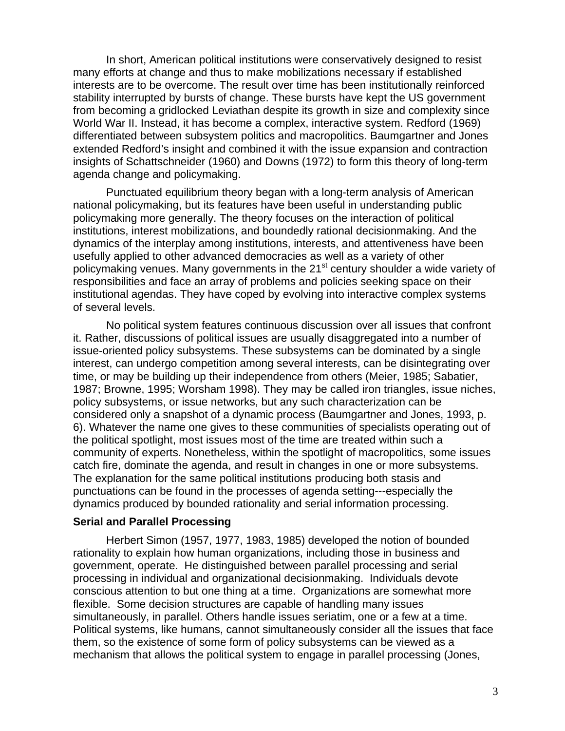In short, American political institutions were conservatively designed to resist many efforts at change and thus to make mobilizations necessary if established interests are to be overcome. The result over time has been institutionally reinforced stability interrupted by bursts of change. These bursts have kept the US government from becoming a gridlocked Leviathan despite its growth in size and complexity since World War II. Instead, it has become a complex, interactive system. Redford (1969) differentiated between subsystem politics and macropolitics. Baumgartner and Jones extended Redford's insight and combined it with the issue expansion and contraction insights of Schattschneider (1960) and Downs (1972) to form this theory of long-term agenda change and policymaking.

Punctuated equilibrium theory began with a long-term analysis of American national policymaking, but its features have been useful in understanding public policymaking more generally. The theory focuses on the interaction of political institutions, interest mobilizations, and boundedly rational decisionmaking. And the dynamics of the interplay among institutions, interests, and attentiveness have been usefully applied to other advanced democracies as well as a variety of other policymaking venues. Many governments in the 21st century shoulder a wide variety of responsibilities and face an array of problems and policies seeking space on their institutional agendas. They have coped by evolving into interactive complex systems of several levels.

No political system features continuous discussion over all issues that confront it. Rather, discussions of political issues are usually disaggregated into a number of issue-oriented policy subsystems. These subsystems can be dominated by a single interest, can undergo competition among several interests, can be disintegrating over time, or may be building up their independence from others (Meier, 1985; Sabatier, 1987; Browne, 1995; Worsham 1998). They may be called iron triangles, issue niches, policy subsystems, or issue networks, but any such characterization can be considered only a snapshot of a dynamic process (Baumgartner and Jones, 1993, p. 6). Whatever the name one gives to these communities of specialists operating out of the political spotlight, most issues most of the time are treated within such a community of experts. Nonetheless, within the spotlight of macropolitics, some issues catch fire, dominate the agenda, and result in changes in one or more subsystems. The explanation for the same political institutions producing both stasis and punctuations can be found in the processes of agenda setting---especially the dynamics produced by bounded rationality and serial information processing.

### Serial and Parallel Processing

Herbert Simon (1957, 1977, 1983, 1985) developed the notion of bounded rationality to explain how human organizations, including those in business and government, operate. He distinguished between parallel processing and serial processing in individual and organizational decisionmaking. Individuals devote conscious attention to but one thing at a time. Organizations are somewhat more flexible. Some decision structures are capable of handling many issues simultaneously, in parallel. Others handle issues seriatim, one or a few at a time. Political systems, like humans, cannot simultaneously consider all the issues that face them, so the existence of some form of policy subsystems can be viewed as a mechanism that allows the political system to engage in parallel processing (Jones,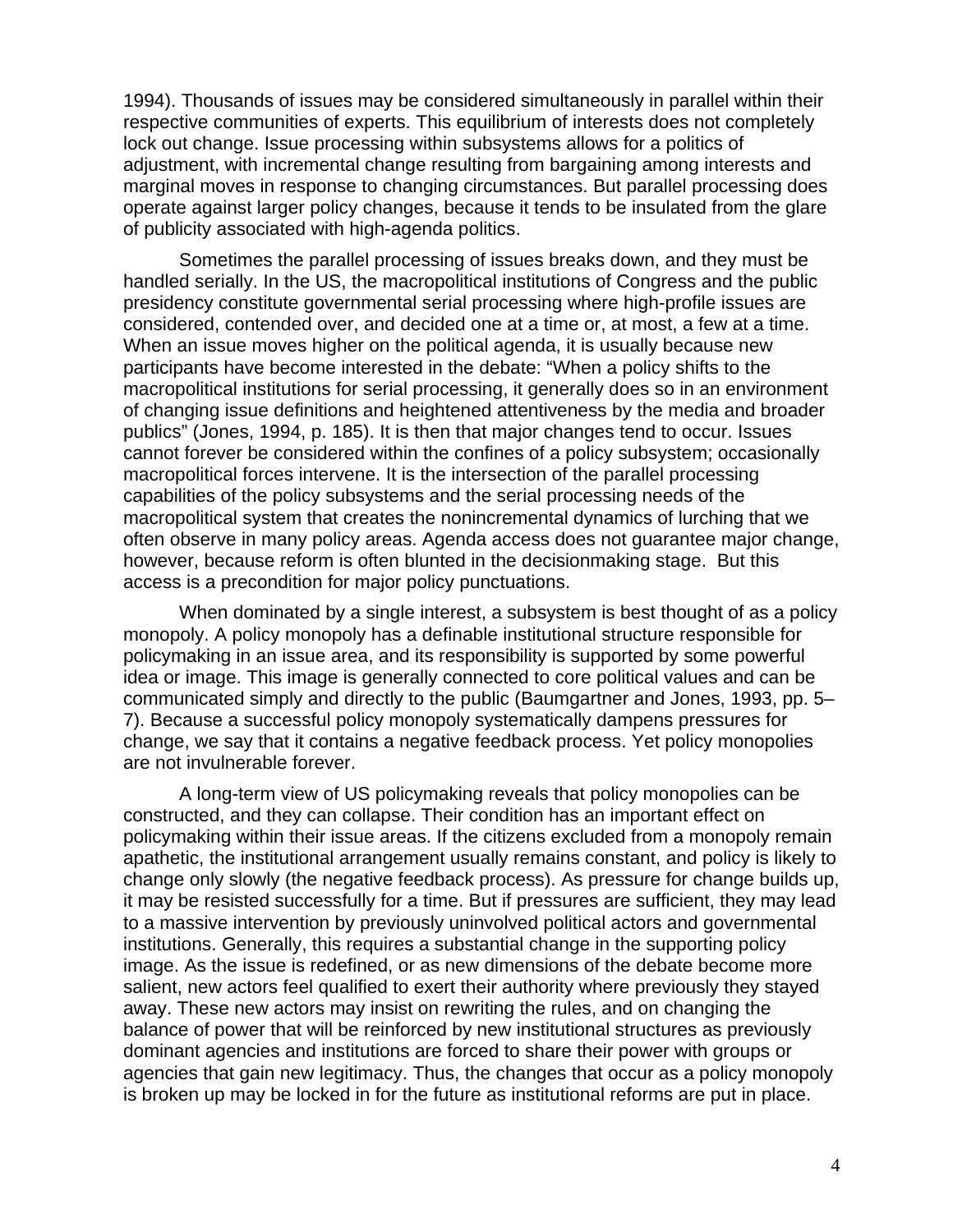1994). Thousands of issues may be considered simultaneously in parallel within their respective communities of experts. This equilibrium of interests does not completely lock out change. Issue processing within subsystems allows for a politics of adjustment, with incremental change resulting from bargaining among interests and marginal moves in response to changing circumstances. But parallel processing does operate against larger policy changes, because it tends to be insulated from the glare of publicity associated with high-agenda politics.

Sometimes the parallel processing of issues breaks down, and they must be handled serially. In the US, the macropolitical institutions of Congress and the public presidency constitute governmental serial processing where high-profile issues are considered, contended over, and decided one at a time or, at most, a few at a time. When an issue moves higher on the political agenda, it is usually because new participants have become interested in the debate: "When a policy shifts to the macropolitical institutions for serial processing, it generally does so in an environment of changing issue definitions and heightened attentiveness by the media and broader publics" (Jones, 1994, p. 185). It is then that major changes tend to occur. Issues cannot forever be considered within the confines of a policy subsystem; occasionally macropolitical forces intervene. It is the intersection of the parallel processing capabilities of the policy subsystems and the serial processing needs of the macropolitical system that creates the nonincremental dynamics of lurching that we often observe in many policy areas. Agenda access does not guarantee major change, however, because reform is often blunted in the decisionmaking stage. But this access is a precondition for major policy punctuations.

When dominated by a single interest, a subsystem is best thought of as a policy monopoly. A policy monopoly has a definable institutional structure responsible for policymaking in an issue area, and its responsibility is supported by some powerful idea or image. This image is generally connected to core political values and can be communicated simply and directly to the public (Baumgartner and Jones, 1993, pp. 5–7). Because a successful policy monopoly systematically dampens pressures for change, we say that it contains a negative feedback process. Yet policy monopolies are not invulnerable forever.

A long-term view of US policymaking reveals that policy monopolies can be constructed, and they can collapse. Their condition has an important effect on policymaking within their issue areas. If the citizens excluded from a monopoly remain apathetic, the institutional arrangement usually remains constant, and policy is likely to change only slowly (the negative feedback process). As pressure for change builds up, it may be resisted successfully for a time. But if pressures are sufficient, they may lead to a massive intervention by previously uninvolved political actors and governmental institutions. Generally, this requires a substantial change in the supporting policy image. As the issue is redefined, or as new dimensions of the debate become more salient, new actors feel qualified to exert their authority where previously they stayed away. These new actors may insist on rewriting the rules, and on changing the balance of power that will be reinforced by new institutional structures as previously dominant agencies and institutions are forced to share their power with groups or agencies that gain new legitimacy. Thus, the changes that occur as a policy monopoly is broken up may be locked in for the future as institutional reforms are put in place.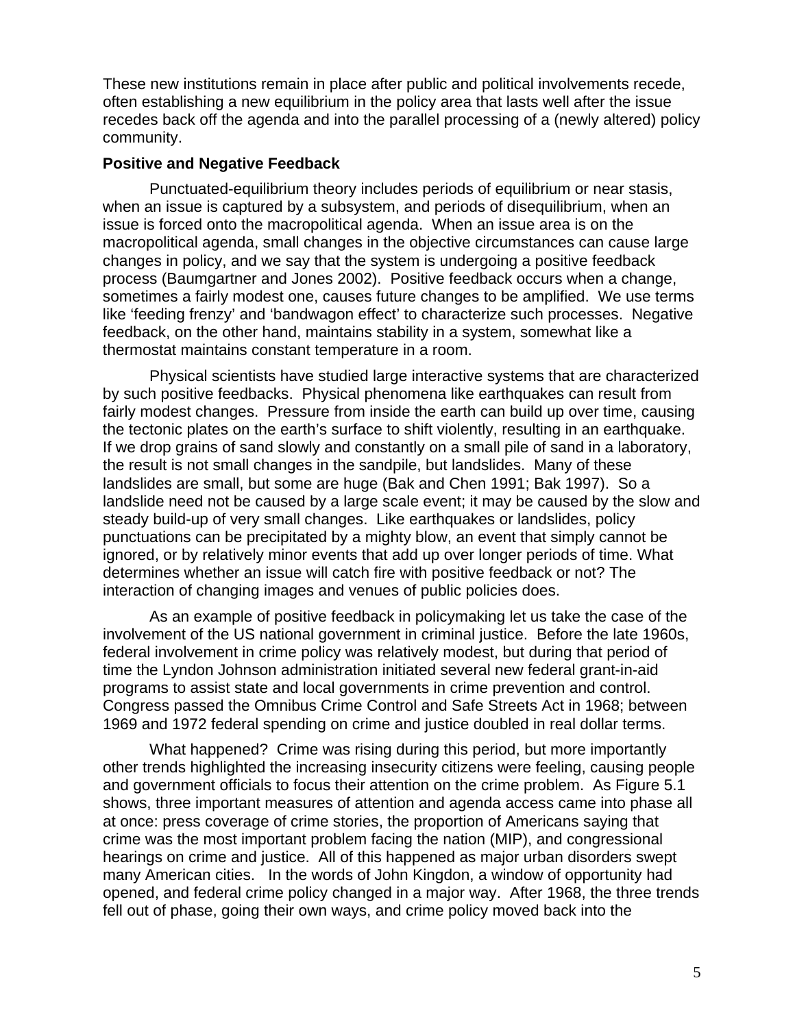These new institutions remain in place after public and political involvements recede, often establishing a new equilibrium in the policy area that lasts well after the issue recedes back off the agenda and into the parallel processing of a (newly altered) policy community.

### Positive and Negative Feedback

Punctuated-equilibrium theory includes periods of equilibrium or near stasis, when an issue is captured by a subsystem, and periods of disequilibrium, when an issue is forced onto the macropolitical agenda. When an issue area is on the macropolitical agenda, small changes in the objective circumstances can cause large changes in policy, and we say that the system is undergoing a positive feedback process (Baumgartner and Jones 2002). Positive feedback occurs when a change, sometimes a fairly modest one, causes future changes to be amplified. We use terms like 'feeding frenzy' and 'bandwagon effect' to characterize such processes. Negative feedback, on the other hand, maintains stability in a system, somewhat like a thermostat maintains constant temperature in a room.

Physical scientists have studied large interactive systems that are characterized by such positive feedbacks. Physical phenomena like earthquakes can result from fairly modest changes. Pressure from inside the earth can build up over time, causing the tectonic plates on the earth's surface to shift violently, resulting in an earthquake. If we drop grains of sand slowly and constantly on a small pile of sand in a laboratory, the result is not small changes in the sandpile, but landslides. Many of these landslides are small, but some are huge (Bak and Chen 1991; Bak 1997). So a landslide need not be caused by a large scale event; it may be caused by the slow and steady build-up of very small changes. Like earthquakes or landslides, policy punctuations can be precipitated by a mighty blow, an event that simply cannot be ignored, or by relatively minor events that add up over longer periods of time. What determines whether an issue will catch fire with positive feedback or not? The interaction of changing images and venues of public policies does.

As an example of positive feedback in policymaking let us take the case of the involvement of the US national government in criminal justice. Before the late 1960s, federal involvement in crime policy was relatively modest, but during that period of time the Lyndon Johnson administration initiated several new federal grant-in-aid programs to assist state and local governments in crime prevention and control. Congress passed the Omnibus Crime Control and Safe Streets Act in 1968; between 1969 and 1972 federal spending on crime and justice doubled in real dollar terms.

What happened? Crime was rising during this period, but more importantly other trends highlighted the increasing insecurity citizens were feeling, causing people and government officials to focus their attention on the crime problem. As Figure 5.1 shows, three important measures of attention and agenda access came into phase all at once: press coverage of crime stories, the proportion of Americans saying that crime was the most important problem facing the nation (MIP), and congressional hearings on crime and justice. All of this happened as major urban disorders swept many American cities. In the words of John Kingdon, a window of opportunity had opened, and federal crime policy changed in a major way. After 1968, the three trends fell out of phase, going their own ways, and crime policy moved back into the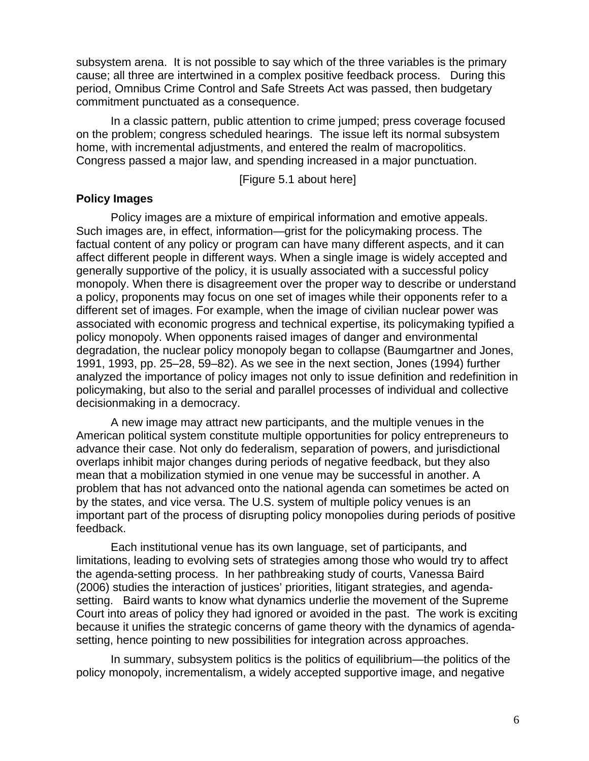subsystem arena. It is not possible to say which of the three variables is the primary cause; all three are intertwined in a complex positive feedback process. During this period, Omnibus Crime Control and Safe Streets Act was passed, then budgetary commitment punctuated as a consequence.

In a classic pattern, public attention to crime jumped; press coverage focused on the problem; congress scheduled hearings. The issue left its normal subsystem home, with incremental adjustments, and entered the realm of macropolitics. Congress passed a major law, and spending increased in a major punctuation.

[Figure 5.1 about here]

**Policy Images**

Policy images are a mixture of empirical information and emotive appeals. Such images are, in effect, information—grist for the policymaking process. The factual content of any policy or program can have many different aspects, and it can affect different people in different ways. When a single image is widely accepted and generally supportive of the policy, it is usually associated with a successful policy monopoly. When there is disagreement over the proper way to describe or understand a policy, proponents may focus on one set of images while their opponents refer to a different set of images. For example, when the image of civilian nuclear power was associated with economic progress and technical expertise, its policymaking typified a policy monopoly. When opponents raised images of danger and environmental degradation, the nuclear policy monopoly began to collapse (Baumgartner and Jones, 1991, 1993, pp. 25–28, 59–82). As we see in the next section, Jones (1994) further analyzed the importance of policy images not only to issue definition and redefinition in policymaking, but also to the serial and parallel processes of individual and collective decisionmaking in a democracy.

A new image may attract new participants, and the multiple venues in the American political system constitute multiple opportunities for policy entrepreneurs to advance their case. Not only do federalism, separation of powers, and jurisdictional overlaps inhibit major changes during periods of negative feedback, but they also mean that a mobilization stymied in one venue may be successful in another. A problem that has not advanced onto the national agenda can sometimes be acted on by the states, and vice versa. The U.S. system of multiple policy venues is an important part of the process of disrupting policy monopolies during periods of positive feedback.

Each institutional venue has its own language, set of participants, and limitations, leading to evolving sets of strategies among those who would try to affect the agenda-setting process. In her pathbreaking study of courts, Vanessa Baird (2006) studies the interaction of justices' priorities, litigant strategies, and agenda-setting. Baird wants to know what dynamics underlie the movement of the Supreme Court into areas of policy they had ignored or avoided in the past. The work is exciting because it unifies the strategic concerns of game theory with the dynamics of agenda-setting, hence pointing to new possibilities for integration across approaches.

In summary, subsystem politics is the politics of equilibrium—the politics of the policy monopoly, incrementalism, a widely accepted supportive image, and negative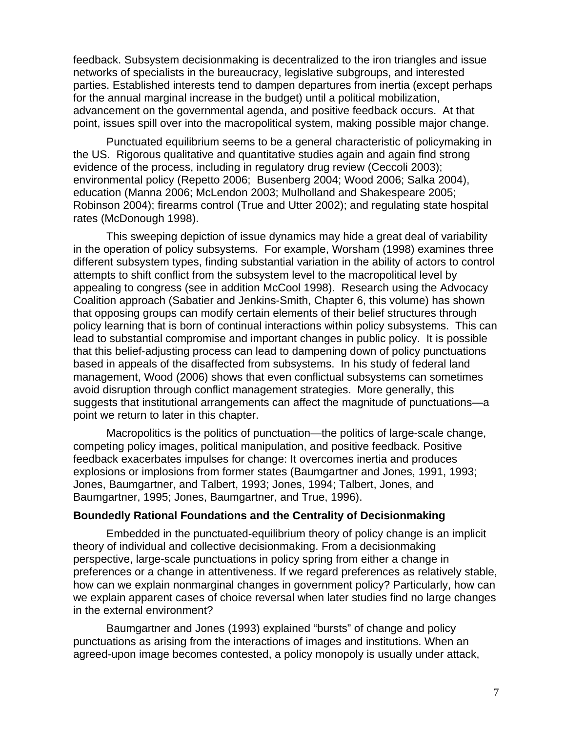feedback. Subsystem decisionmaking is decentralized to the iron triangles and issue networks of specialists in the bureaucracy, legislative subgroups, and interested parties. Established interests tend to dampen departures from inertia (except perhaps for the annual marginal increase in the budget) until a political mobilization, advancement on the governmental agenda, and positive feedback occurs. At that point, issues spill over into the macropolitical system, making possible major change.

Punctuated equilibrium seems to be a general characteristic of policymaking in the US. Rigorous qualitative and quantitative studies again and again find strong evidence of the process, including in regulatory drug review (Ceccoli 2003); environmental policy (Repetto 2006; Busenberg 2004; Wood 2006; Salka 2004), education (Manna 2006; McLendon 2003; Mulholland and Shakespeare 2005; Robinson 2004); firearms control (True and Utter 2002); and regulating state hospital rates (McDonough 1998).

This sweeping depiction of issue dynamics may hide a great deal of variability in the operation of policy subsystems. For example, Worsham (1998) examines three different subsystem types, finding substantial variation in the ability of actors to control attempts to shift conflict from the subsystem level to the macropolitical level by appealing to congress (see in addition McCool 1998). Research using the Advocacy Coalition approach (Sabatier and Jenkins-Smith, Chapter 6, this volume) has shown that opposing groups can modify certain elements of their belief structures through policy learning that is born of continual interactions within policy subsystems. This can lead to substantial compromise and important changes in public policy. It is possible that this belief-adjusting process can lead to dampening down of policy punctuations based in appeals of the disaffected from subsystems. In his study of federal land management, Wood (2006) shows that even conflictual subsystems can sometimes avoid disruption through conflict management strategies. More generally, this suggests that institutional arrangements can affect the magnitude of punctuations—a point we return to later in this chapter.

Macropolitics is the politics of punctuation—the politics of large-scale change, competing policy images, political manipulation, and positive feedback. Positive feedback exacerbates impulses for change: It overcomes inertia and produces explosions or implosions from former states (Baumgartner and Jones, 1991, 1993; Jones, Baumgartner, and Talbert, 1993; Jones, 1994; Talbert, Jones, and Baumgartner, 1995; Jones, Baumgartner, and True, 1996).

**Boundedly Rational Foundations and the Centrality of Decisionmaking**

Embedded in the punctuated-equilibrium theory of policy change is an implicit theory of individual and collective decisionmaking. From a decisionmaking perspective, large-scale punctuations in policy spring from either a change in preferences or a change in attentiveness. If we regard preferences as relatively stable, how can we explain nonmarginal changes in government policy? Particularly, how can we explain apparent cases of choice reversal when later studies find no large changes in the external environment?

Baumgartner and Jones (1993) explained "bursts" of change and policy punctuations as arising from the interactions of images and institutions. When an agreed-upon image becomes contested, a policy monopoly is usually under attack,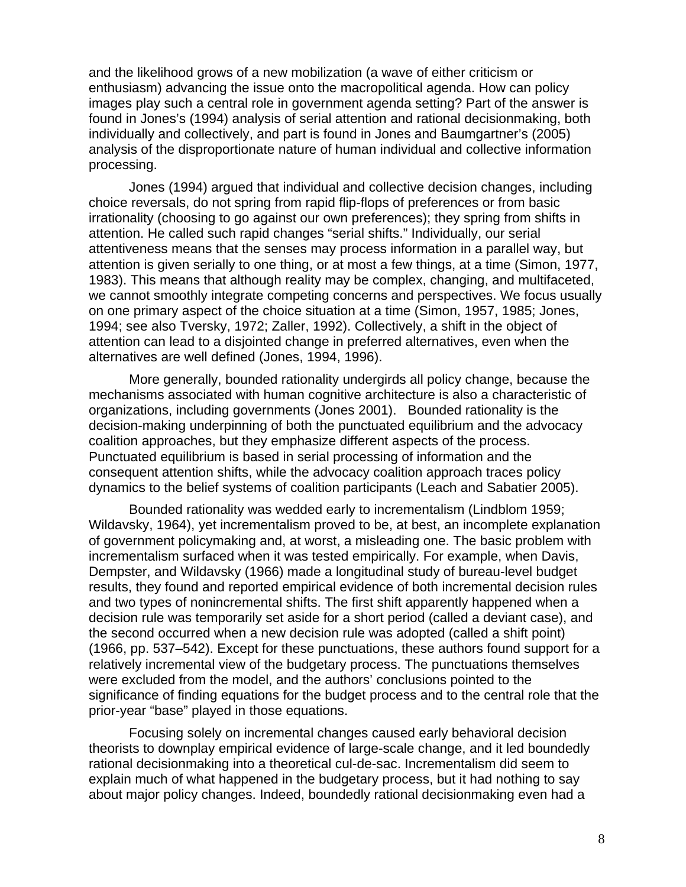and the likelihood grows of a new mobilization (a wave of either criticism or enthusiasm) advancing the issue onto the macropolitical agenda. How can policy images play such a central role in government agenda setting? Part of the answer is found in Jones's (1994) analysis of serial attention and rational decisionmaking, both individually and collectively, and part is found in Jones and Baumgartner's (2005) analysis of the disproportionate nature of human individual and collective information processing.

Jones (1994) argued that individual and collective decision changes, including choice reversals, do not spring from rapid flip-flops of preferences or from basic irrationality (choosing to go against our own preferences); they spring from shifts in attention. He called such rapid changes "serial shifts." Individually, our serial attentiveness means that the senses may process information in a parallel way, but attention is given serially to one thing, or at most a few things, at a time (Simon, 1977, 1983). This means that although reality may be complex, changing, and multifaceted, we cannot smoothly integrate competing concerns and perspectives. We focus usually on one primary aspect of the choice situation at a time (Simon, 1957, 1985; Jones, 1994; see also Tversky, 1972; Zaller, 1992). Collectively, a shift in the object of attention can lead to a disjointed change in preferred alternatives, even when the alternatives are well defined (Jones, 1994, 1996).

More generally, bounded rationality undergirds all policy change, because the mechanisms associated with human cognitive architecture is also a characteristic of organizations, including governments (Jones 2001). Bounded rationality is the decision-making underpinning of both the punctuated equilibrium and the advocacy coalition approaches, but they emphasize different aspects of the process. Punctuated equilibrium is based in serial processing of information and the consequent attention shifts, while the advocacy coalition approach traces policy dynamics to the belief systems of coalition participants (Leach and Sabatier 2005).

Bounded rationality was wedded early to incrementalism (Lindblom 1959; Wildavsky, 1964), yet incrementalism proved to be, at best, an incomplete explanation of government policymaking and, at worst, a misleading one. The basic problem with incrementalism surfaced when it was tested empirically. For example, when Davis, Dempster, and Wildavsky (1966) made a longitudinal study of bureau-level budget results, they found and reported empirical evidence of both incremental decision rules and two types of nonincremental shifts. The first shift apparently happened when a decision rule was temporarily set aside for a short period (called a deviant case), and the second occurred when a new decision rule was adopted (called a shift point) (1966, pp. 537–542). Except for these punctuations, these authors found support for a relatively incremental view of the budgetary process. The punctuations themselves were excluded from the model, and the authors' conclusions pointed to the significance of finding equations for the budget process and to the central role that the prior-year "base" played in those equations.

Focusing solely on incremental changes caused early behavioral decision theorists to downplay empirical evidence of large-scale change, and it led boundedly rational decisionmaking into a theoretical cul-de-sac. Incrementalism did seem to explain much of what happened in the budgetary process, but it had nothing to say about major policy changes. Indeed, boundedly rational decisionmaking even had a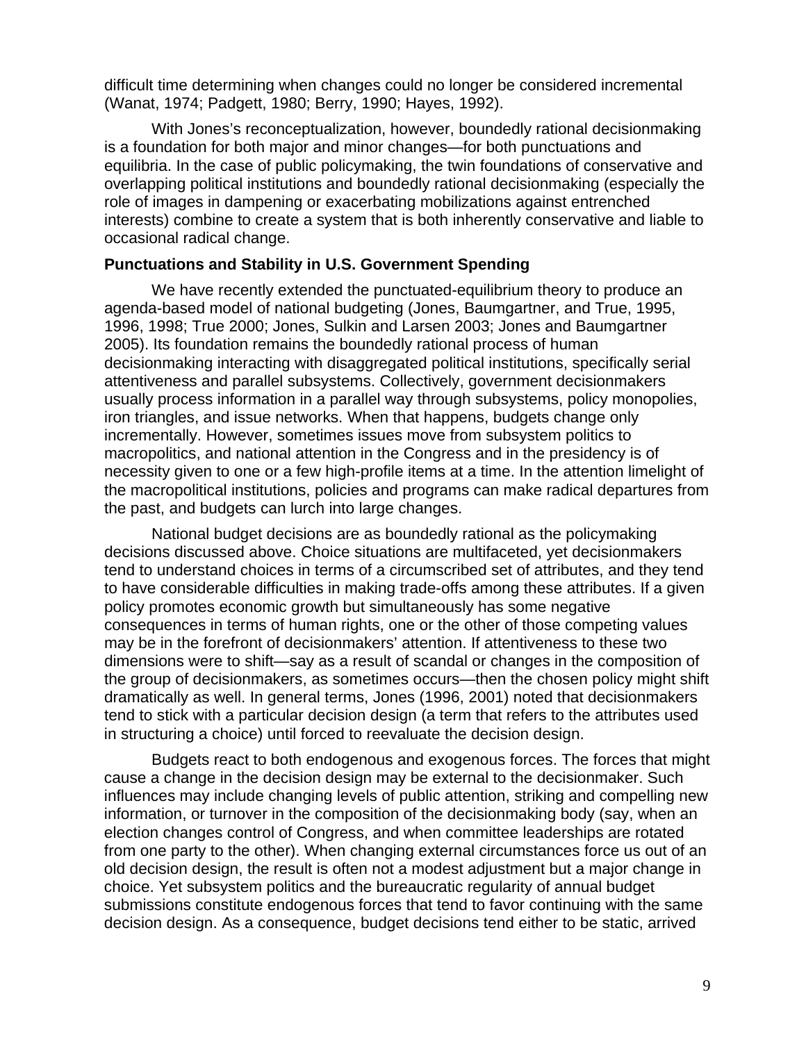difficult time determining when changes could no longer be considered incremental (Wanat, 1974; Padgett, 1980; Berry, 1990; Hayes, 1992).

With Jones's reconceptualization, however, boundedly rational decisionmaking is a foundation for both major and minor changes—for both punctuations and equilibria. In the case of public policymaking, the twin foundations of conservative and overlapping political institutions and boundedly rational decisionmaking (especially the role of images in dampening or exacerbating mobilizations against entrenched interests) combine to create a system that is both inherently conservative and liable to occasional radical change.

### Punctuations and Stability in U.S. Government Spending

We have recently extended the punctuated-equilibrium theory to produce an agenda-based model of national budgeting (Jones, Baumgartner, and True, 1995, 1996, 1998; True 2000; Jones, Sulkin and Larsen 2003; Jones and Baumgartner 2005). Its foundation remains the boundedly rational process of human decisionmaking interacting with disaggregated political institutions, specifically serial attentiveness and parallel subsystems. Collectively, government decisionmakers usually process information in a parallel way through subsystems, policy monopolies, iron triangles, and issue networks. When that happens, budgets change only incrementally. However, sometimes issues move from subsystem politics to macropolitics, and national attention in the Congress and in the presidency is of necessity given to one or a few high-profile items at a time. In the attention limelight of the macropolitical institutions, policies and programs can make radical departures from the past, and budgets can lurch into large changes.

National budget decisions are as boundedly rational as the policymaking decisions discussed above. Choice situations are multifaceted, yet decisionmakers tend to understand choices in terms of a circumscribed set of attributes, and they tend to have considerable difficulties in making trade-offs among these attributes. If a given policy promotes economic growth but simultaneously has some negative consequences in terms of human rights, one or the other of those competing values may be in the forefront of decisionmakers' attention. If attentiveness to these two dimensions were to shift—say as a result of scandal or changes in the composition of the group of decisionmakers, as sometimes occurs—then the chosen policy might shift dramatically as well. In general terms, Jones (1996, 2001) noted that decisionmakers tend to stick with a particular decision design (a term that refers to the attributes used in structuring a choice) until forced to reevaluate the decision design.

Budgets react to both endogenous and exogenous forces. The forces that might cause a change in the decision design may be external to the decisionmaker. Such influences may include changing levels of public attention, striking and compelling new information, or turnover in the composition of the decisionmaking body (say, when an election changes control of Congress, and when committee leaderships are rotated from one party to the other). When changing external circumstances force us out of an old decision design, the result is often not a modest adjustment but a major change in choice. Yet subsystem politics and the bureaucratic regularity of annual budget submissions constitute endogenous forces that tend to favor continuing with the same decision design. As a consequence, budget decisions tend either to be static, arrived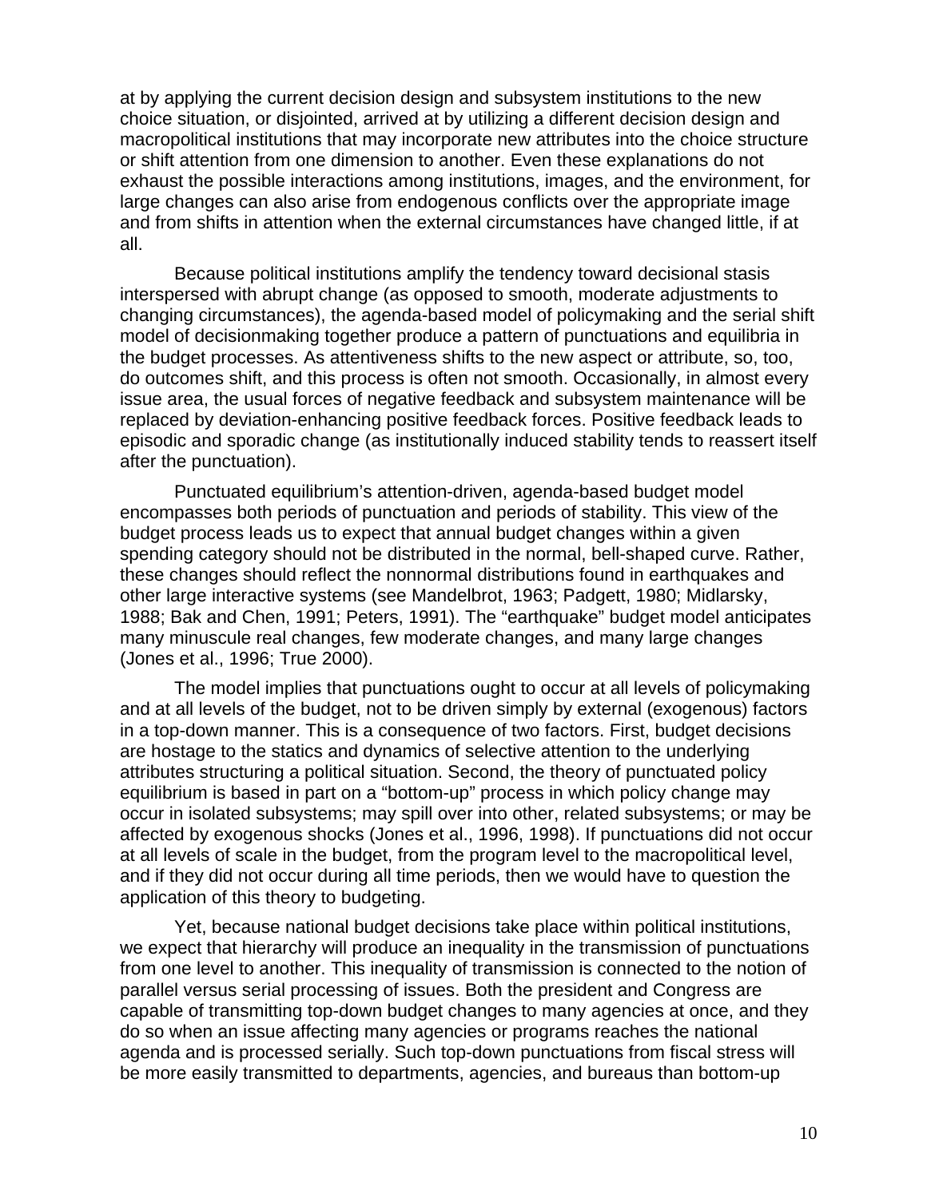at by applying the current decision design and subsystem institutions to the new choice situation, or disjointed, arrived at by utilizing a different decision design and macropolitical institutions that may incorporate new attributes into the choice structure or shift attention from one dimension to another. Even these explanations do not exhaust the possible interactions among institutions, images, and the environment, for large changes can also arise from endogenous conflicts over the appropriate image and from shifts in attention when the external circumstances have changed little, if at all.

Because political institutions amplify the tendency toward decisional stasis interspersed with abrupt change (as opposed to smooth, moderate adjustments to changing circumstances), the agenda-based model of policymaking and the serial shift model of decisionmaking together produce a pattern of punctuations and equilibria in the budget processes. As attentiveness shifts to the new aspect or attribute, so, too, do outcomes shift, and this process is often not smooth. Occasionally, in almost every issue area, the usual forces of negative feedback and subsystem maintenance will be replaced by deviation-enhancing positive feedback forces. Positive feedback leads to episodic and sporadic change (as institutionally induced stability tends to reassert itself after the punctuation).

Punctuated equilibrium's attention-driven, agenda-based budget model encompasses both periods of punctuation and periods of stability. This view of the budget process leads us to expect that annual budget changes within a given spending category should not be distributed in the normal, bell-shaped curve. Rather, these changes should reflect the nonnormal distributions found in earthquakes and other large interactive systems (see Mandelbrot, 1963; Padgett, 1980; Midlarsky, 1988; Bak and Chen, 1991; Peters, 1991). The "earthquake" budget model anticipates many minuscule real changes, few moderate changes, and many large changes (Jones et al., 1996; True 2000).

The model implies that punctuations ought to occur at all levels of policymaking and at all levels of the budget, not to be driven simply by external (exogenous) factors in a top-down manner. This is a consequence of two factors. First, budget decisions are hostage to the statics and dynamics of selective attention to the underlying attributes structuring a political situation. Second, the theory of punctuated policy equilibrium is based in part on a "bottom-up" process in which policy change may occur in isolated subsystems; may spill over into other, related subsystems; or may be affected by exogenous shocks (Jones et al., 1996, 1998). If punctuations did not occur at all levels of scale in the budget, from the program level to the macropolitical level, and if they did not occur during all time periods, then we would have to question the application of this theory to budgeting.

Yet, because national budget decisions take place within political institutions, we expect that hierarchy will produce an inequality in the transmission of punctuations from one level to another. This inequality of transmission is connected to the notion of parallel versus serial processing of issues. Both the president and Congress are capable of transmitting top-down budget changes to many agencies at once, and they do so when an issue affecting many agencies or programs reaches the national agenda and is processed serially. Such top-down punctuations from fiscal stress will be more easily transmitted to departments, agencies, and bureaus than bottom-up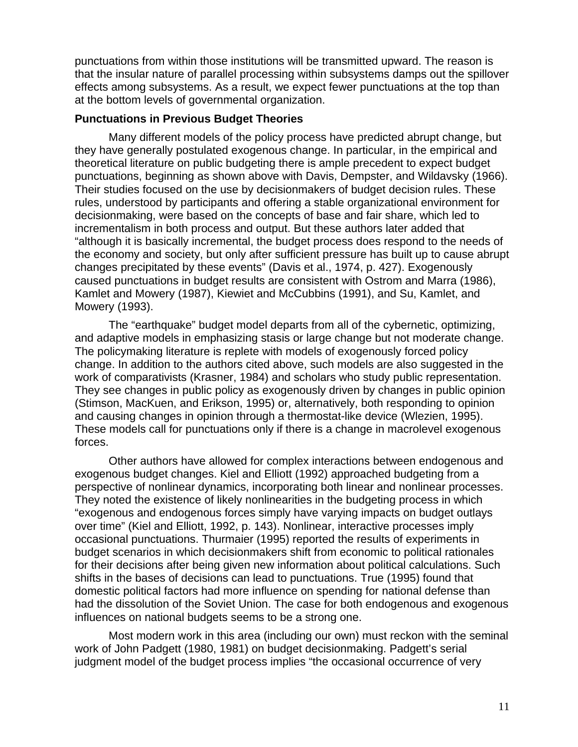punctuations from within those institutions will be transmitted upward. The reason is that the insular nature of parallel processing within subsystems damps out the spillover effects among subsystems. As a result, we expect fewer punctuations at the top than at the bottom levels of governmental organization.

**Punctuations in Previous Budget Theories**

Many different models of the policy process have predicted abrupt change, but they have generally postulated exogenous change. In particular, in the empirical and theoretical literature on public budgeting there is ample precedent to expect budget punctuations, beginning as shown above with Davis, Dempster, and Wildavsky (1966). Their studies focused on the use by decisionmakers of budget decision rules. These rules, understood by participants and offering a stable organizational environment for decisionmaking, were based on the concepts of base and fair share, which led to incrementalism in both process and output. But these authors later added that "although it is basically incremental, the budget process does respond to the needs of the economy and society, but only after sufficient pressure has built up to cause abrupt changes precipitated by these events" (Davis et al., 1974, p. 427). Exogenously caused punctuations in budget results are consistent with Ostrom and Marra (1986), Kamlet and Mowery (1987), Kiewiet and McCubbins (1991), and Su, Kamlet, and Mowery (1993).

The "earthquake" budget model departs from all of the cybernetic, optimizing, and adaptive models in emphasizing stasis or large change but not moderate change. The policymaking literature is replete with models of exogenously forced policy change. In addition to the authors cited above, such models are also suggested in the work of comparativists (Krasner, 1984) and scholars who study public representation. They see changes in public policy as exogenously driven by changes in public opinion (Stimson, MacKuen, and Erikson, 1995) or, alternatively, both responding to opinion and causing changes in opinion through a thermostat-like device (Wlezien, 1995). These models call for punctuations only if there is a change in macrolevel exogenous forces.

Other authors have allowed for complex interactions between endogenous and exogenous budget changes. Kiel and Elliott (1992) approached budgeting from a perspective of nonlinear dynamics, incorporating both linear and nonlinear processes. They noted the existence of likely nonlinearities in the budgeting process in which "exogenous and endogenous forces simply have varying impacts on budget outlays over time" (Kiel and Elliott, 1992, p. 143). Nonlinear, interactive processes imply occasional punctuations. Thurmaier (1995) reported the results of experiments in budget scenarios in which decisionmakers shift from economic to political rationales for their decisions after being given new information about political calculations. Such shifts in the bases of decisions can lead to punctuations. True (1995) found that domestic political factors had more influence on spending for national defense than had the dissolution of the Soviet Union. The case for both endogenous and exogenous influences on national budgets seems to be a strong one.

Most modern work in this area (including our own) must reckon with the seminal work of John Padgett (1980, 1981) on budget decisionmaking. Padgett's serial judgment model of the budget process implies "the occasional occurrence of very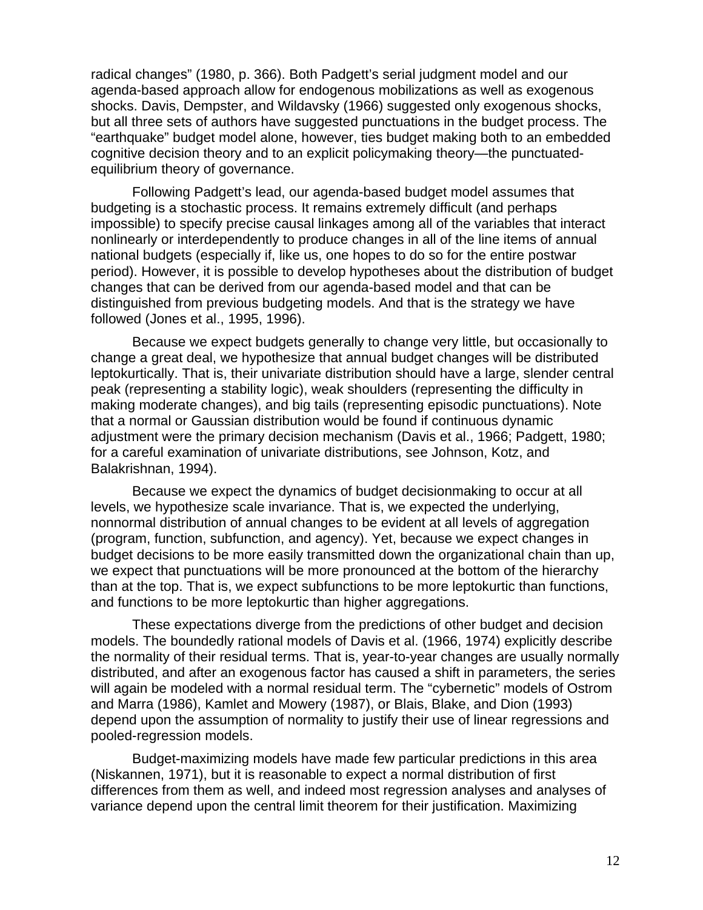radical changes" (1980, p. 366). Both Padgett's serial judgment model and our agenda-based approach allow for endogenous mobilizations as well as exogenous shocks. Davis, Dempster, and Wildavsky (1966) suggested only exogenous shocks, but all three sets of authors have suggested punctuations in the budget process. The "earthquake" budget model alone, however, ties budget making both to an embedded cognitive decision theory and to an explicit policymaking theory—the punctuated-equilibrium theory of governance.

Following Padgett's lead, our agenda-based budget model assumes that budgeting is a stochastic process. It remains extremely difficult (and perhaps impossible) to specify precise causal linkages among all of the variables that interact nonlinearly or interdependently to produce changes in all of the line items of annual national budgets (especially if, like us, one hopes to do so for the entire postwar period). However, it is possible to develop hypotheses about the distribution of budget changes that can be derived from our agenda-based model and that can be distinguished from previous budgeting models. And that is the strategy we have followed (Jones et al., 1995, 1996).

Because we expect budgets generally to change very little, but occasionally to change a great deal, we hypothesize that annual budget changes will be distributed leptokurtically. That is, their univariate distribution should have a large, slender central peak (representing a stability logic), weak shoulders (representing the difficulty in making moderate changes), and big tails (representing episodic punctuations). Note that a normal or Gaussian distribution would be found if continuous dynamic adjustment were the primary decision mechanism (Davis et al., 1966; Padgett, 1980; for a careful examination of univariate distributions, see Johnson, Kotz, and Balakrishnan, 1994).

Because we expect the dynamics of budget decisionmaking to occur at all levels, we hypothesize scale invariance. That is, we expected the underlying, nonnormal distribution of annual changes to be evident at all levels of aggregation (program, function, subfunction, and agency). Yet, because we expect changes in budget decisions to be more easily transmitted down the organizational chain than up, we expect that punctuations will be more pronounced at the bottom of the hierarchy than at the top. That is, we expect subfunctions to be more leptokurtic than functions, and functions to be more leptokurtic than higher aggregations.

These expectations diverge from the predictions of other budget and decision models. The boundedly rational models of Davis et al. (1966, 1974) explicitly describe the normality of their residual terms. That is, year-to-year changes are usually normally distributed, and after an exogenous factor has caused a shift in parameters, the series will again be modeled with a normal residual term. The "cybernetic" models of Ostrom and Marra (1986), Kamlet and Mowery (1987), or Blais, Blake, and Dion (1993) depend upon the assumption of normality to justify their use of linear regressions and pooled-regression models.

Budget-maximizing models have made few particular predictions in this area (Niskannen, 1971), but it is reasonable to expect a normal distribution of first differences from them as well, and indeed most regression analyses and analyses of variance depend upon the central limit theorem for their justification. Maximizing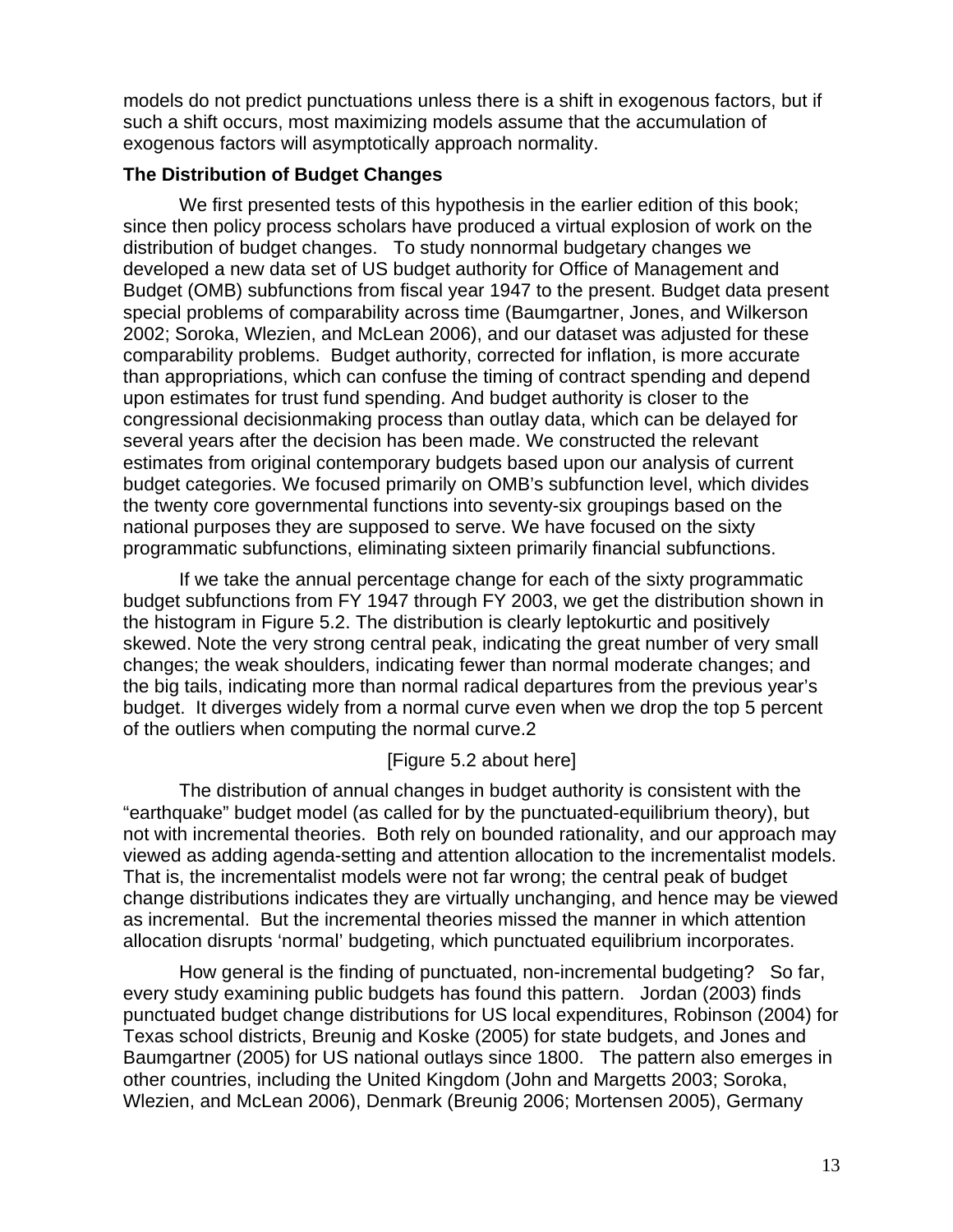models do not predict punctuations unless there is a shift in exogenous factors, but if such a shift occurs, most maximizing models assume that the accumulation of exogenous factors will asymptotically approach normality.

**The Distribution of Budget Changes**

We first presented tests of this hypothesis in the earlier edition of this book; since then policy process scholars have produced a virtual explosion of work on the distribution of budget changes. To study nonnormal budgetary changes we developed a new data set of US budget authority for Office of Management and Budget (OMB) subfunctions from fiscal year 1947 to the present. Budget data present special problems of comparability across time (Baumgartner, Jones, and Wilkerson 2002; Soroka, Wlezien, and McLean 2006), and our dataset was adjusted for these comparability problems. Budget authority, corrected for inflation, is more accurate than appropriations, which can confuse the timing of contract spending and depend upon estimates for trust fund spending. And budget authority is closer to the congressional decisionmaking process than outlay data, which can be delayed for several years after the decision has been made. We constructed the relevant estimates from original contemporary budgets based upon our analysis of current budget categories. We focused primarily on OMB's subfunction level, which divides the twenty core governmental functions into seventy-six groupings based on the national purposes they are supposed to serve. We have focused on the sixty programmatic subfunctions, eliminating sixteen primarily financial subfunctions.

If we take the annual percentage change for each of the sixty programmatic budget subfunctions from FY 1947 through FY 2003, we get the distribution shown in the histogram in Figure 5.2. The distribution is clearly leptokurtic and positively skewed. Note the very strong central peak, indicating the great number of very small changes; the weak shoulders, indicating fewer than normal moderate changes; and the big tails, indicating more than normal radical departures from the previous year's budget. It diverges widely from a normal curve even when we drop the top 5 percent of the outliers when computing the normal curve.2

[Figure 5.2 about here]

The distribution of annual changes in budget authority is consistent with the "earthquake" budget model (as called for by the punctuated-equilibrium theory), but not with incremental theories. Both rely on bounded rationality, and our approach may viewed as adding agenda-setting and attention allocation to the incrementalist models. That is, the incrementalist models were not far wrong; the central peak of budget change distributions indicates they are virtually unchanging, and hence may be viewed as incremental. But the incremental theories missed the manner in which attention allocation disrupts 'normal' budgeting, which punctuated equilibrium incorporates.

How general is the finding of punctuated, non-incremental budgeting? So far, every study examining public budgets has found this pattern. Jordan (2003) finds punctuated budget change distributions for US local expenditures, Robinson (2004) for Texas school districts, Breunig and Koske (2005) for state budgets, and Jones and Baumgartner (2005) for US national outlays since 1800. The pattern also emerges in other countries, including the United Kingdom (John and Margetts 2003; Soroka, Wlezien, and McLean 2006), Denmark (Breunig 2006; Mortensen 2005), Germany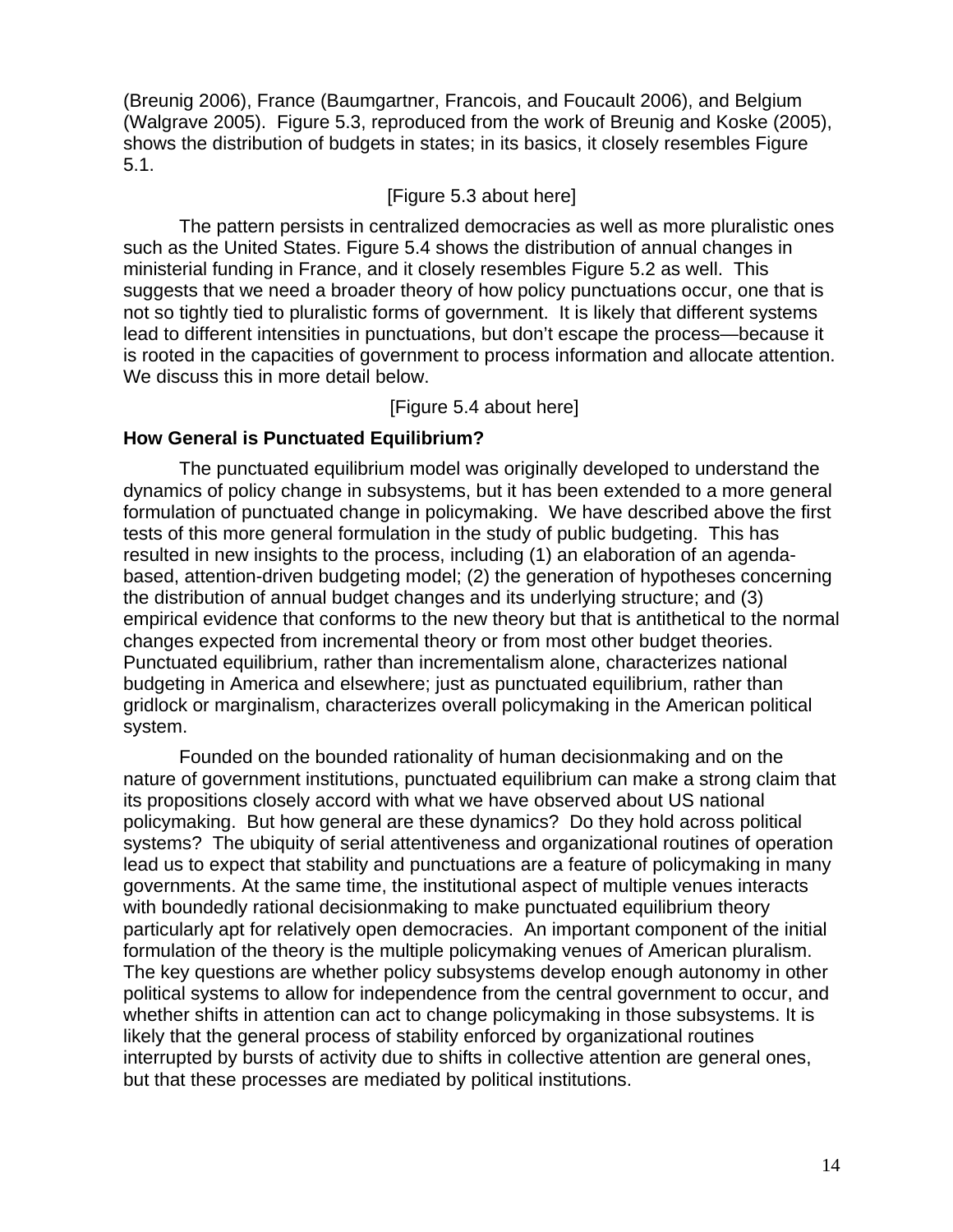(Breunig 2006), France (Baumgartner, Francois, and Foucault 2006), and Belgium (Walgrave 2005). Figure 5.3, reproduced from the work of Breunig and Koske (2005), shows the distribution of budgets in states; in its basics, it closely resembles Figure 5.1.

[Figure 5.3 about here]

The pattern persists in centralized democracies as well as more pluralistic ones such as the United States. Figure 5.4 shows the distribution of annual changes in ministerial funding in France, and it closely resembles Figure 5.2 as well. This suggests that we need a broader theory of how policy punctuations occur, one that is not so tightly tied to pluralistic forms of government. It is likely that different systems lead to different intensities in punctuations, but don't escape the process—because it is rooted in the capacities of government to process information and allocate attention. We discuss this in more detail below.

[Figure 5.4 about here]

**How General is Punctuated Equilibrium?**

The punctuated equilibrium model was originally developed to understand the dynamics of policy change in subsystems, but it has been extended to a more general formulation of punctuated change in policymaking. We have described above the first tests of this more general formulation in the study of public budgeting. This has resulted in new insights to the process, including (1) an elaboration of an agenda-based, attention-driven budgeting model; (2) the generation of hypotheses concerning the distribution of annual budget changes and its underlying structure; and (3) empirical evidence that conforms to the new theory but that is antithetical to the normal changes expected from incremental theory or from most other budget theories. Punctuated equilibrium, rather than incrementalism alone, characterizes national budgeting in America and elsewhere; just as punctuated equilibrium, rather than gridlock or marginalism, characterizes overall policymaking in the American political system.

Founded on the bounded rationality of human decisionmaking and on the nature of government institutions, punctuated equilibrium can make a strong claim that its propositions closely accord with what we have observed about US national policymaking. But how general are these dynamics? Do they hold across political systems? The ubiquity of serial attentiveness and organizational routines of operation lead us to expect that stability and punctuations are a feature of policymaking in many governments. At the same time, the institutional aspect of multiple venues interacts with boundedly rational decisionmaking to make punctuated equilibrium theory particularly apt for relatively open democracies. An important component of the initial formulation of the theory is the multiple policymaking venues of American pluralism. The key questions are whether policy subsystems develop enough autonomy in other political systems to allow for independence from the central government to occur, and whether shifts in attention can act to change policymaking in those subsystems. It is likely that the general process of stability enforced by organizational routines interrupted by bursts of activity due to shifts in collective attention are general ones, but that these processes are mediated by political institutions.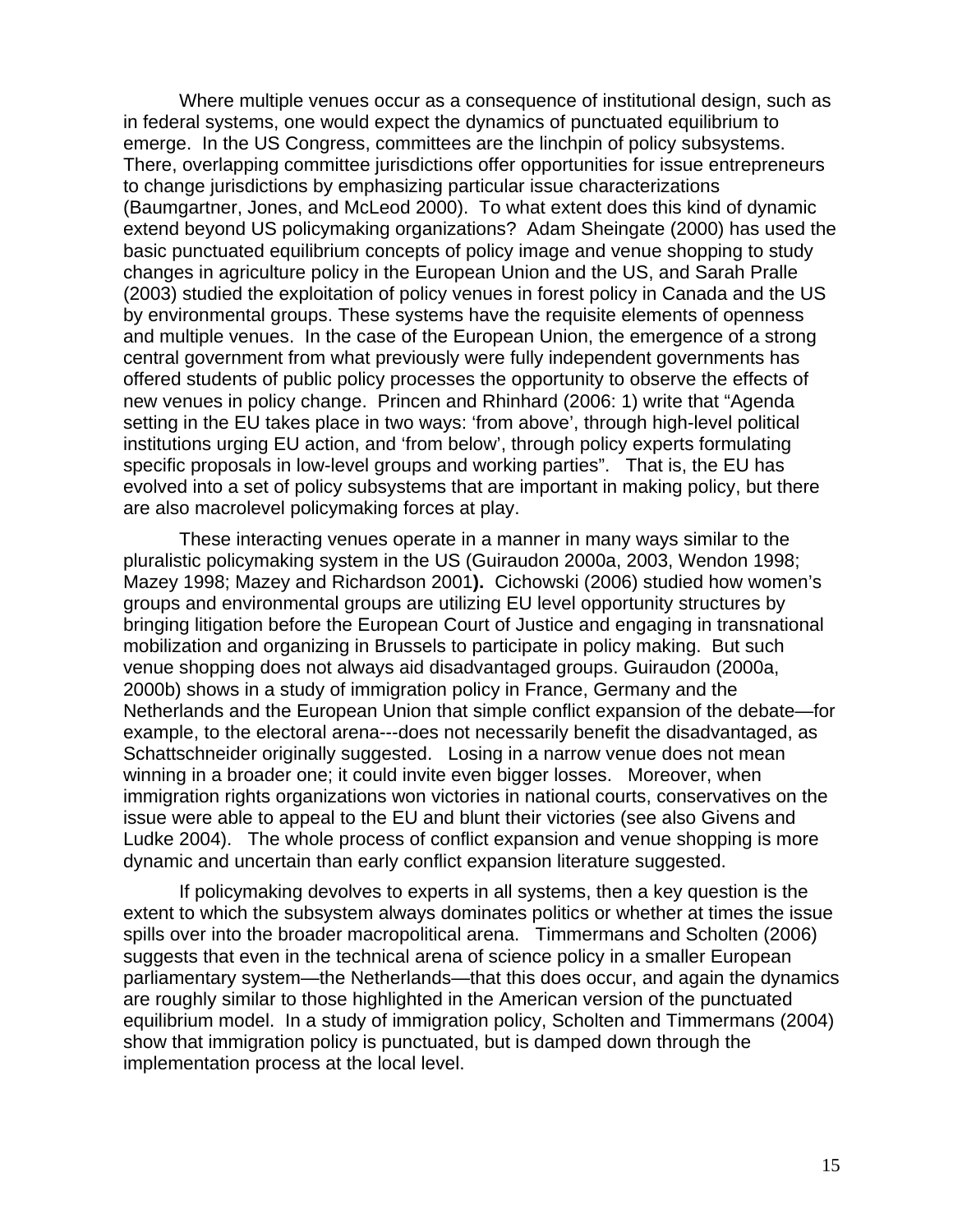Where multiple venues occur as a consequence of institutional design, such as in federal systems, one would expect the dynamics of punctuated equilibrium to emerge. In the US Congress, committees are the linchpin of policy subsystems. There, overlapping committee jurisdictions offer opportunities for issue entrepreneurs to change jurisdictions by emphasizing particular issue characterizations (Baumgartner, Jones, and McLeod 2000). To what extent does this kind of dynamic extend beyond US policymaking organizations? Adam Sheingate (2000) has used the basic punctuated equilibrium concepts of policy image and venue shopping to study changes in agriculture policy in the European Union and the US, and Sarah Pralle (2003) studied the exploitation of policy venues in forest policy in Canada and the US by environmental groups. These systems have the requisite elements of openness and multiple venues. In the case of the European Union, the emergence of a strong central government from what previously were fully independent governments has offered students of public policy processes the opportunity to observe the effects of new venues in policy change. Princen and Rhinhard (2006: 1) write that "Agenda setting in the EU takes place in two ways: 'from above', through high-level political institutions urging EU action, and 'from below', through policy experts formulating specific proposals in low-level groups and working parties". That is, the EU has evolved into a set of policy subsystems that are important in making policy, but there are also macrolevel policymaking forces at play.

These interacting venues operate in a manner in many ways similar to the pluralistic policymaking system in the US (Guiraudon 2000a, 2003, Wendon 1998; Mazey 1998; Mazey and Richardson 2001**).** Cichowski (2006) studied how women's groups and environmental groups are utilizing EU level opportunity structures by bringing litigation before the European Court of Justice and engaging in transnational mobilization and organizing in Brussels to participate in policy making. But such venue shopping does not always aid disadvantaged groups. Guiraudon (2000a, 2000b) shows in a study of immigration policy in France, Germany and the Netherlands and the European Union that simple conflict expansion of the debate—for example, to the electoral arena---does not necessarily benefit the disadvantaged, as Schattschneider originally suggested. Losing in a narrow venue does not mean winning in a broader one; it could invite even bigger losses. Moreover, when immigration rights organizations won victories in national courts, conservatives on the issue were able to appeal to the EU and blunt their victories (see also Givens and Ludke 2004). The whole process of conflict expansion and venue shopping is more dynamic and uncertain than early conflict expansion literature suggested.

If policymaking devolves to experts in all systems, then a key question is the extent to which the subsystem always dominates politics or whether at times the issue spills over into the broader macropolitical arena. Timmermans and Scholten (2006) suggests that even in the technical arena of science policy in a smaller European parliamentary system—the Netherlands—that this does occur, and again the dynamics are roughly similar to those highlighted in the American version of the punctuated equilibrium model. In a study of immigration policy, Scholten and Timmermans (2004) show that immigration policy is punctuated, but is damped down through the implementation process at the local level.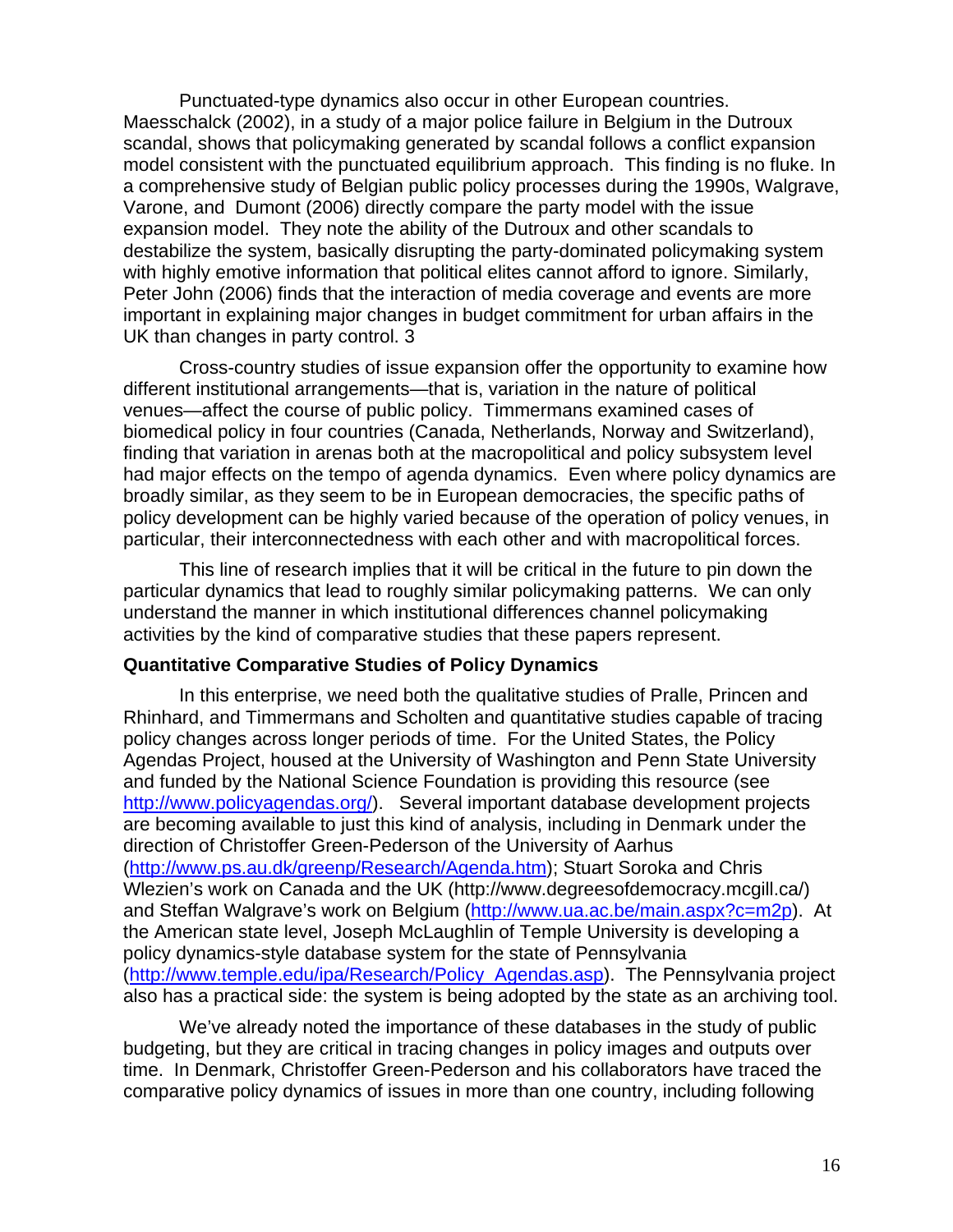Punctuated-type dynamics also occur in other European countries. Maesschalck (2002), in a study of a major police failure in Belgium in the Dutroux scandal, shows that policymaking generated by scandal follows a conflict expansion model consistent with the punctuated equilibrium approach. This finding is no fluke. In a comprehensive study of Belgian public policy processes during the 1990s, Walgrave, Varone, and Dumont (2006) directly compare the party model with the issue expansion model. They note the ability of the Dutroux and other scandals to destabilize the system, basically disrupting the party-dominated policymaking system with highly emotive information that political elites cannot afford to ignore. Similarly, Peter John (2006) finds that the interaction of media coverage and events are more important in explaining major changes in budget commitment for urban affairs in the UK than changes in party control. 3

Cross-country studies of issue expansion offer the opportunity to examine how different institutional arrangements—that is, variation in the nature of political venues—affect the course of public policy. Timmermans examined cases of biomedical policy in four countries (Canada, Netherlands, Norway and Switzerland), finding that variation in arenas both at the macropolitical and policy subsystem level had major effects on the tempo of agenda dynamics. Even where policy dynamics are broadly similar, as they seem to be in European democracies, the specific paths of policy development can be highly varied because of the operation of policy venues, in particular, their interconnectedness with each other and with macropolitical forces.

This line of research implies that it will be critical in the future to pin down the particular dynamics that lead to roughly similar policymaking patterns. We can only understand the manner in which institutional differences channel policymaking activities by the kind of comparative studies that these papers represent.

**Quantitative Comparative Studies of Policy Dynamics**

In this enterprise, we need both the qualitative studies of Pralle, Princen and Rhinhard, and Timmermans and Scholten and quantitative studies capable of tracing policy changes across longer periods of time. For the United States, the Policy Agendas Project, housed at the University of Washington and Penn State University and funded by the National Science Foundation is providing this resource (see http://www.policyagendas.org/). Several important database development projects are becoming available to just this kind of analysis, including in Denmark under the direction of Christoffer Green-Pederson of the University of Aarhus (http://www.ps.au.dk/greenp/Research/Agenda.htm); Stuart Soroka and Chris Wlezien's work on Canada and the UK (http://www.degreesofdemocracy.mcgill.ca/) and Steffan Walgrave's work on Belgium (http://www.ua.ac.be/main.aspx?c=m2p). At the American state level, Joseph McLaughlin of Temple University is developing a policy dynamics-style database system for the state of Pennsylvania (http://www.temple.edu/ipa/Research/Policy_Agendas.asp). The Pennsylvania project also has a practical side: the system is being adopted by the state as an archiving tool.

We've already noted the importance of these databases in the study of public budgeting, but they are critical in tracing changes in policy images and outputs over time. In Denmark, Christoffer Green-Pederson and his collaborators have traced the comparative policy dynamics of issues in more than one country, including following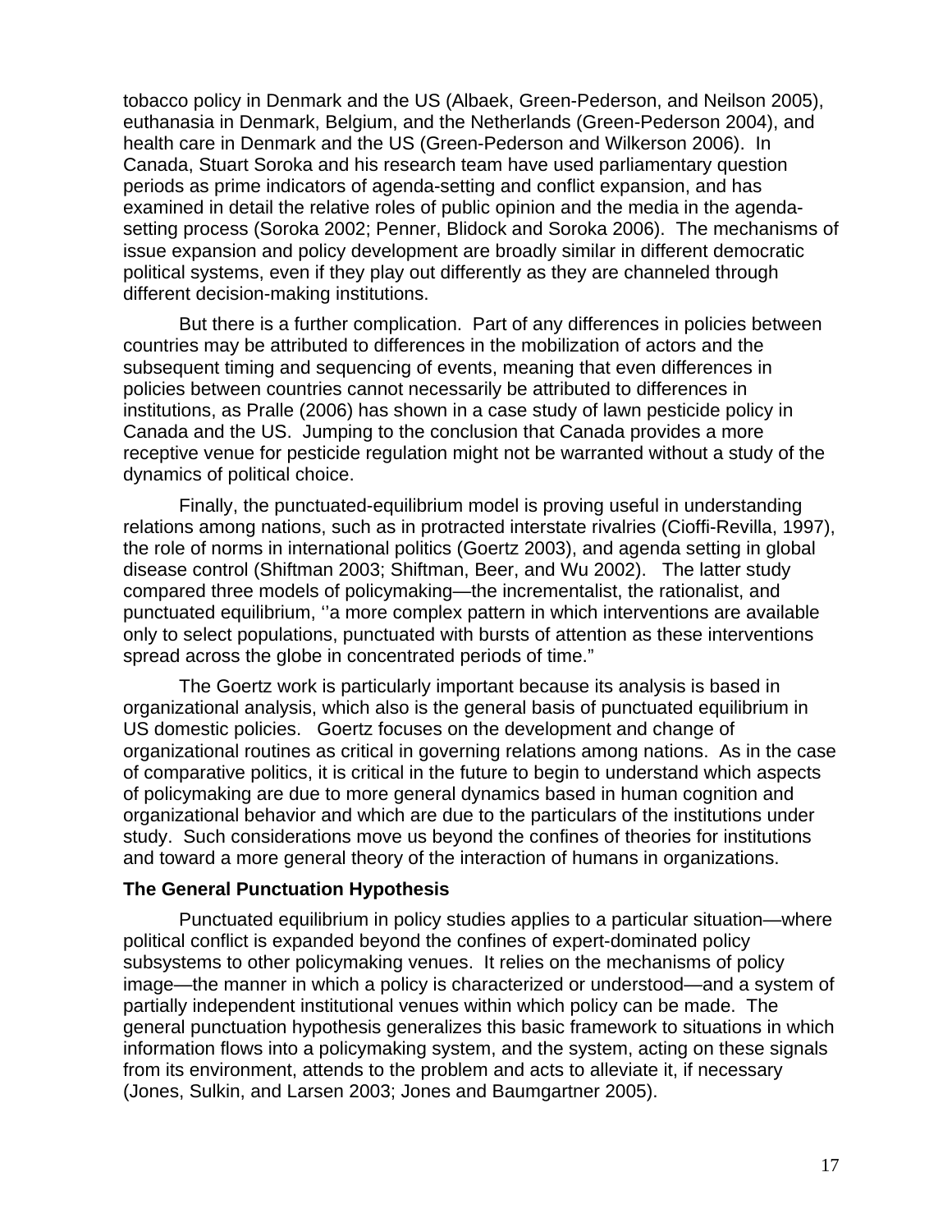tobacco policy in Denmark and the US (Albaek, Green-Pederson, and Neilson 2005), euthanasia in Denmark, Belgium, and the Netherlands (Green-Pederson 2004), and health care in Denmark and the US (Green-Pederson and Wilkerson 2006). In Canada, Stuart Soroka and his research team have used parliamentary question periods as prime indicators of agenda-setting and conflict expansion, and has examined in detail the relative roles of public opinion and the media in the agenda-setting process (Soroka 2002; Penner, Blidock and Soroka 2006). The mechanisms of issue expansion and policy development are broadly similar in different democratic political systems, even if they play out differently as they are channeled through different decision-making institutions.

But there is a further complication. Part of any differences in policies between countries may be attributed to differences in the mobilization of actors and the subsequent timing and sequencing of events, meaning that even differences in policies between countries cannot necessarily be attributed to differences in institutions, as Pralle (2006) has shown in a case study of lawn pesticide policy in Canada and the US. Jumping to the conclusion that Canada provides a more receptive venue for pesticide regulation might not be warranted without a study of the dynamics of political choice.

Finally, the punctuated-equilibrium model is proving useful in understanding relations among nations, such as in protracted interstate rivalries (Cioffi-Revilla, 1997), the role of norms in international politics (Goertz 2003), and agenda setting in global disease control (Shiftman 2003; Shiftman, Beer, and Wu 2002). The latter study compared three models of policymaking—the incrementalist, the rationalist, and punctuated equilibrium, ''a more complex pattern in which interventions are available only to select populations, punctuated with bursts of attention as these interventions spread across the globe in concentrated periods of time."

The Goertz work is particularly important because its analysis is based in organizational analysis, which also is the general basis of punctuated equilibrium in US domestic policies. Goertz focuses on the development and change of organizational routines as critical in governing relations among nations. As in the case of comparative politics, it is critical in the future to begin to understand which aspects of policymaking are due to more general dynamics based in human cognition and organizational behavior and which are due to the particulars of the institutions under study. Such considerations move us beyond the confines of theories for institutions and toward a more general theory of the interaction of humans in organizations.

### The General Punctuation Hypothesis

Punctuated equilibrium in policy studies applies to a particular situation—where political conflict is expanded beyond the confines of expert-dominated policy subsystems to other policymaking venues. It relies on the mechanisms of policy image—the manner in which a policy is characterized or understood—and a system of partially independent institutional venues within which policy can be made. The general punctuation hypothesis generalizes this basic framework to situations in which information flows into a policymaking system, and the system, acting on these signals from its environment, attends to the problem and acts to alleviate it, if necessary (Jones, Sulkin, and Larsen 2003; Jones and Baumgartner 2005).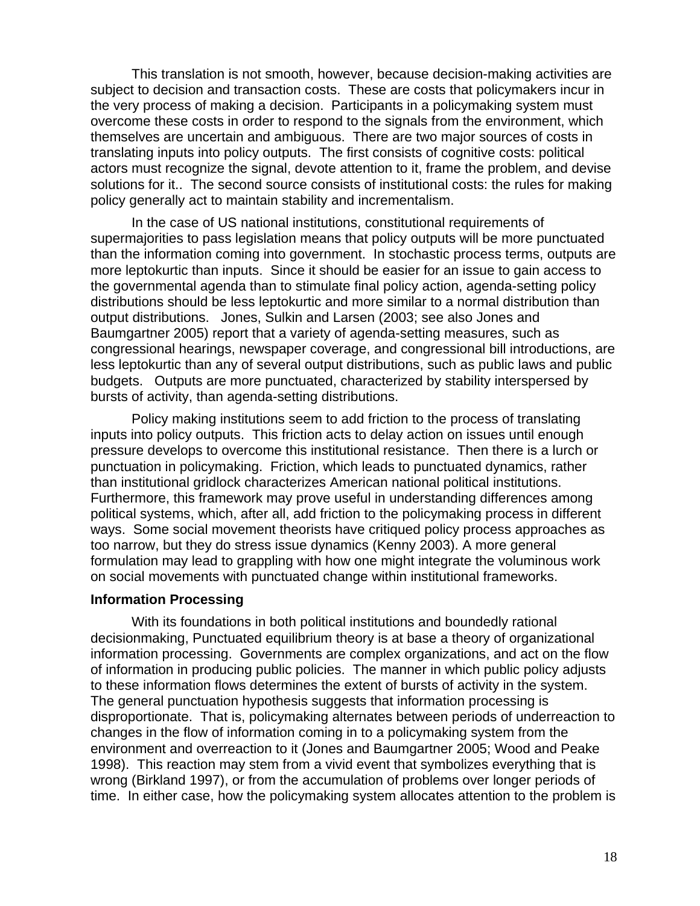This translation is not smooth, however, because decision-making activities are subject to decision and transaction costs. These are costs that policymakers incur in the very process of making a decision. Participants in a policymaking system must overcome these costs in order to respond to the signals from the environment, which themselves are uncertain and ambiguous. There are two major sources of costs in translating inputs into policy outputs. The first consists of cognitive costs: political actors must recognize the signal, devote attention to it, frame the problem, and devise solutions for it.. The second source consists of institutional costs: the rules for making policy generally act to maintain stability and incrementalism.

In the case of US national institutions, constitutional requirements of supermajorities to pass legislation means that policy outputs will be more punctuated than the information coming into government. In stochastic process terms, outputs are more leptokurtic than inputs. Since it should be easier for an issue to gain access to the governmental agenda than to stimulate final policy action, agenda-setting policy distributions should be less leptokurtic and more similar to a normal distribution than output distributions. Jones, Sulkin and Larsen (2003; see also Jones and Baumgartner 2005) report that a variety of agenda-setting measures, such as congressional hearings, newspaper coverage, and congressional bill introductions, are less leptokurtic than any of several output distributions, such as public laws and public budgets. Outputs are more punctuated, characterized by stability interspersed by bursts of activity, than agenda-setting distributions.

Policy making institutions seem to add friction to the process of translating inputs into policy outputs. This friction acts to delay action on issues until enough pressure develops to overcome this institutional resistance. Then there is a lurch or punctuation in policymaking. Friction, which leads to punctuated dynamics, rather than institutional gridlock characterizes American national political institutions. Furthermore, this framework may prove useful in understanding differences among political systems, which, after all, add friction to the policymaking process in different ways. Some social movement theorists have critiqued policy process approaches as too narrow, but they do stress issue dynamics (Kenny 2003). A more general formulation may lead to grappling with how one might integrate the voluminous work on social movements with punctuated change within institutional frameworks.

**Information Processing**

With its foundations in both political institutions and boundedly rational decisionmaking, Punctuated equilibrium theory is at base a theory of organizational information processing. Governments are complex organizations, and act on the flow of information in producing public policies. The manner in which public policy adjusts to these information flows determines the extent of bursts of activity in the system. The general punctuation hypothesis suggests that information processing is disproportionate. That is, policymaking alternates between periods of underreaction to changes in the flow of information coming in to a policymaking system from the environment and overreaction to it (Jones and Baumgartner 2005; Wood and Peake 1998). This reaction may stem from a vivid event that symbolizes everything that is wrong (Birkland 1997), or from the accumulation of problems over longer periods of time. In either case, how the policymaking system allocates attention to the problem is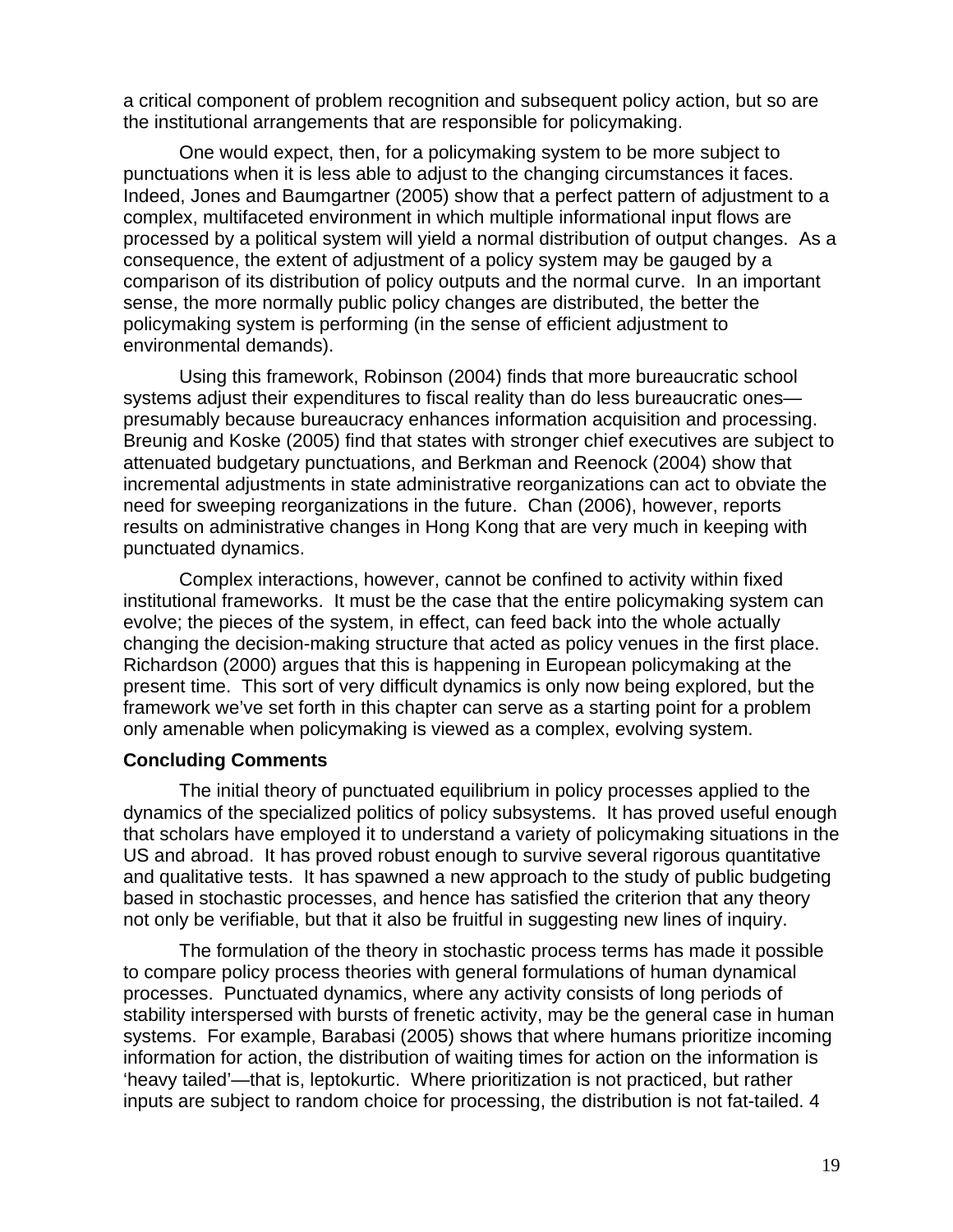a critical component of problem recognition and subsequent policy action, but so are the institutional arrangements that are responsible for policymaking.

One would expect, then, for a policymaking system to be more subject to punctuations when it is less able to adjust to the changing circumstances it faces. Indeed, Jones and Baumgartner (2005) show that a perfect pattern of adjustment to a complex, multifaceted environment in which multiple informational input flows are processed by a political system will yield a normal distribution of output changes. As a consequence, the extent of adjustment of a policy system may be gauged by a comparison of its distribution of policy outputs and the normal curve. In an important sense, the more normally public policy changes are distributed, the better the policymaking system is performing (in the sense of efficient adjustment to environmental demands).

Using this framework, Robinson (2004) finds that more bureaucratic school systems adjust their expenditures to fiscal reality than do less bureaucratic ones—presumably because bureaucracy enhances information acquisition and processing. Breunig and Koske (2005) find that states with stronger chief executives are subject to attenuated budgetary punctuations, and Berkman and Reenock (2004) show that incremental adjustments in state administrative reorganizations can act to obviate the need for sweeping reorganizations in the future. Chan (2006), however, reports results on administrative changes in Hong Kong that are very much in keeping with punctuated dynamics.

Complex interactions, however, cannot be confined to activity within fixed institutional frameworks. It must be the case that the entire policymaking system can evolve; the pieces of the system, in effect, can feed back into the whole actually changing the decision-making structure that acted as policy venues in the first place. Richardson (2000) argues that this is happening in European policymaking at the present time. This sort of very difficult dynamics is only now being explored, but the framework we've set forth in this chapter can serve as a starting point for a problem only amenable when policymaking is viewed as a complex, evolving system.

**Concluding Comments**

The initial theory of punctuated equilibrium in policy processes applied to the dynamics of the specialized politics of policy subsystems. It has proved useful enough that scholars have employed it to understand a variety of policymaking situations in the US and abroad. It has proved robust enough to survive several rigorous quantitative and qualitative tests. It has spawned a new approach to the study of public budgeting based in stochastic processes, and hence has satisfied the criterion that any theory not only be verifiable, but that it also be fruitful in suggesting new lines of inquiry.

The formulation of the theory in stochastic process terms has made it possible to compare policy process theories with general formulations of human dynamical processes. Punctuated dynamics, where any activity consists of long periods of stability interspersed with bursts of frenetic activity, may be the general case in human systems. For example, Barabasi (2005) shows that where humans prioritize incoming information for action, the distribution of waiting times for action on the information is 'heavy tailed'—that is, leptokurtic. Where prioritization is not practiced, but rather inputs are subject to random choice for processing, the distribution is not fat-tailed. 4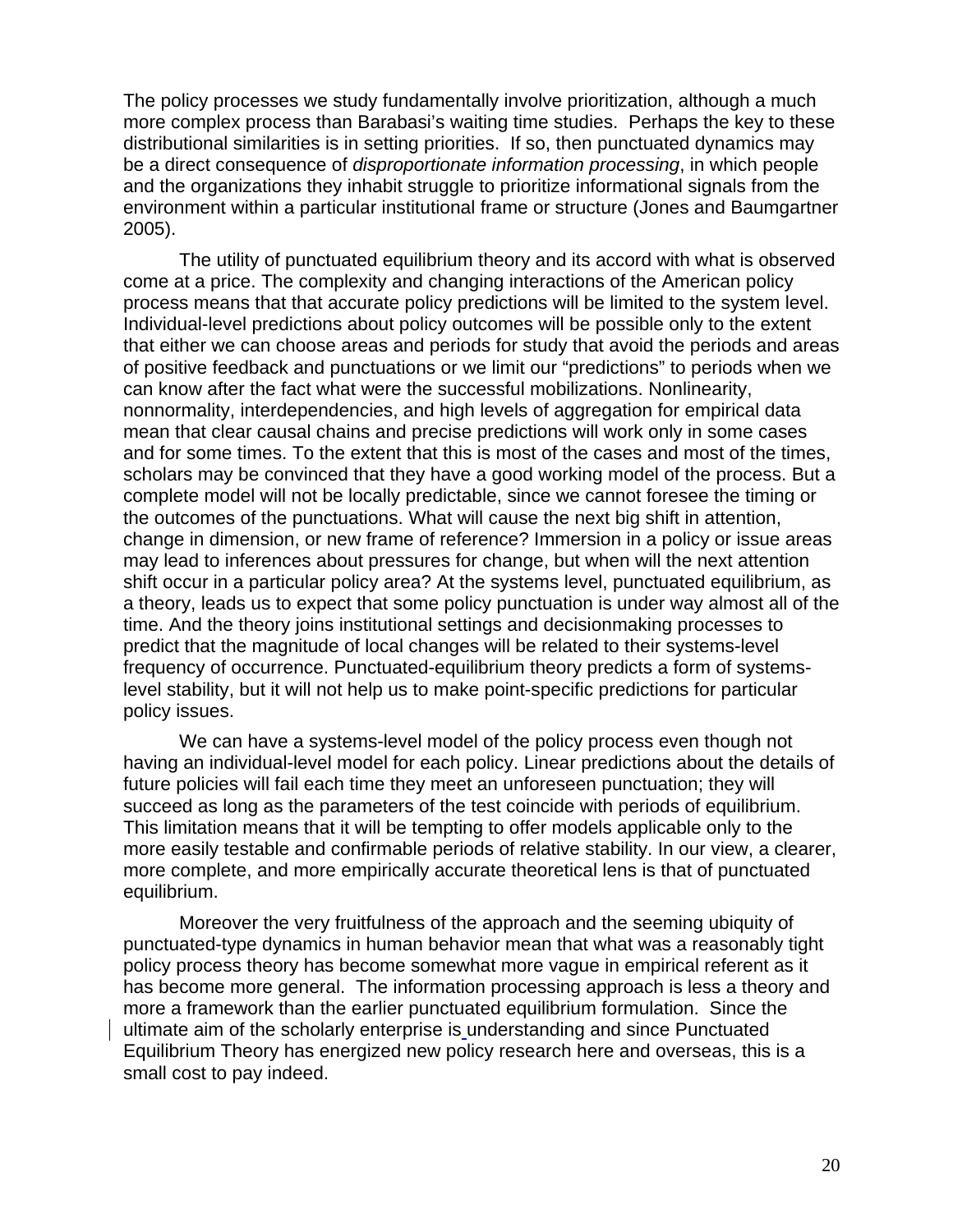The policy processes we study fundamentally involve prioritization, although a much more complex process than Barabasi's waiting time studies. Perhaps the key to these distributional similarities is in setting priorities. If so, then punctuated dynamics may be a direct consequence of *disproportionate information processing*, in which people and the organizations they inhabit struggle to prioritize informational signals from the environment within a particular institutional frame or structure (Jones and Baumgartner 2005).

The utility of punctuated equilibrium theory and its accord with what is observed come at a price. The complexity and changing interactions of the American policy process means that that accurate policy predictions will be limited to the system level. Individual-level predictions about policy outcomes will be possible only to the extent that either we can choose areas and periods for study that avoid the periods and areas of positive feedback and punctuations or we limit our "predictions" to periods when we can know after the fact what were the successful mobilizations. Nonlinearity, nonnormality, interdependencies, and high levels of aggregation for empirical data mean that clear causal chains and precise predictions will work only in some cases and for some times. To the extent that this is most of the cases and most of the times, scholars may be convinced that they have a good working model of the process. But a complete model will not be locally predictable, since we cannot foresee the timing or the outcomes of the punctuations. What will cause the next big shift in attention, change in dimension, or new frame of reference? Immersion in a policy or issue areas may lead to inferences about pressures for change, but when will the next attention shift occur in a particular policy area? At the systems level, punctuated equilibrium, as a theory, leads us to expect that some policy punctuation is under way almost all of the time. And the theory joins institutional settings and decisionmaking processes to predict that the magnitude of local changes will be related to their systems-level frequency of occurrence. Punctuated-equilibrium theory predicts a form of systems-level stability, but it will not help us to make point-specific predictions for particular policy issues.

We can have a systems-level model of the policy process even though not having an individual-level model for each policy. Linear predictions about the details of future policies will fail each time they meet an unforeseen punctuation; they will succeed as long as the parameters of the test coincide with periods of equilibrium. This limitation means that it will be tempting to offer models applicable only to the more easily testable and confirmable periods of relative stability. In our view, a clearer, more complete, and more empirically accurate theoretical lens is that of punctuated equilibrium.

Moreover the very fruitfulness of the approach and the seeming ubiquity of punctuated-type dynamics in human behavior mean that what was a reasonably tight policy process theory has become somewhat more vague in empirical referent as it has become more general. The information processing approach is less a theory and more a framework than the earlier punctuated equilibrium formulation. Since the ultimate aim of the scholarly enterprise is understanding and since Punctuated Equilibrium Theory has energized new policy research here and overseas, this is a small cost to pay indeed.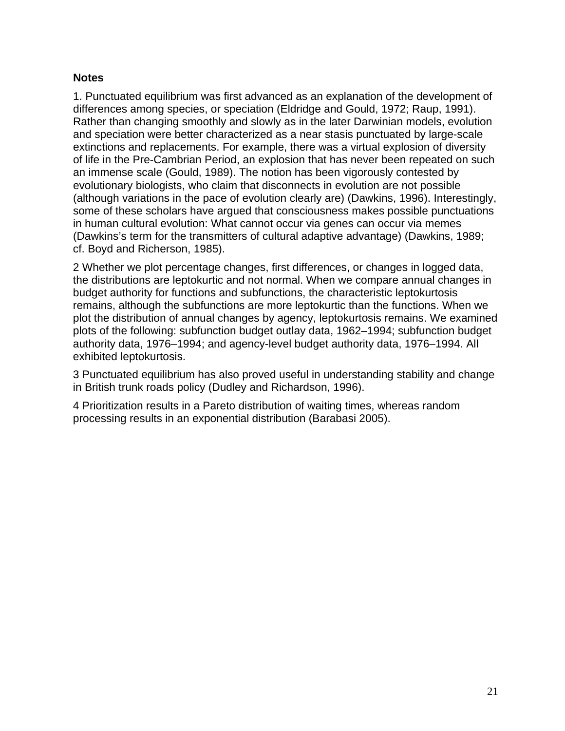**Notes**

1. Punctuated equilibrium was first advanced as an explanation of the development of differences among species, or speciation (Eldridge and Gould, 1972; Raup, 1991). Rather than changing smoothly and slowly as in the later Darwinian models, evolution and speciation were better characterized as a near stasis punctuated by large-scale extinctions and replacements. For example, there was a virtual explosion of diversity of life in the Pre-Cambrian Period, an explosion that has never been repeated on such an immense scale (Gould, 1989). The notion has been vigorously contested by evolutionary biologists, who claim that disconnects in evolution are not possible (although variations in the pace of evolution clearly are) (Dawkins, 1996). Interestingly, some of these scholars have argued that consciousness makes possible punctuations in human cultural evolution: What cannot occur via genes can occur via memes (Dawkins's term for the transmitters of cultural adaptive advantage) (Dawkins, 1989; cf. Boyd and Richerson, 1985).

2 Whether we plot percentage changes, first differences, or changes in logged data, the distributions are leptokurtic and not normal. When we compare annual changes in budget authority for functions and subfunctions, the characteristic leptokurtosis remains, although the subfunctions are more leptokurtic than the functions. When we plot the distribution of annual changes by agency, leptokurtosis remains. We examined plots of the following: subfunction budget outlay data, 1962–1994; subfunction budget authority data, 1976–1994; and agency-level budget authority data, 1976–1994. All exhibited leptokurtosis.

3 Punctuated equilibrium has also proved useful in understanding stability and change in British trunk roads policy (Dudley and Richardson, 1996).

4 Prioritization results in a Pareto distribution of waiting times, whereas random processing results in an exponential distribution (Barabasi 2005).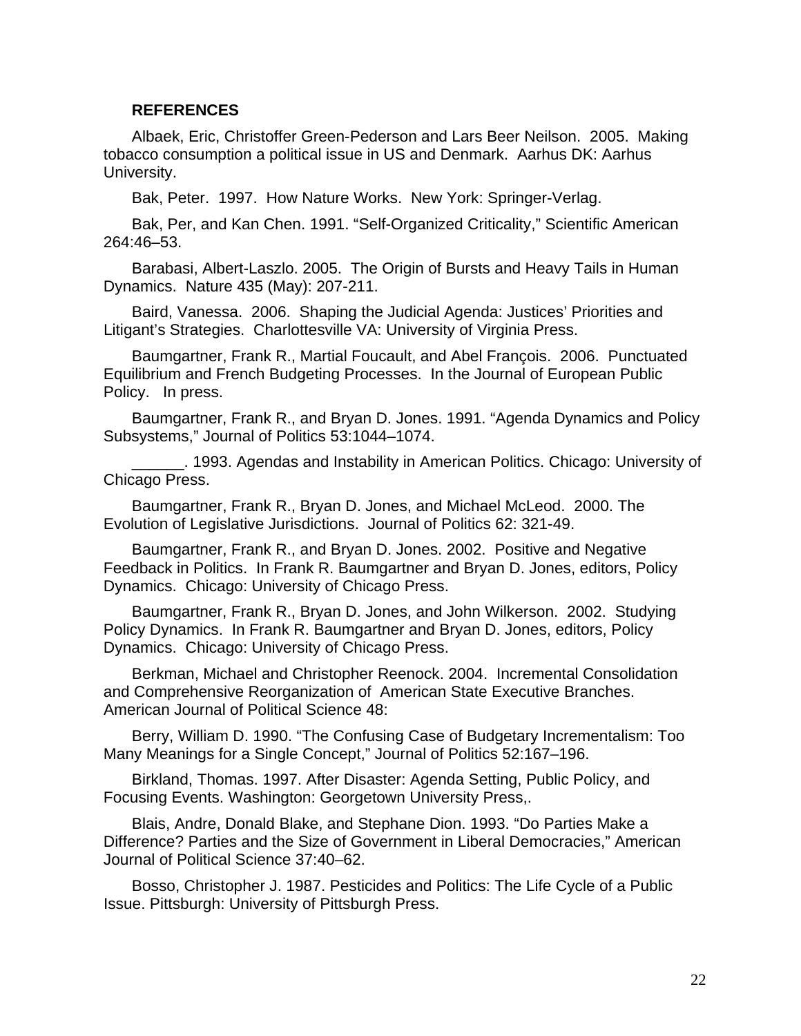## REFERENCES

Albaek, Eric, Christoffer Green-Pederson and Lars Beer Neilson. 2005. Making tobacco consumption a political issue in US and Denmark. Aarhus DK: Aarhus University.

Bak, Peter. 1997. How Nature Works. New York: Springer-Verlag.

Bak, Per, and Kan Chen. 1991. "Self-Organized Criticality," Scientific American 264:46–53.

Barabasi, Albert-Laszlo. 2005. The Origin of Bursts and Heavy Tails in Human Dynamics. Nature 435 (May): 207-211.

Baird, Vanessa. 2006. Shaping the Judicial Agenda: Justices' Priorities and Litigant's Strategies. Charlottesville VA: University of Virginia Press.

Baumgartner, Frank R., Martial Foucault, and Abel François. 2006. Punctuated Equilibrium and French Budgeting Processes. In the Journal of European Public Policy. In press.

Baumgartner, Frank R., and Bryan D. Jones. 1991. "Agenda Dynamics and Policy Subsystems," Journal of Politics 53:1044–1074.

______. 1993. Agendas and Instability in American Politics. Chicago: University of Chicago Press.

Baumgartner, Frank R., Bryan D. Jones, and Michael McLeod. 2000. The Evolution of Legislative Jurisdictions. Journal of Politics 62: 321-49.

Baumgartner, Frank R., and Bryan D. Jones. 2002. Positive and Negative Feedback in Politics. In Frank R. Baumgartner and Bryan D. Jones, editors, Policy Dynamics. Chicago: University of Chicago Press.

Baumgartner, Frank R., Bryan D. Jones, and John Wilkerson. 2002. Studying Policy Dynamics. In Frank R. Baumgartner and Bryan D. Jones, editors, Policy Dynamics. Chicago: University of Chicago Press.

Berkman, Michael and Christopher Reenock. 2004. Incremental Consolidation and Comprehensive Reorganization of American State Executive Branches. American Journal of Political Science 48:

Berry, William D. 1990. "The Confusing Case of Budgetary Incrementalism: Too Many Meanings for a Single Concept," Journal of Politics 52:167–196.

Birkland, Thomas. 1997. After Disaster: Agenda Setting, Public Policy, and Focusing Events. Washington: Georgetown University Press,.

Blais, Andre, Donald Blake, and Stephane Dion. 1993. "Do Parties Make a Difference? Parties and the Size of Government in Liberal Democracies," American Journal of Political Science 37:40–62.

Bosso, Christopher J. 1987. Pesticides and Politics: The Life Cycle of a Public Issue. Pittsburgh: University of Pittsburgh Press.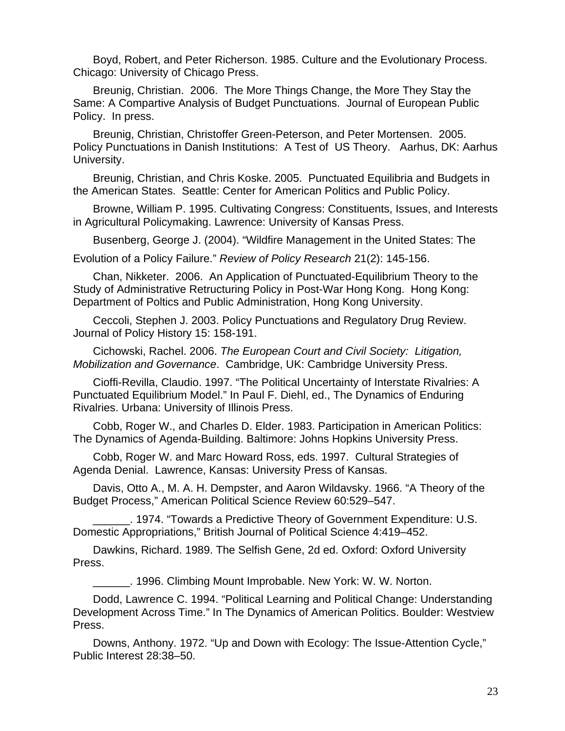Boyd, Robert, and Peter Richerson. 1985. Culture and the Evolutionary Process. Chicago: University of Chicago Press.

Breunig, Christian. 2006. The More Things Change, the More They Stay the Same: A Compartive Analysis of Budget Punctuations. Journal of European Public Policy. In press.

Breunig, Christian, Christoffer Green-Peterson, and Peter Mortensen. 2005. Policy Punctuations in Danish Institutions: A Test of US Theory. Aarhus, DK: Aarhus University.

Breunig, Christian, and Chris Koske. 2005. Punctuated Equilibria and Budgets in the American States. Seattle: Center for American Politics and Public Policy.

Browne, William P. 1995. Cultivating Congress: Constituents, Issues, and Interests in Agricultural Policymaking. Lawrence: University of Kansas Press.

Busenberg, George J. (2004). "Wildfire Management in the United States: The Evolution of a Policy Failure." *Review of Policy Research* 21(2): 145-156.

Chan, Nikketer. 2006. An Application of Punctuated-Equilibrium Theory to the Study of Administrative Retructuring Policy in Post-War Hong Kong. Hong Kong: Department of Poltics and Public Administration, Hong Kong University.

Ceccoli, Stephen J. 2003. Policy Punctuations and Regulatory Drug Review. Journal of Policy History 15: 158-191.

Cichowski, Rachel. 2006. *The European Court and Civil Society: Litigation, Mobilization and Governance*. Cambridge, UK: Cambridge University Press.

Cioffi-Revilla, Claudio. 1997. "The Political Uncertainty of Interstate Rivalries: A Punctuated Equilibrium Model." In Paul F. Diehl, ed., The Dynamics of Enduring Rivalries. Urbana: University of Illinois Press.

Cobb, Roger W., and Charles D. Elder. 1983. Participation in American Politics: The Dynamics of Agenda-Building. Baltimore: Johns Hopkins University Press.

Cobb, Roger W. and Marc Howard Ross, eds. 1997. Cultural Strategies of Agenda Denial. Lawrence, Kansas: University Press of Kansas.

Davis, Otto A., M. A. H. Dempster, and Aaron Wildavsky. 1966. "A Theory of the Budget Process," American Political Science Review 60:529–547.

______. 1974. "Towards a Predictive Theory of Government Expenditure: U.S. Domestic Appropriations," British Journal of Political Science 4:419–452.

Dawkins, Richard. 1989. The Selfish Gene, 2d ed. Oxford: Oxford University Press.

______. 1996. Climbing Mount Improbable. New York: W. W. Norton.

Dodd, Lawrence C. 1994. "Political Learning and Political Change: Understanding Development Across Time." In The Dynamics of American Politics. Boulder: Westview Press.

Downs, Anthony. 1972. "Up and Down with Ecology: The Issue-Attention Cycle," Public Interest 28:38–50.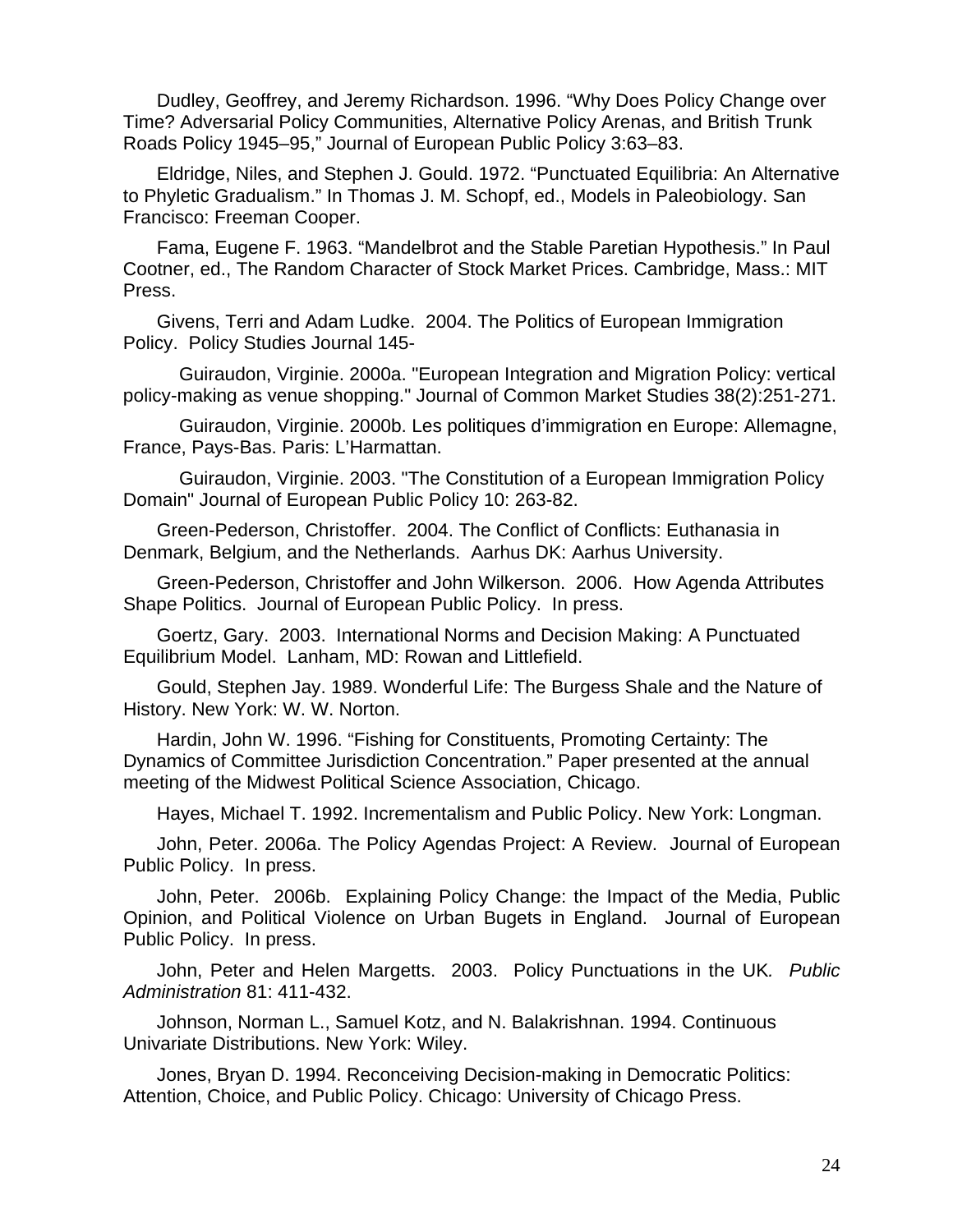Dudley, Geoffrey, and Jeremy Richardson. 1996. “Why Does Policy Change over Time? Adversarial Policy Communities, Alternative Policy Arenas, and British Trunk Roads Policy 1945–95,” Journal of European Public Policy 3:63–83.

Eldridge, Niles, and Stephen J. Gould. 1972. “Punctuated Equilibria: An Alternative to Phyletic Gradualism.” In Thomas J. M. Schopf, ed., Models in Paleobiology. San Francisco: Freeman Cooper.

Fama, Eugene F. 1963. “Mandelbrot and the Stable Paretian Hypothesis.” In Paul Cootner, ed., The Random Character of Stock Market Prices. Cambridge, Mass.: MIT Press.

Givens, Terri and Adam Ludke. 2004. The Politics of European Immigration Policy. Policy Studies Journal 145-

Guiraudon, Virginie. 2000a. "European Integration and Migration Policy: vertical policy-making as venue shopping." Journal of Common Market Studies 38(2):251-271.

Guiraudon, Virginie. 2000b. Les politiques d’immigration en Europe: Allemagne, France, Pays-Bas. Paris: L’Harmattan.

Guiraudon, Virginie. 2003. "The Constitution of a European Immigration Policy Domain" Journal of European Public Policy 10: 263-82.

Green-Pederson, Christoffer. 2004. The Conflict of Conflicts: Euthanasia in Denmark, Belgium, and the Netherlands. Aarhus DK: Aarhus University.

Green-Pederson, Christoffer and John Wilkerson. 2006. How Agenda Attributes Shape Politics. Journal of European Public Policy. In press.

Goertz, Gary. 2003. International Norms and Decision Making: A Punctuated Equilibrium Model. Lanham, MD: Rowan and Littlefield.

Gould, Stephen Jay. 1989. Wonderful Life: The Burgess Shale and the Nature of History. New York: W. W. Norton.

Hardin, John W. 1996. “Fishing for Constituents, Promoting Certainty: The Dynamics of Committee Jurisdiction Concentration.” Paper presented at the annual meeting of the Midwest Political Science Association, Chicago.

Hayes, Michael T. 1992. Incrementalism and Public Policy. New York: Longman.

John, Peter. 2006a. The Policy Agendas Project: A Review. Journal of European Public Policy. In press.

John, Peter. 2006b. Explaining Policy Change: the Impact of the Media, Public Opinion, and Political Violence on Urban Bugets in England. Journal of European Public Policy. In press.

John, Peter and Helen Margetts. 2003. Policy Punctuations in the UK. *Public Administration* 81: 411-432.

Johnson, Norman L., Samuel Kotz, and N. Balakrishnan. 1994. Continuous Univariate Distributions. New York: Wiley.

Jones, Bryan D. 1994. Reconceiving Decision-making in Democratic Politics: Attention, Choice, and Public Policy. Chicago: University of Chicago Press.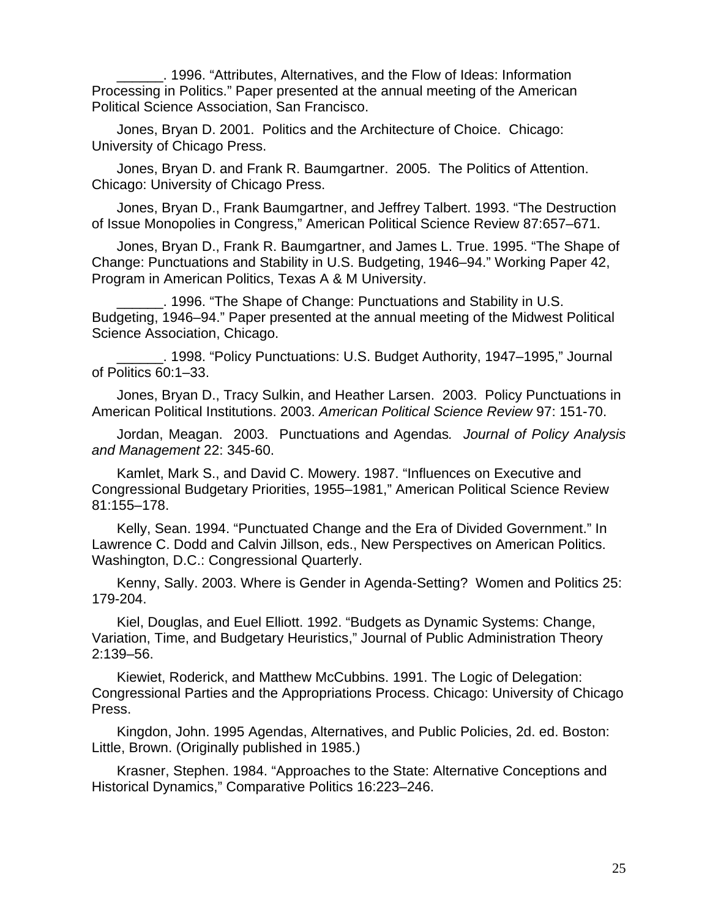______. 1996. "Attributes, Alternatives, and the Flow of Ideas: Information Processing in Politics." Paper presented at the annual meeting of the American Political Science Association, San Francisco.

Jones, Bryan D. 2001. Politics and the Architecture of Choice. Chicago: University of Chicago Press.

Jones, Bryan D. and Frank R. Baumgartner. 2005. The Politics of Attention. Chicago: University of Chicago Press.

Jones, Bryan D., Frank Baumgartner, and Jeffrey Talbert. 1993. "The Destruction of Issue Monopolies in Congress," American Political Science Review 87:657–671.

Jones, Bryan D., Frank R. Baumgartner, and James L. True. 1995. "The Shape of Change: Punctuations and Stability in U.S. Budgeting, 1946–94." Working Paper 42, Program in American Politics, Texas A & M University.

______. 1996. "The Shape of Change: Punctuations and Stability in U.S. Budgeting, 1946–94." Paper presented at the annual meeting of the Midwest Political Science Association, Chicago.

______. 1998. "Policy Punctuations: U.S. Budget Authority, 1947–1995," Journal of Politics 60:1–33.

Jones, Bryan D., Tracy Sulkin, and Heather Larsen. 2003. Policy Punctuations in American Political Institutions. 2003. *American Political Science Review* 97: 151-70.

Jordan, Meagan. 2003. Punctuations and Agendas*. Journal of Policy Analysis and Management* 22: 345-60.

Kamlet, Mark S., and David C. Mowery. 1987. "Influences on Executive and Congressional Budgetary Priorities, 1955–1981," American Political Science Review 81:155–178.

Kelly, Sean. 1994. "Punctuated Change and the Era of Divided Government." In Lawrence C. Dodd and Calvin Jillson, eds., New Perspectives on American Politics. Washington, D.C.: Congressional Quarterly.

Kenny, Sally. 2003. Where is Gender in Agenda-Setting? Women and Politics 25: 179-204.

Kiel, Douglas, and Euel Elliott. 1992. "Budgets as Dynamic Systems: Change, Variation, Time, and Budgetary Heuristics," Journal of Public Administration Theory 2:139–56.

Kiewiet, Roderick, and Matthew McCubbins. 1991. The Logic of Delegation: Congressional Parties and the Appropriations Process. Chicago: University of Chicago Press.

Kingdon, John. 1995 Agendas, Alternatives, and Public Policies, 2d. ed. Boston: Little, Brown. (Originally published in 1985.)

Krasner, Stephen. 1984. "Approaches to the State: Alternative Conceptions and Historical Dynamics," Comparative Politics 16:223–246.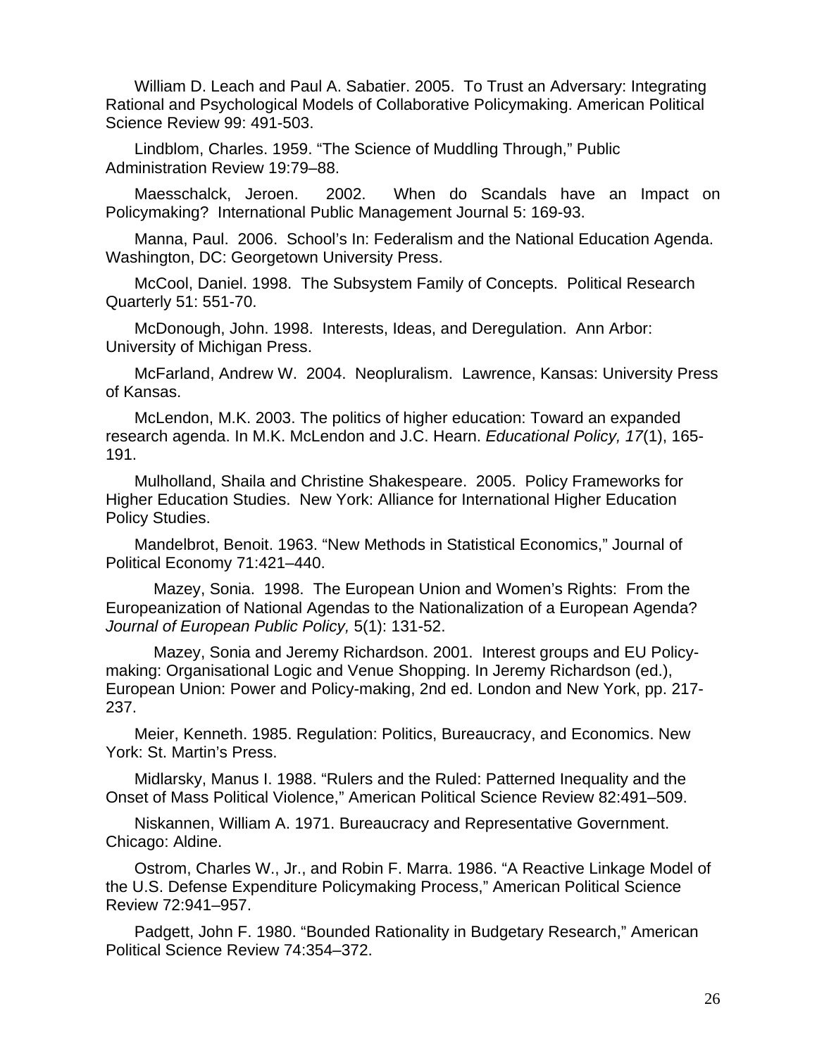William D. Leach and Paul A. Sabatier. 2005. To Trust an Adversary: Integrating Rational and Psychological Models of Collaborative Policymaking. American Political Science Review 99: 491-503.

Lindblom, Charles. 1959. "The Science of Muddling Through," Public Administration Review 19:79–88.

Maesschalck, Jeroen. 2002. When do Scandals have an Impact on Policymaking? International Public Management Journal 5: 169-93.

Manna, Paul. 2006. School's In: Federalism and the National Education Agenda. Washington, DC: Georgetown University Press.

McCool, Daniel. 1998. The Subsystem Family of Concepts. Political Research Quarterly 51: 551-70.

McDonough, John. 1998. Interests, Ideas, and Deregulation. Ann Arbor: University of Michigan Press.

McFarland, Andrew W. 2004. Neopluralism. Lawrence, Kansas: University Press of Kansas.

McLendon, M.K. 2003. The politics of higher education: Toward an expanded research agenda. In M.K. McLendon and J.C. Hearn. *Educational Policy, 17*(1), 165-191.

Mulholland, Shaila and Christine Shakespeare. 2005. Policy Frameworks for Higher Education Studies. New York: Alliance for International Higher Education Policy Studies.

Mandelbrot, Benoit. 1963. "New Methods in Statistical Economics," Journal of Political Economy 71:421–440.

Mazey, Sonia. 1998. The European Union and Women's Rights: From the Europeanization of National Agendas to the Nationalization of a European Agenda? *Journal of European Public Policy,* 5(1): 131-52.

Mazey, Sonia and Jeremy Richardson. 2001. Interest groups and EU Policy-making: Organisational Logic and Venue Shopping. In Jeremy Richardson (ed.), European Union: Power and Policy-making, 2nd ed. London and New York, pp. 217-237.

Meier, Kenneth. 1985. Regulation: Politics, Bureaucracy, and Economics. New York: St. Martin's Press.

Midlarsky, Manus I. 1988. "Rulers and the Ruled: Patterned Inequality and the Onset of Mass Political Violence," American Political Science Review 82:491–509.

Niskannen, William A. 1971. Bureaucracy and Representative Government. Chicago: Aldine.

Ostrom, Charles W., Jr., and Robin F. Marra. 1986. "A Reactive Linkage Model of the U.S. Defense Expenditure Policymaking Process," American Political Science Review 72:941–957.

Padgett, John F. 1980. "Bounded Rationality in Budgetary Research," American Political Science Review 74:354–372.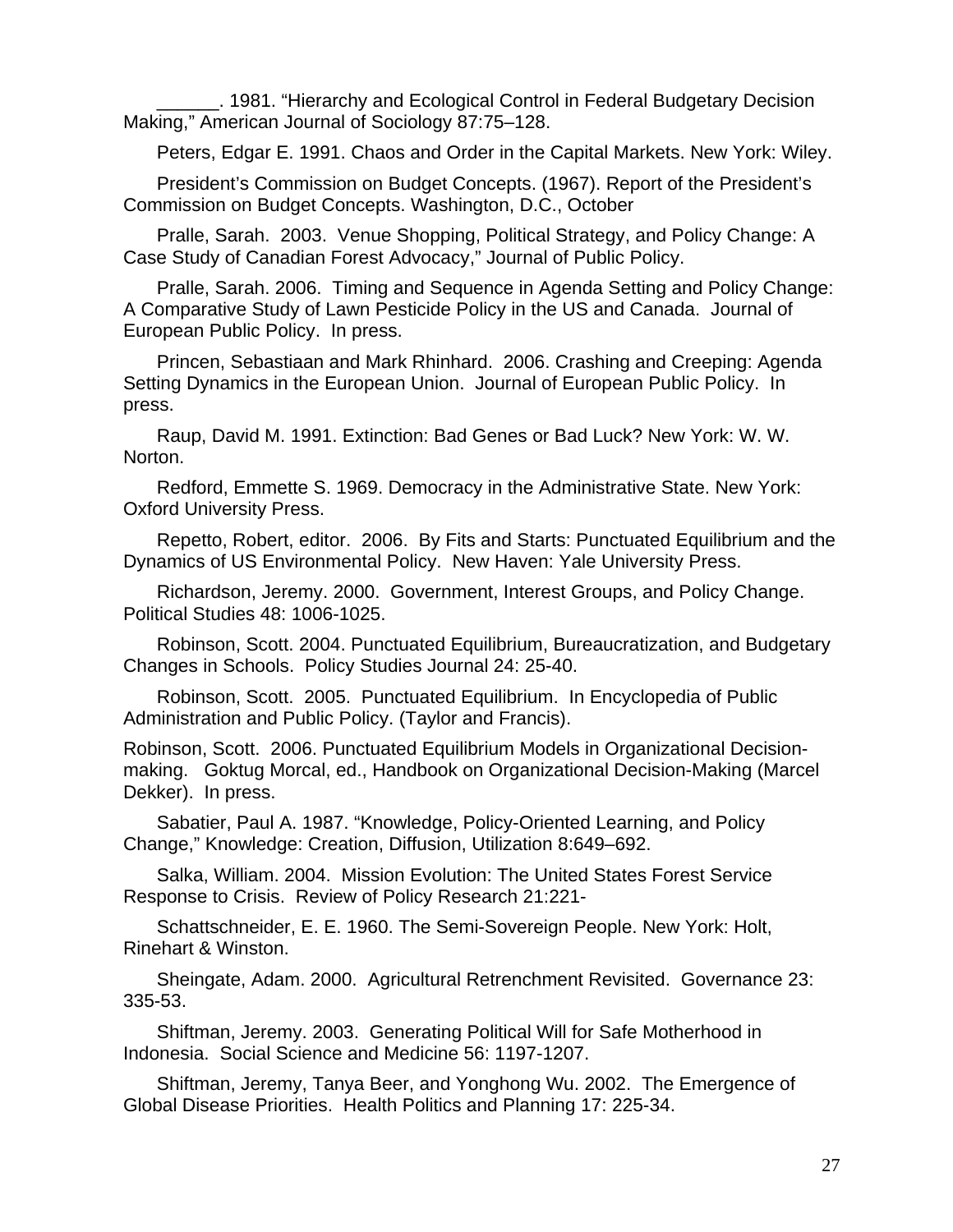______. 1981. “Hierarchy and Ecological Control in Federal Budgetary Decision Making,” American Journal of Sociology 87:75–128.

Peters, Edgar E. 1991. Chaos and Order in the Capital Markets. New York: Wiley.

President’s Commission on Budget Concepts. (1967). Report of the President’s Commission on Budget Concepts. Washington, D.C., October

Pralle, Sarah. 2003. Venue Shopping, Political Strategy, and Policy Change: A Case Study of Canadian Forest Advocacy,” Journal of Public Policy.

Pralle, Sarah. 2006. Timing and Sequence in Agenda Setting and Policy Change: A Comparative Study of Lawn Pesticide Policy in the US and Canada. Journal of European Public Policy. In press.

Princen, Sebastiaan and Mark Rhinhard. 2006. Crashing and Creeping: Agenda Setting Dynamics in the European Union. Journal of European Public Policy. In press.

Raup, David M. 1991. Extinction: Bad Genes or Bad Luck? New York: W. W. Norton.

Redford, Emmette S. 1969. Democracy in the Administrative State. New York: Oxford University Press.

Repetto, Robert, editor. 2006. By Fits and Starts: Punctuated Equilibrium and the Dynamics of US Environmental Policy. New Haven: Yale University Press.

Richardson, Jeremy. 2000. Government, Interest Groups, and Policy Change. Political Studies 48: 1006-1025.

Robinson, Scott. 2004. Punctuated Equilibrium, Bureaucratization, and Budgetary Changes in Schools. Policy Studies Journal 24: 25-40.

Robinson, Scott. 2005. Punctuated Equilibrium. In Encyclopedia of Public Administration and Public Policy. (Taylor and Francis).

Robinson, Scott. 2006. Punctuated Equilibrium Models in Organizational Decision-making. Goktug Morcal, ed., Handbook on Organizational Decision-Making (Marcel Dekker). In press.

Sabatier, Paul A. 1987. “Knowledge, Policy-Oriented Learning, and Policy Change,” Knowledge: Creation, Diffusion, Utilization 8:649–692.

Salka, William. 2004. Mission Evolution: The United States Forest Service Response to Crisis. Review of Policy Research 21:221-

Schattschneider, E. E. 1960. The Semi-Sovereign People. New York: Holt, Rinehart & Winston.

Sheingate, Adam. 2000. Agricultural Retrenchment Revisited. Governance 23: 335-53.

Shiftman, Jeremy. 2003. Generating Political Will for Safe Motherhood in Indonesia. Social Science and Medicine 56: 1197-1207.

Shiftman, Jeremy, Tanya Beer, and Yonghong Wu. 2002. The Emergence of Global Disease Priorities. Health Politics and Planning 17: 225-34.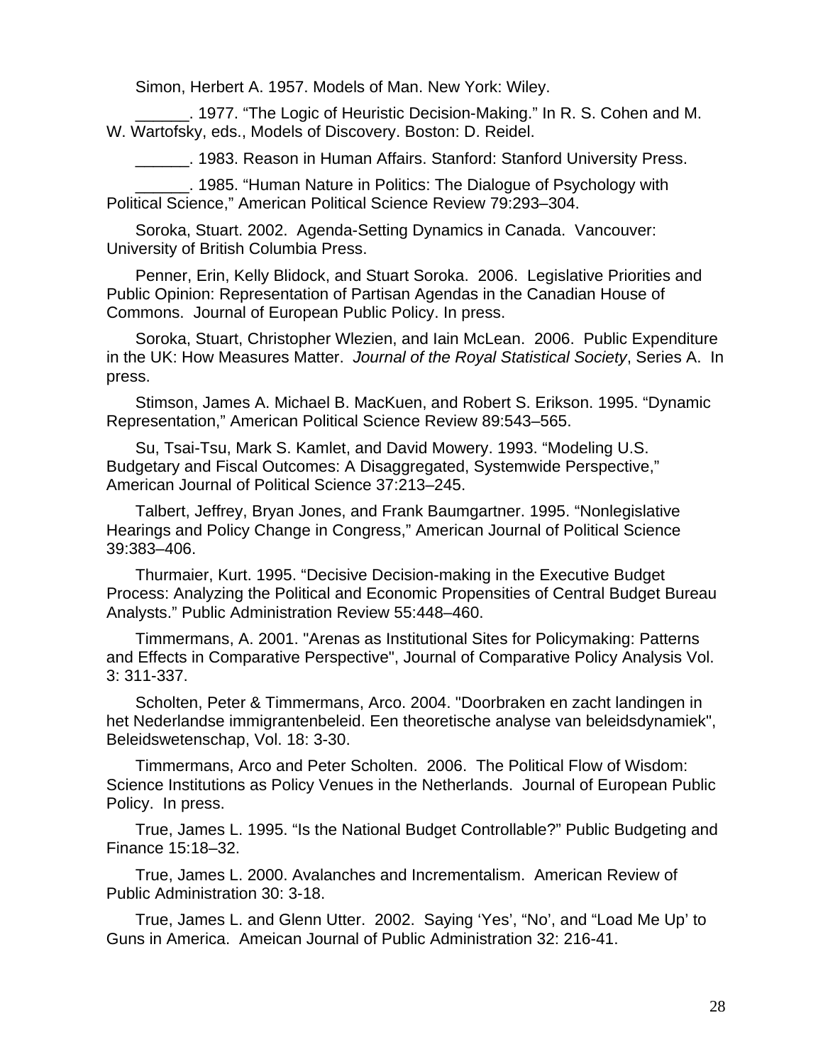Simon, Herbert A. 1957. Models of Man. New York: Wiley.

______. 1977. “The Logic of Heuristic Decision-Making.” In R. S. Cohen and M. W. Wartofsky, eds., Models of Discovery. Boston: D. Reidel.

______. 1983. Reason in Human Affairs. Stanford: Stanford University Press.

______. 1985. “Human Nature in Politics: The Dialogue of Psychology with Political Science,” American Political Science Review 79:293–304.

Soroka, Stuart. 2002. Agenda-Setting Dynamics in Canada. Vancouver: University of British Columbia Press.

Penner, Erin, Kelly Blidock, and Stuart Soroka. 2006. Legislative Priorities and Public Opinion: Representation of Partisan Agendas in the Canadian House of Commons. Journal of European Public Policy. In press.

Soroka, Stuart, Christopher Wlezien, and Iain McLean. 2006. Public Expenditure in the UK: How Measures Matter. *Journal of the Royal Statistical Society*, Series A. In press.

Stimson, James A. Michael B. MacKuen, and Robert S. Erikson. 1995. “Dynamic Representation,” American Political Science Review 89:543–565.

Su, Tsai-Tsu, Mark S. Kamlet, and David Mowery. 1993. “Modeling U.S. Budgetary and Fiscal Outcomes: A Disaggregated, Systemwide Perspective,” American Journal of Political Science 37:213–245.

Talbert, Jeffrey, Bryan Jones, and Frank Baumgartner. 1995. “Nonlegislative Hearings and Policy Change in Congress,” American Journal of Political Science 39:383–406.

Thurmaier, Kurt. 1995. “Decisive Decision-making in the Executive Budget Process: Analyzing the Political and Economic Propensities of Central Budget Bureau Analysts.” Public Administration Review 55:448–460.

Timmermans, A. 2001. "Arenas as Institutional Sites for Policymaking: Patterns and Effects in Comparative Perspective", Journal of Comparative Policy Analysis Vol. 3: 311-337.

Scholten, Peter & Timmermans, Arco. 2004. "Doorbraken en zacht landingen in het Nederlandse immigrantenbeleid. Een theoretische analyse van beleidsdynamiek", Beleidswetenschap, Vol. 18: 3-30.

Timmermans, Arco and Peter Scholten. 2006. The Political Flow of Wisdom: Science Institutions as Policy Venues in the Netherlands. Journal of European Public Policy. In press.

True, James L. 1995. “Is the National Budget Controllable?” Public Budgeting and Finance 15:18–32.

True, James L. 2000. Avalanches and Incrementalism. American Review of Public Administration 30: 3-18.

True, James L. and Glenn Utter. 2002. Saying ‘Yes’, “No’, and “Load Me Up’ to Guns in America. Ameican Journal of Public Administration 32: 216-41.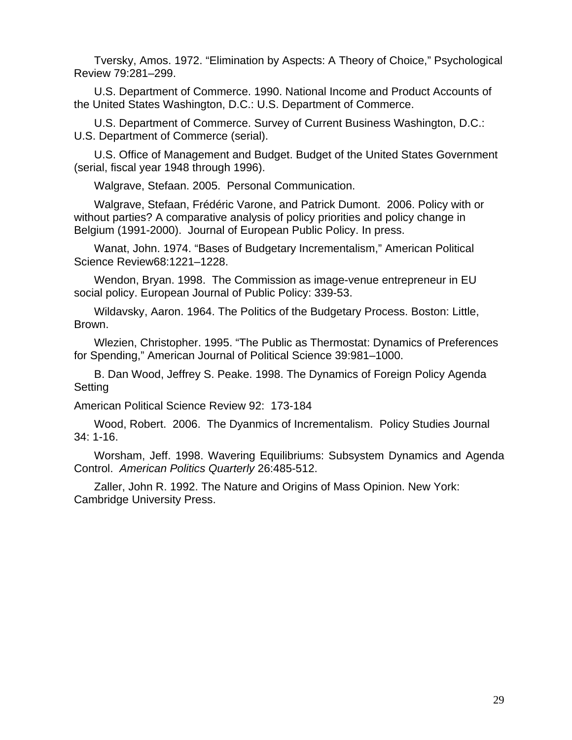Tversky, Amos. 1972. “Elimination by Aspects: A Theory of Choice,” Psychological Review 79:281–299.

U.S. Department of Commerce. 1990. National Income and Product Accounts of the United States Washington, D.C.: U.S. Department of Commerce.

U.S. Department of Commerce. Survey of Current Business Washington, D.C.: U.S. Department of Commerce (serial).

U.S. Office of Management and Budget. Budget of the United States Government (serial, fiscal year 1948 through 1996).

Walgrave, Stefaan. 2005. Personal Communication.

Walgrave, Stefaan, Frédéric Varone, and Patrick Dumont. 2006. Policy with or without parties? A comparative analysis of policy priorities and policy change in Belgium (1991-2000). Journal of European Public Policy. In press.

Wanat, John. 1974. “Bases of Budgetary Incrementalism,” American Political Science Review68:1221–1228.

Wendon, Bryan. 1998. The Commission as image-venue entrepreneur in EU social policy. European Journal of Public Policy: 339-53.

Wildavsky, Aaron. 1964. The Politics of the Budgetary Process. Boston: Little, Brown.

Wlezien, Christopher. 1995. “The Public as Thermostat: Dynamics of Preferences for Spending,” American Journal of Political Science 39:981–1000.

B. Dan Wood, Jeffrey S. Peake. 1998. The Dynamics of Foreign Policy Agenda Setting

American Political Science Review 92: 173-184

Wood, Robert. 2006. The Dyanmics of Incrementalism. Policy Studies Journal 34: 1-16.

Worsham, Jeff. 1998. Wavering Equilibriums: Subsystem Dynamics and Agenda Control. *American Politics Quarterly* 26:485-512.

Zaller, John R. 1992. The Nature and Origins of Mass Opinion. New York: Cambridge University Press.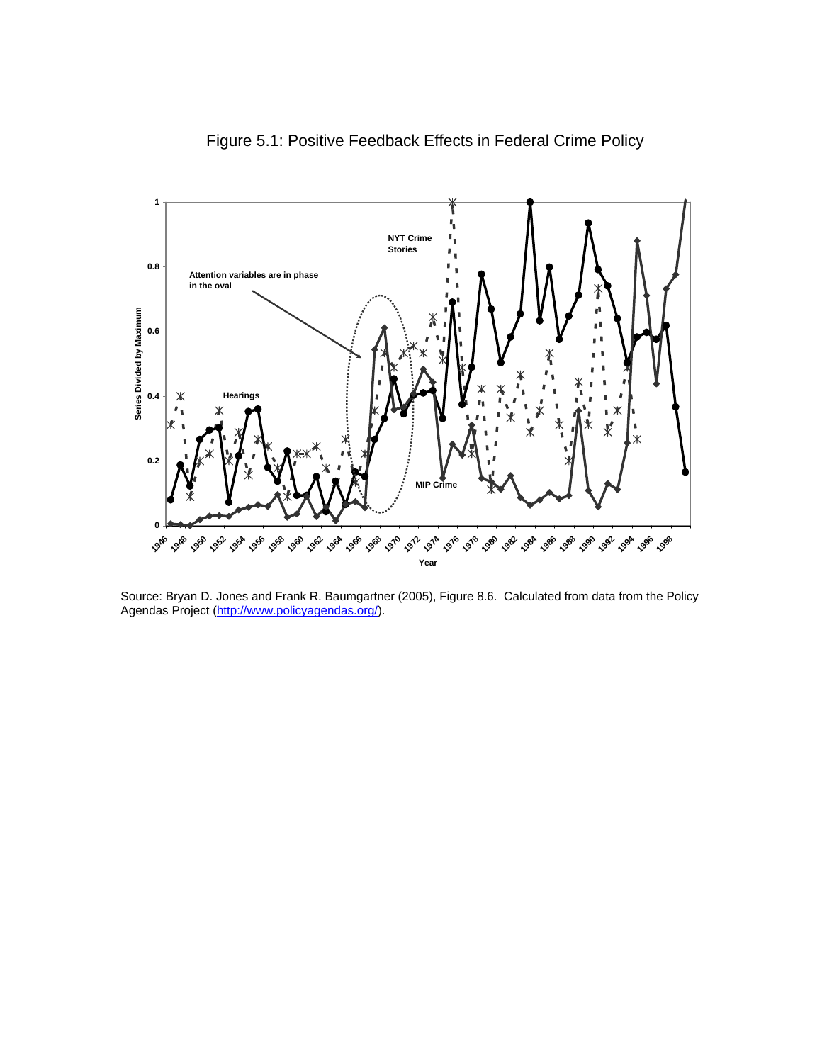Figure 5.1: Positive Feedback Effects in Federal Crime Policy

Source: Bryan D. Jones and Frank R. Baumgartner (2005), Figure 8.6. Calculated from data from the Policy Agendas Project (http://www.policyagendas.org/).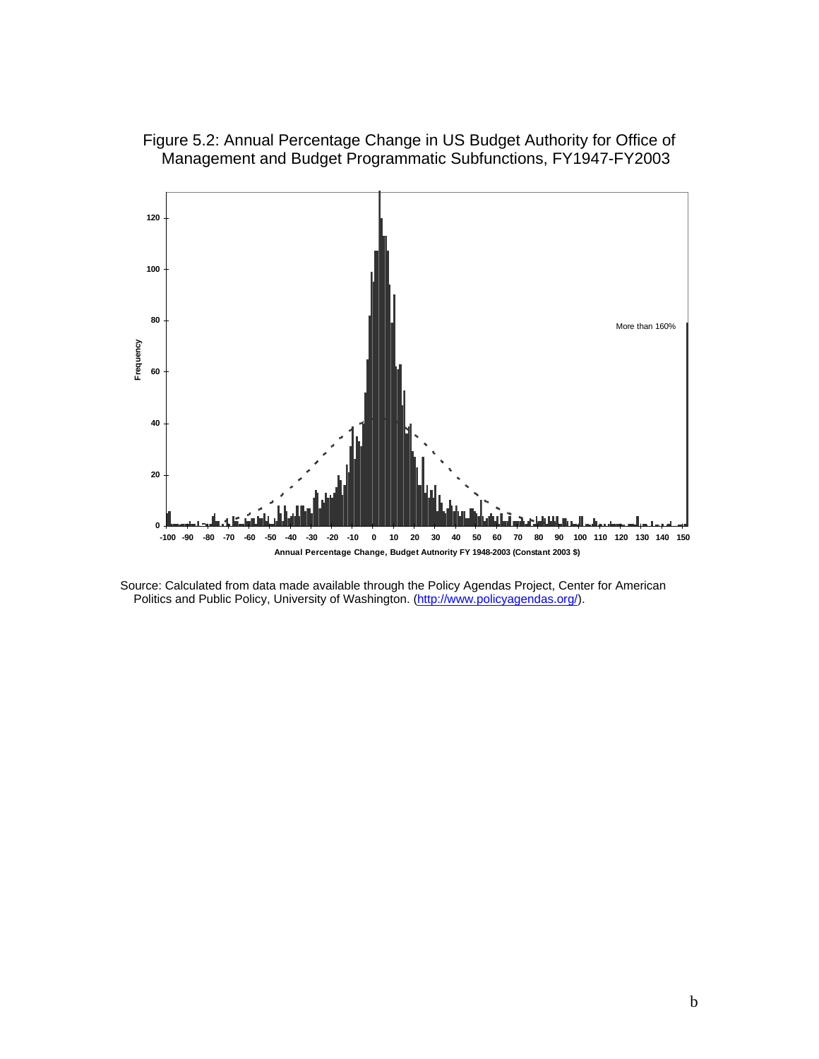Figure 5.2: Annual Percentage Change in US Budget Authority for Office of Management and Budget Programmatic Subfunctions, FY1947-FY2003

Source: Calculated from data made available through the Policy Agendas Project, Center for American Politics and Public Policy, University of Washington. (http://www.policyagendas.org/).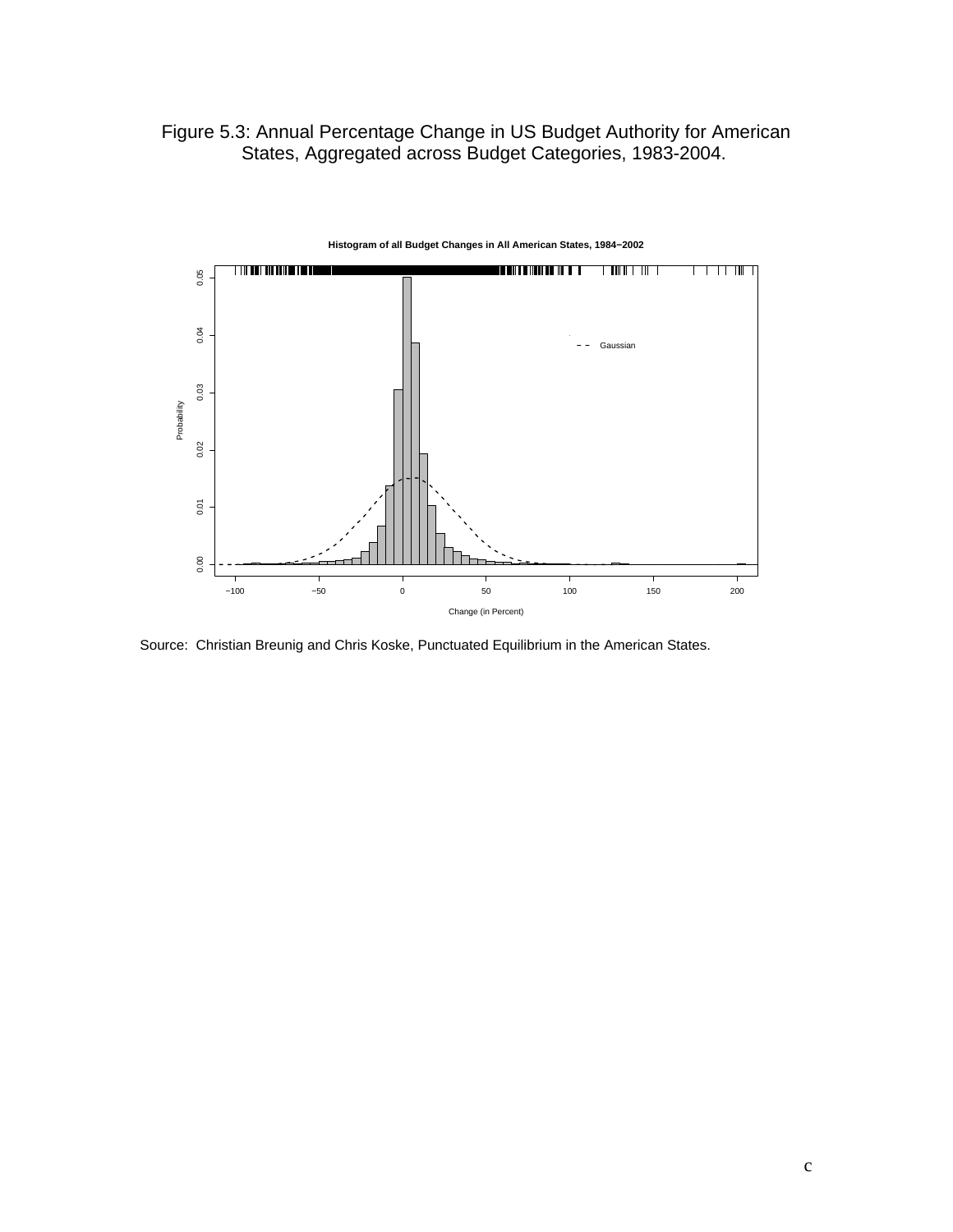Figure 5.3: Annual Percentage Change in US Budget Authority for American States, Aggregated across Budget Categories, 1983-2004.

Source: Christian Breunig and Chris Koske, Punctuated Equilibrium in the American States.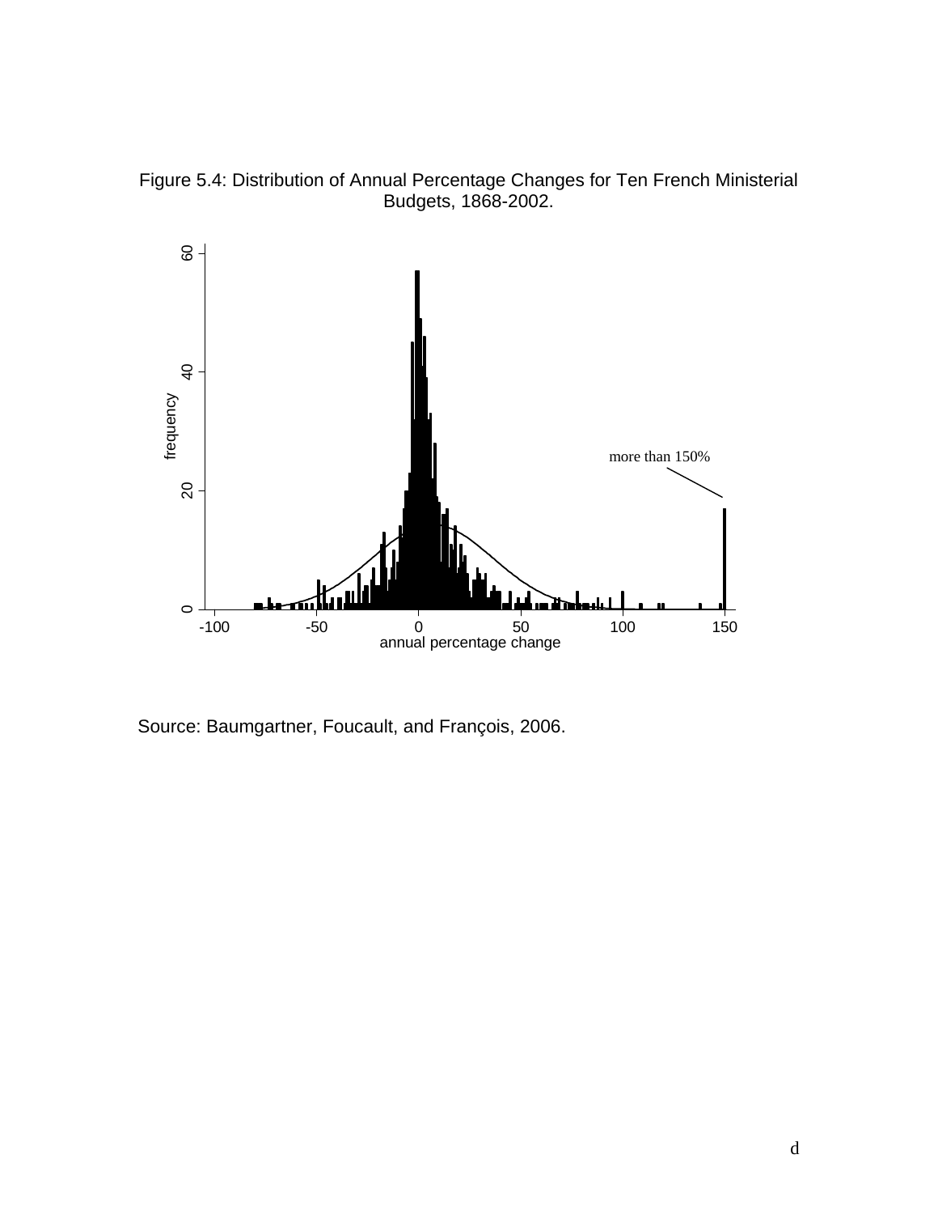Figure 5.4: Distribution of Annual Percentage Changes for Ten French Ministerial Budgets, 1868-2002.

Source: Baumgartner, Foucault, and François, 2006.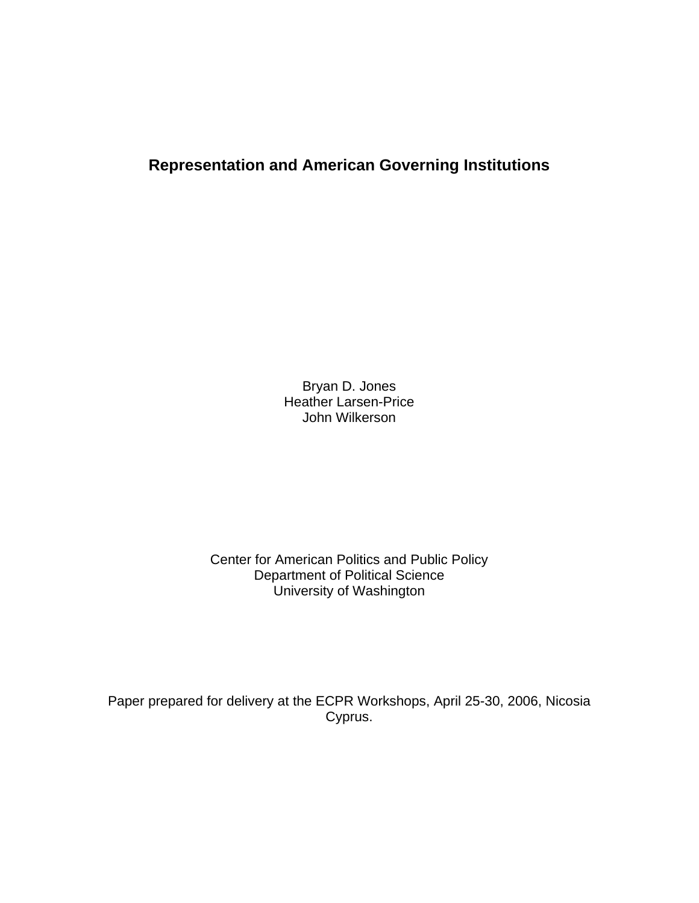# Representation and American Governing Institutions

Bryan D. Jones
Heather Larsen-Price
John Wilkerson

Center for American Politics and Public Policy
Department of Political Science
University of Washington

Paper prepared for delivery at the ECPR Workshops, April 25-30, 2006, Nicosia Cyprus.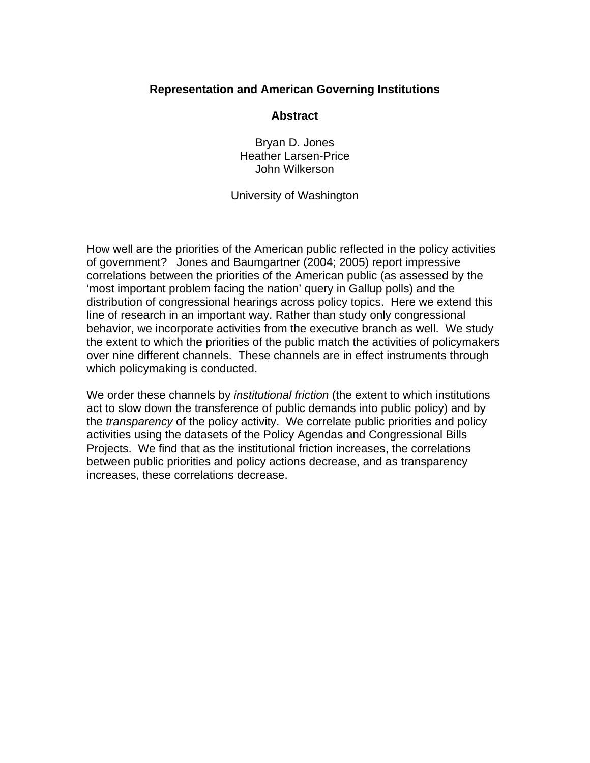# Representation and American Governing Institutions

## Abstract

Bryan D. Jones
Heather Larsen-Price
John Wilkerson

University of Washington

How well are the priorities of the American public reflected in the policy activities of government? Jones and Baumgartner (2004; 2005) report impressive correlations between the priorities of the American public (as assessed by the 'most important problem facing the nation' query in Gallup polls) and the distribution of congressional hearings across policy topics. Here we extend this line of research in an important way. Rather than study only congressional behavior, we incorporate activities from the executive branch as well. We study the extent to which the priorities of the public match the activities of policymakers over nine different channels. These channels are in effect instruments through which policymaking is conducted.

We order these channels by *institutional friction* (the extent to which institutions act to slow down the transference of public demands into public policy) and by the *transparency* of the policy activity. We correlate public priorities and policy activities using the datasets of the Policy Agendas and Congressional Bills Projects. We find that as the institutional friction increases, the correlations between public priorities and policy actions decrease, and as transparency increases, these correlations decrease.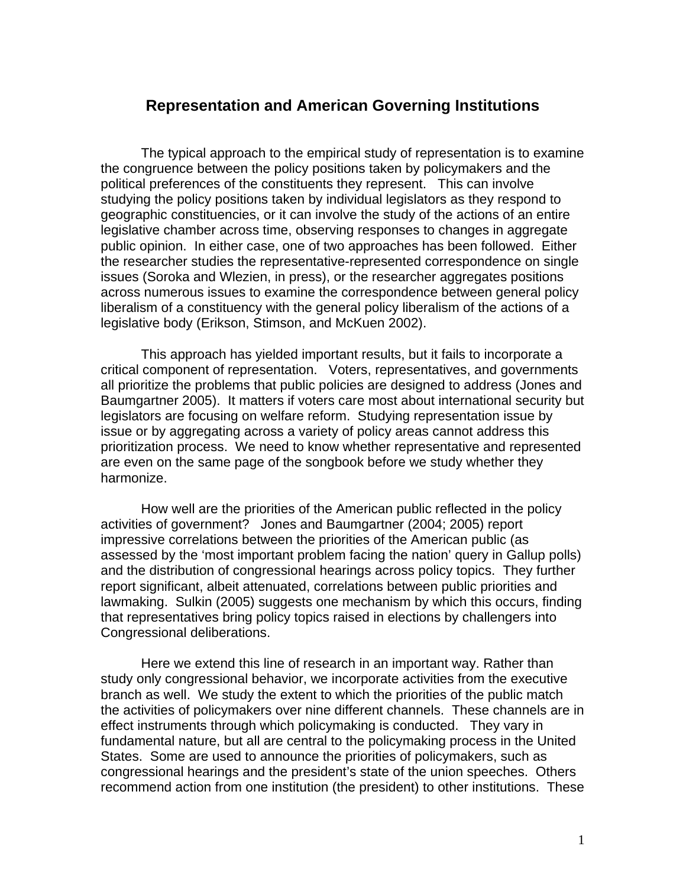## Representation and American Governing Institutions

The typical approach to the empirical study of representation is to examine the congruence between the policy positions taken by policymakers and the political preferences of the constituents they represent. This can involve studying the policy positions taken by individual legislators as they respond to geographic constituencies, or it can involve the study of the actions of an entire legislative chamber across time, observing responses to changes in aggregate public opinion. In either case, one of two approaches has been followed. Either the researcher studies the representative-represented correspondence on single issues (Soroka and Wlezien, in press), or the researcher aggregates positions across numerous issues to examine the correspondence between general policy liberalism of a constituency with the general policy liberalism of the actions of a legislative body (Erikson, Stimson, and McKuen 2002).

This approach has yielded important results, but it fails to incorporate a critical component of representation. Voters, representatives, and governments all prioritize the problems that public policies are designed to address (Jones and Baumgartner 2005). It matters if voters care most about international security but legislators are focusing on welfare reform. Studying representation issue by issue or by aggregating across a variety of policy areas cannot address this prioritization process. We need to know whether representative and represented are even on the same page of the songbook before we study whether they harmonize.

How well are the priorities of the American public reflected in the policy activities of government? Jones and Baumgartner (2004; 2005) report impressive correlations between the priorities of the American public (as assessed by the 'most important problem facing the nation' query in Gallup polls) and the distribution of congressional hearings across policy topics. They further report significant, albeit attenuated, correlations between public priorities and lawmaking. Sulkin (2005) suggests one mechanism by which this occurs, finding that representatives bring policy topics raised in elections by challengers into Congressional deliberations.

Here we extend this line of research in an important way. Rather than study only congressional behavior, we incorporate activities from the executive branch as well. We study the extent to which the priorities of the public match the activities of policymakers over nine different channels. These channels are in effect instruments through which policymaking is conducted. They vary in fundamental nature, but all are central to the policymaking process in the United States. Some are used to announce the priorities of policymakers, such as congressional hearings and the president's state of the union speeches. Others recommend action from one institution (the president) to other institutions. These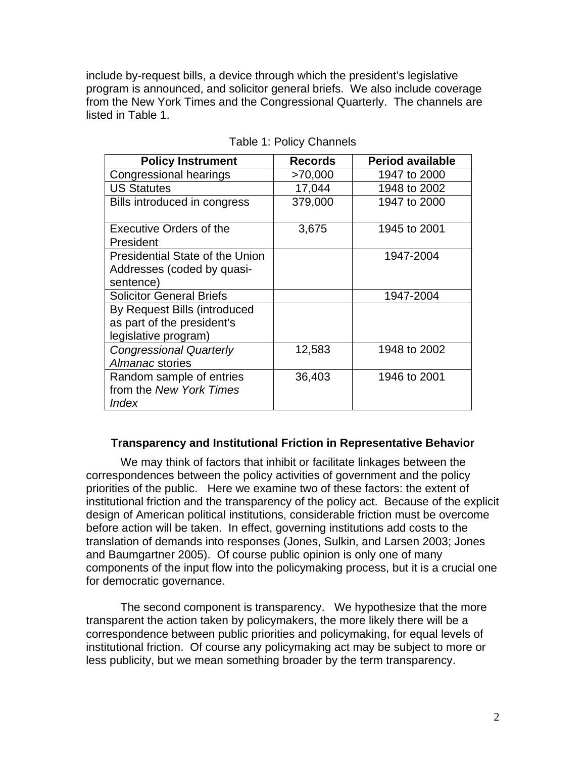include by-request bills, a device through which the president's legislative program is announced, and solicitor general briefs. We also include coverage from the New York Times and the Congressional Quarterly. The channels are listed in Table 1.

Table 1: Policy Channels

| Policy Instrument | Records | Period available |
|---|---|---|
| Congressional hearings | >70,000 | 1947 to 2000 |
| US Statutes | 17,044 | 1948 to 2002 |
| Bills introduced in congress | 379,000 | 1947 to 2000 |
| Executive Orders of the President | 3,675 | 1945 to 2001 |
| Presidential State of the Union Addresses (coded by quasi-sentence) | | 1947-2004 |
| Solicitor General Briefs | | 1947-2004 |
| By Request Bills (introduced as part of the president's legislative program) | | |
| *Congressional Quarterly Almanac* stories | 12,583 | 1948 to 2002 |
| Random sample of entries from the *New York Times Index* | 36,403 | 1946 to 2001 |

**Transparency and Institutional Friction in Representative Behavior**

We may think of factors that inhibit or facilitate linkages between the correspondences between the policy activities of government and the policy priorities of the public. Here we examine two of these factors: the extent of institutional friction and the transparency of the policy act. Because of the explicit design of American political institutions, considerable friction must be overcome before action will be taken. In effect, governing institutions add costs to the translation of demands into responses (Jones, Sulkin, and Larsen 2003; Jones and Baumgartner 2005). Of course public opinion is only one of many components of the input flow into the policymaking process, but it is a crucial one for democratic governance.

The second component is transparency. We hypothesize that the more transparent the action taken by policymakers, the more likely there will be a correspondence between public priorities and policymaking, for equal levels of institutional friction. Of course any policymaking act may be subject to more or less publicity, but we mean something broader by the term transparency.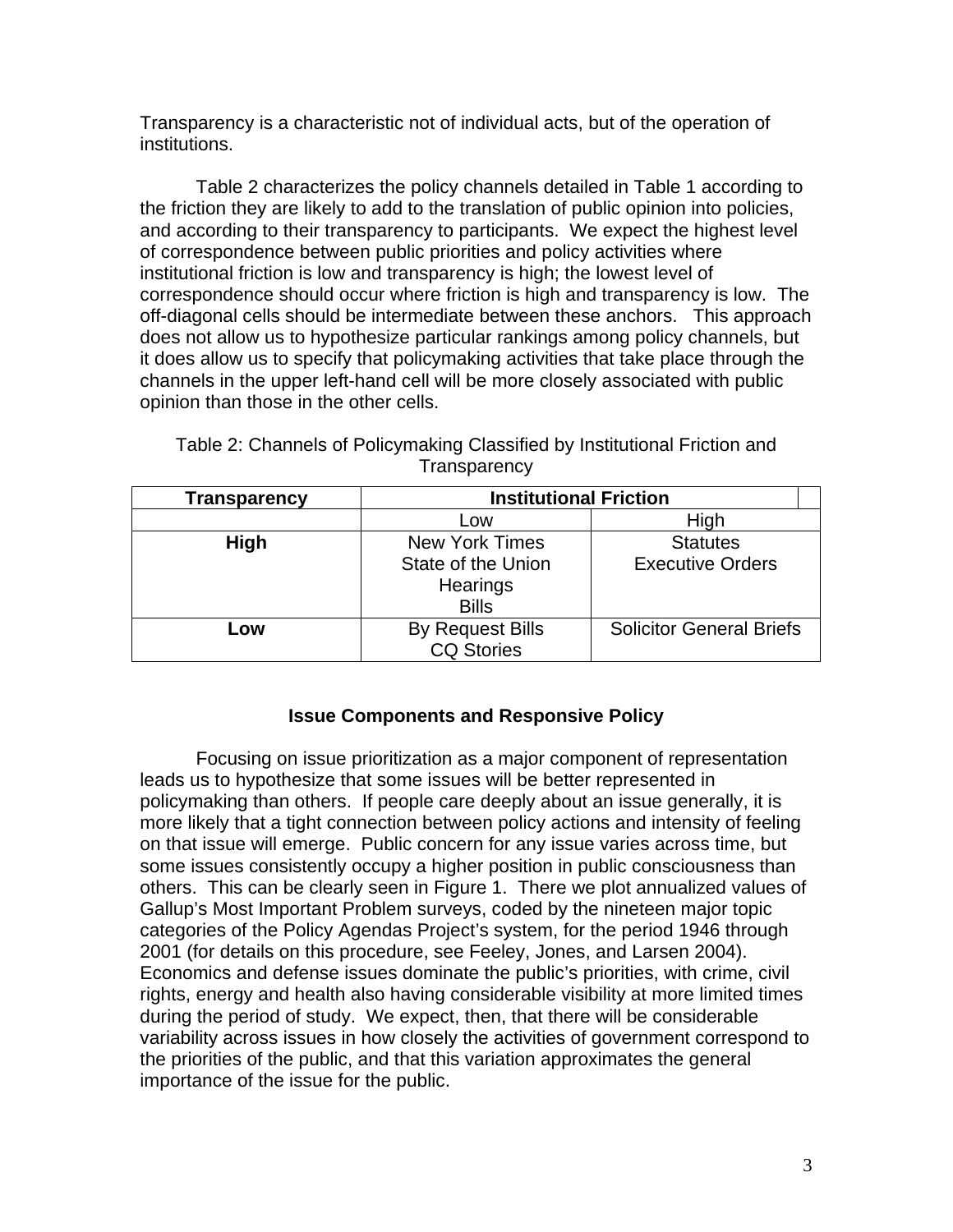Transparency is a characteristic not of individual acts, but of the operation of institutions.

Table 2 characterizes the policy channels detailed in Table 1 according to the friction they are likely to add to the translation of public opinion into policies, and according to their transparency to participants. We expect the highest level of correspondence between public priorities and policy activities where institutional friction is low and transparency is high; the lowest level of correspondence should occur where friction is high and transparency is low. The off-diagonal cells should be intermediate between these anchors. This approach does not allow us to hypothesize particular rankings among policy channels, but it does allow us to specify that policymaking activities that take place through the channels in the upper left-hand cell will be more closely associated with public opinion than those in the other cells.

Table 2: Channels of Policymaking Classified by Institutional Friction and Transparency

| **Transparency** | **Institutional Friction** | |
|---|---|---|
| | Low | High |
| **High** | New York Times<br>State of the Union<br>Hearings<br>Bills | Statutes<br>Executive Orders |
| **Low** | By Request Bills<br>CQ Stories | Solicitor General Briefs |

## Issue Components and Responsive Policy

Focusing on issue prioritization as a major component of representation leads us to hypothesize that some issues will be better represented in policymaking than others. If people care deeply about an issue generally, it is more likely that a tight connection between policy actions and intensity of feeling on that issue will emerge. Public concern for any issue varies across time, but some issues consistently occupy a higher position in public consciousness than others. This can be clearly seen in Figure 1. There we plot annualized values of Gallup's Most Important Problem surveys, coded by the nineteen major topic categories of the Policy Agendas Project's system, for the period 1946 through 2001 (for details on this procedure, see Feeley, Jones, and Larsen 2004). Economics and defense issues dominate the public's priorities, with crime, civil rights, energy and health also having considerable visibility at more limited times during the period of study. We expect, then, that there will be considerable variability across issues in how closely the activities of government correspond to the priorities of the public, and that this variation approximates the general importance of the issue for the public.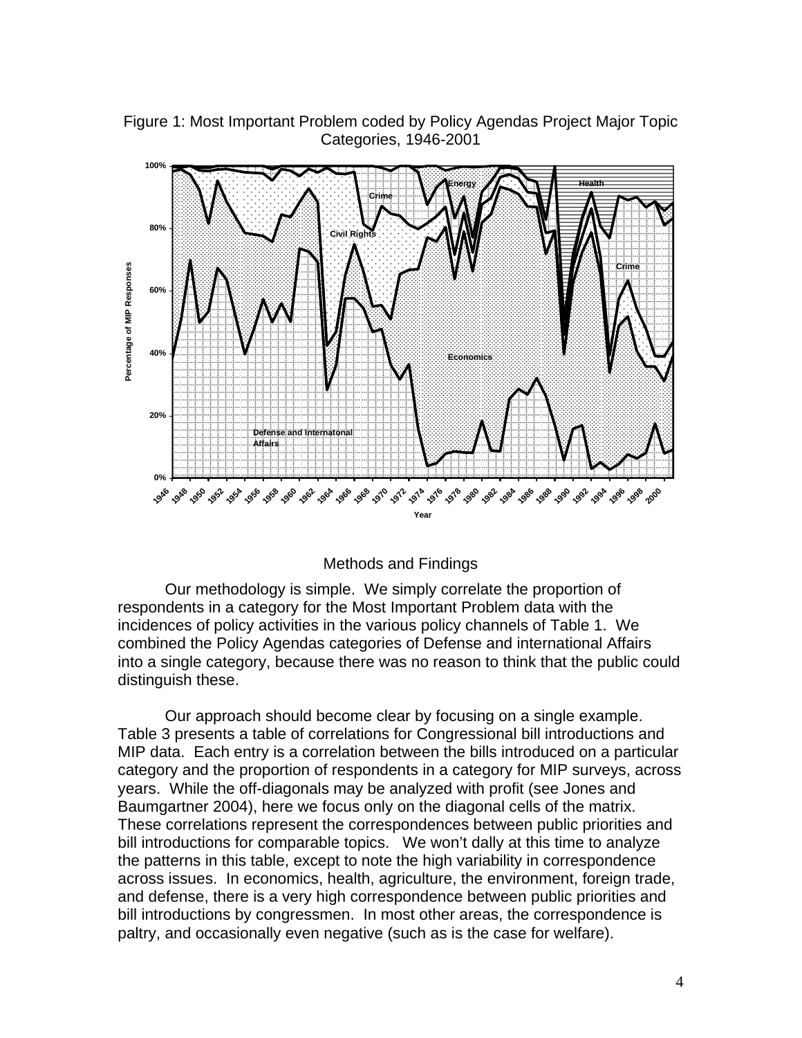Figure 1: Most Important Problem coded by Policy Agendas Project Major Topic Categories, 1946-2001

## Methods and Findings

Our methodology is simple. We simply correlate the proportion of respondents in a category for the Most Important Problem data with the incidences of policy activities in the various policy channels of Table 1. We combined the Policy Agendas categories of Defense and international Affairs into a single category, because there was no reason to think that the public could distinguish these.

Our approach should become clear by focusing on a single example. Table 3 presents a table of correlations for Congressional bill introductions and MIP data. Each entry is a correlation between the bills introduced on a particular category and the proportion of respondents in a category for MIP surveys, across years. While the off-diagonals may be analyzed with profit (see Jones and Baumgartner 2004), here we focus only on the diagonal cells of the matrix. These correlations represent the correspondences between public priorities and bill introductions for comparable topics. We won't dally at this time to analyze the patterns in this table, except to note the high variability in correspondence across issues. In economics, health, agriculture, the environment, foreign trade, and defense, there is a very high correspondence between public priorities and bill introductions by congressmen. In most other areas, the correspondence is paltry, and occasionally even negative (such as is the case for welfare).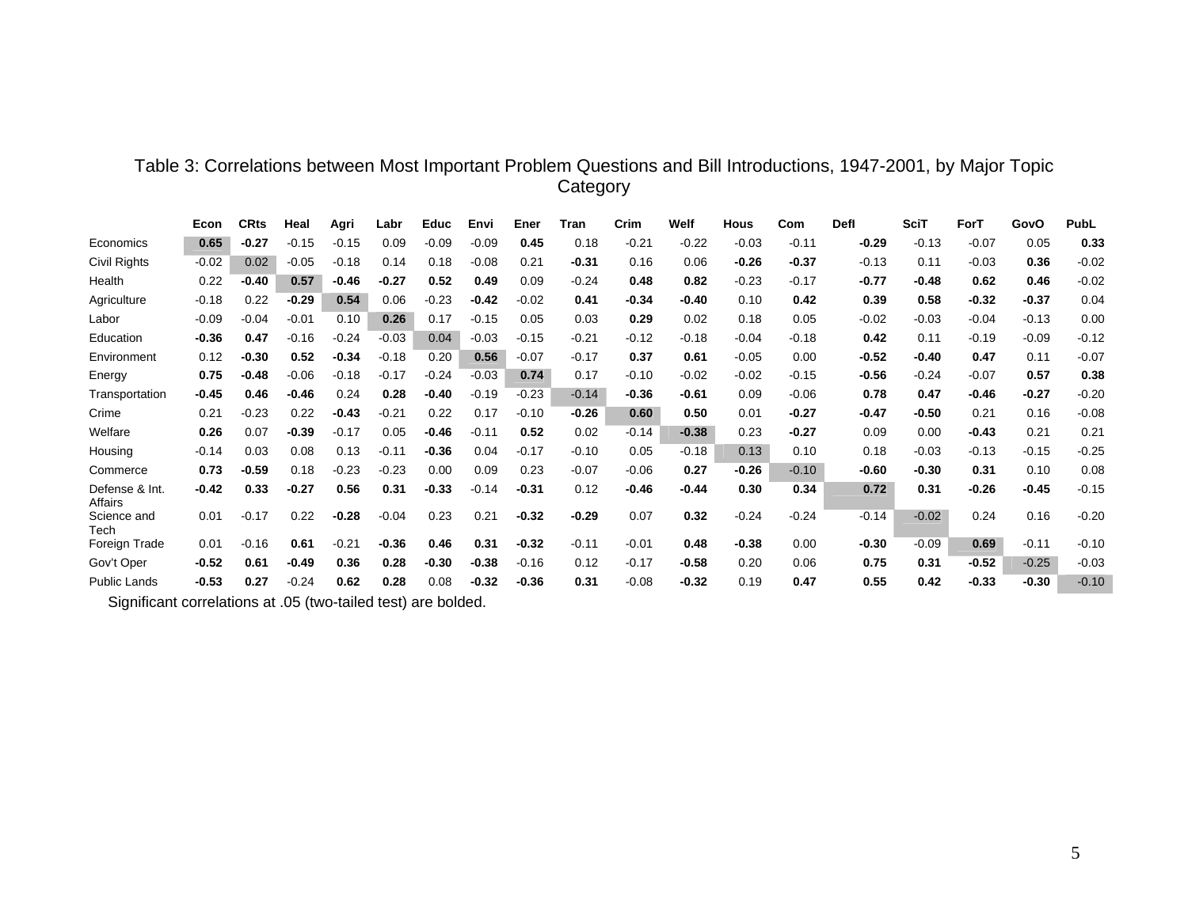Table 3: Correlations between Most Important Problem Questions and Bill Introductions, 1947-2001, by Major Topic Category

| | Econ | CRts | Heal | Agri | Labr | Educ | Envi | Ener | Tran | Crim | Welf | Hous | Com | Defl | SciT | ForT | GovO | PubL |
|---|---|---|---|---|---|---|---|---|---|---|---|---|---|---|---|---|---|---|
| Economics | **0.65** | **-0.27** | -0.15 | -0.15 | 0.09 | -0.09 | -0.09 | **0.45** | 0.18 | -0.21 | -0.22 | -0.03 | -0.11 | **-0.29** | -0.13 | -0.07 | 0.05 | **0.33** |
| Civil Rights | -0.02 | 0.02 | -0.05 | -0.18 | 0.14 | 0.18 | -0.08 | 0.21 | **-0.31** | 0.16 | 0.06 | **-0.26** | **-0.37** | -0.13 | 0.11 | -0.03 | **0.36** | -0.02 |
| Health | 0.22 | **-0.40** | **0.57** | **-0.46** | **-0.27** | **0.52** | **0.49** | 0.09 | -0.24 | **0.48** | **0.82** | -0.23 | -0.17 | **-0.77** | **-0.48** | **0.62** | **0.46** | -0.02 |
| Agriculture | -0.18 | 0.22 | **-0.29** | **0.54** | 0.06 | -0.23 | **-0.42** | -0.02 | **0.41** | **-0.34** | **-0.40** | 0.10 | **0.42** | **0.39** | **0.58** | **-0.32** | **-0.37** | 0.04 |
| Labor | -0.09 | -0.04 | -0.01 | 0.10 | **0.26** | 0.17 | -0.15 | 0.05 | 0.03 | **0.29** | 0.02 | 0.18 | 0.05 | -0.02 | -0.03 | -0.04 | -0.13 | 0.00 |
| Education | **-0.36** | **0.47** | -0.16 | -0.24 | -0.03 | 0.04 | -0.03 | -0.15 | -0.21 | -0.12 | -0.18 | -0.04 | -0.18 | **0.42** | 0.11 | -0.19 | -0.09 | -0.12 |
| Environment | 0.12 | **-0.30** | **0.52** | **-0.34** | -0.18 | 0.20 | **0.56** | -0.07 | -0.17 | **0.37** | **0.61** | -0.05 | 0.00 | **-0.52** | **-0.40** | **0.47** | 0.11 | -0.07 |
| Energy | **0.75** | **-0.48** | -0.06 | -0.18 | -0.17 | -0.24 | -0.03 | **0.74** | 0.17 | -0.10 | -0.02 | -0.02 | -0.15 | **-0.56** | -0.24 | -0.07 | **0.57** | **0.38** |
| Transportation | **-0.45** | **0.46** | **-0.46** | 0.24 | **0.28** | **-0.40** | -0.19 | -0.23 | -0.14 | **-0.36** | **-0.61** | 0.09 | -0.06 | **0.78** | **0.47** | **-0.46** | **-0.27** | -0.20 |
| Crime | 0.21 | -0.23 | 0.22 | **-0.43** | -0.21 | 0.22 | 0.17 | -0.10 | **-0.26** | **0.60** | **0.50** | 0.01 | **-0.27** | **-0.47** | **-0.50** | 0.21 | 0.16 | -0.08 |
| Welfare | **0.26** | 0.07 | **-0.39** | -0.17 | 0.05 | **-0.46** | -0.11 | **0.52** | 0.02 | -0.14 | **-0.38** | 0.23 | **-0.27** | 0.09 | 0.00 | **-0.43** | 0.21 | 0.21 |
| Housing | -0.14 | 0.03 | 0.08 | 0.13 | -0.11 | **-0.36** | 0.04 | -0.17 | -0.10 | 0.05 | -0.18 | 0.13 | 0.10 | 0.18 | -0.03 | -0.13 | -0.15 | -0.25 |
| Commerce | **0.73** | **-0.59** | 0.18 | -0.23 | -0.23 | 0.00 | 0.09 | 0.23 | -0.07 | -0.06 | **0.27** | **-0.26** | -0.10 | **-0.60** | **-0.30** | **0.31** | 0.10 | 0.08 |
| Defense & Int. Affairs | **-0.42** | **0.33** | **-0.27** | **0.56** | **0.31** | **-0.33** | -0.14 | **-0.31** | 0.12 | **-0.46** | **-0.44** | **0.30** | **0.34** | **0.72** | **0.31** | **-0.26** | **-0.45** | -0.15 |
| Science and Tech | 0.01 | -0.17 | 0.22 | **-0.28** | -0.04 | 0.23 | 0.21 | **-0.32** | **-0.29** | 0.07 | **0.32** | -0.24 | -0.24 | -0.14 | -0.02 | 0.24 | 0.16 | -0.20 |
| Foreign Trade | 0.01 | -0.16 | **0.61** | -0.21 | **-0.36** | **0.46** | **0.31** | **-0.32** | -0.11 | -0.01 | **0.48** | **-0.38** | 0.00 | **-0.30** | -0.09 | **0.69** | -0.11 | -0.10 |
| Gov't Oper | **-0.52** | **0.61** | **-0.49** | **0.36** | **0.28** | **-0.30** | **-0.38** | -0.16 | 0.12 | -0.17 | **-0.58** | 0.20 | 0.06 | **0.75** | **0.31** | **-0.52** | -0.25 | -0.03 |
| Public Lands | **-0.53** | **0.27** | -0.24 | **0.62** | **0.28** | 0.08 | **-0.32** | **-0.36** | **0.31** | -0.08 | **-0.32** | 0.19 | **0.47** | **0.55** | **0.42** | **-0.33** | **-0.30** | -0.10 |

Significant correlations at .05 (two-tailed test) are bolded.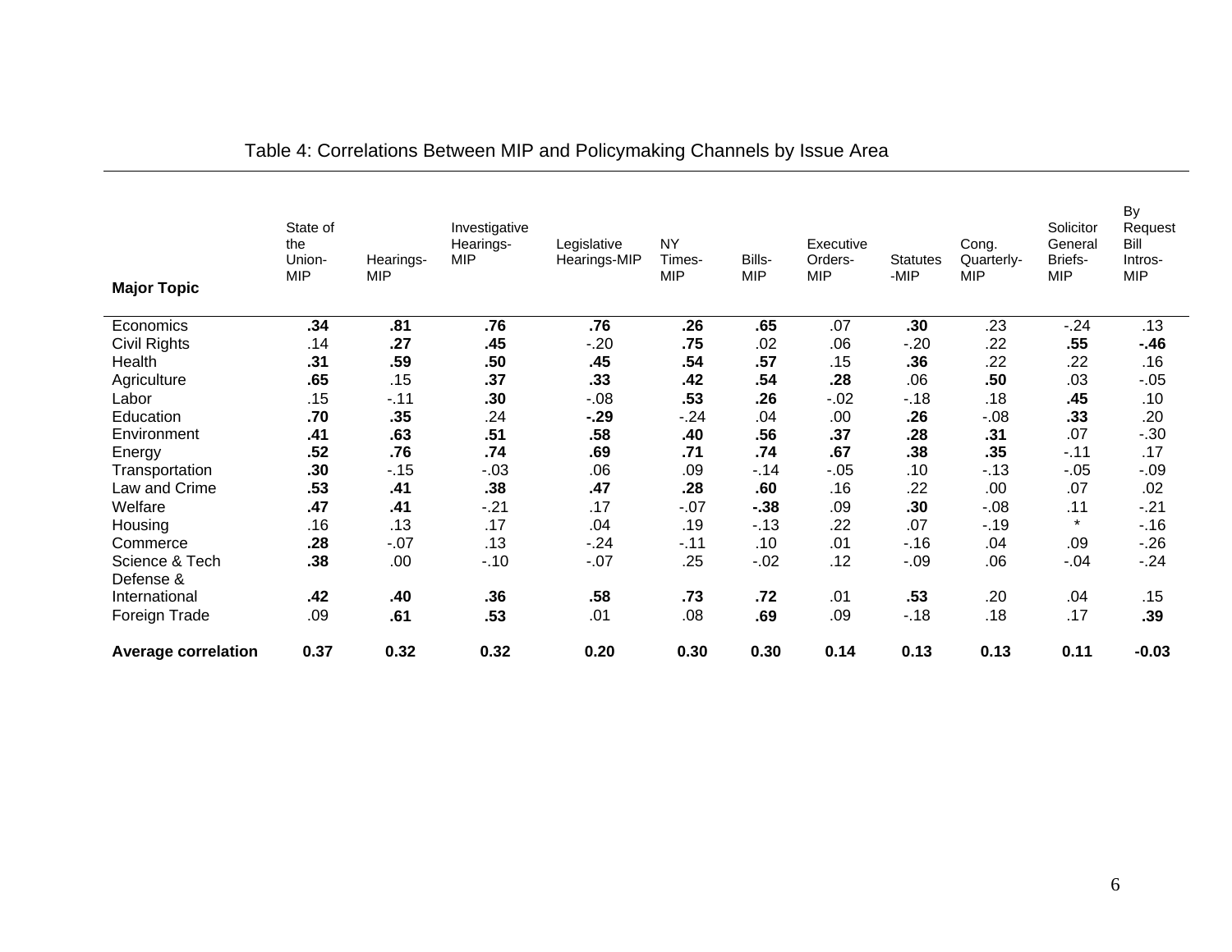Table 4: Correlations Between MIP and Policymaking Channels by Issue Area

| Major Topic | State of the Union-MIP | Hearings-MIP | Investigative Hearings-MIP | Legislative Hearings-MIP | NY Times-MIP | Bills-MIP | Executive Orders-MIP | Statutes-MIP | Cong. Quarterly-MIP | Solicitor General Briefs-MIP | By Request Bill Intros-MIP |
|---|---|---|---|---|---|---|---|---|---|---|---|
| Economics | **.34** | **.81** | **.76** | **.76** | **.26** | **.65** | .07 | **.30** | .23 | -.24 | .13 |
| Civil Rights | .14 | **.27** | **.45** | -.20 | **.75** | .02 | .06 | -.20 | .22 | **.55** | **-.46** |
| Health | **.31** | **.59** | **.50** | **.45** | **.54** | **.57** | .15 | **.36** | .22 | .22 | .16 |
| Agriculture | **.65** | .15 | **.37** | **.33** | **.42** | **.54** | **.28** | .06 | **.50** | .03 | -.05 |
| Labor | .15 | -.11 | **.30** | -.08 | **.53** | **.26** | -.02 | -.18 | .18 | **.45** | .10 |
| Education | **.70** | **.35** | .24 | **-.29** | -.24 | .04 | .00 | **.26** | -.08 | **.33** | .20 |
| Environment | **.41** | **.63** | **.51** | **.58** | **.40** | **.56** | **.37** | **.28** | **.31** | .07 | -.30 |
| Energy | **.52** | **.76** | **.74** | **.69** | **.71** | **.74** | **.67** | **.38** | **.35** | -.11 | .17 |
| Transportation | **.30** | -.15 | -.03 | .06 | .09 | -.14 | -.05 | .10 | -.13 | -.05 | -.09 |
| Law and Crime | **.53** | **.41** | **.38** | **.47** | **.28** | **.60** | .16 | .22 | .00 | .07 | .02 |
| Welfare | **.47** | **.41** | -.21 | .17 | -.07 | **-.38** | .09 | **.30** | -.08 | .11 | -.21 |
| Housing | .16 | .13 | .17 | .04 | .19 | -.13 | .22 | .07 | -.19 | * | -.16 |
| Commerce | **.28** | -.07 | .13 | -.24 | -.11 | .10 | .01 | -.16 | .04 | .09 | -.26 |
| Science & Tech | **.38** | .00 | -.10 | -.07 | .25 | -.02 | .12 | -.09 | .06 | -.04 | -.24 |
| Defense & International | **.42** | **.40** | **.36** | **.58** | **.73** | **.72** | .01 | **.53** | .20 | .04 | .15 |
| Foreign Trade | .09 | **.61** | **.53** | .01 | .08 | **.69** | .09 | -.18 | .18 | .17 | **.39** |
| **Average correlation** | **0.37** | **0.32** | **0.32** | **0.20** | **0.30** | **0.30** | **0.14** | **0.13** | **0.13** | **0.11** | **-0.03** |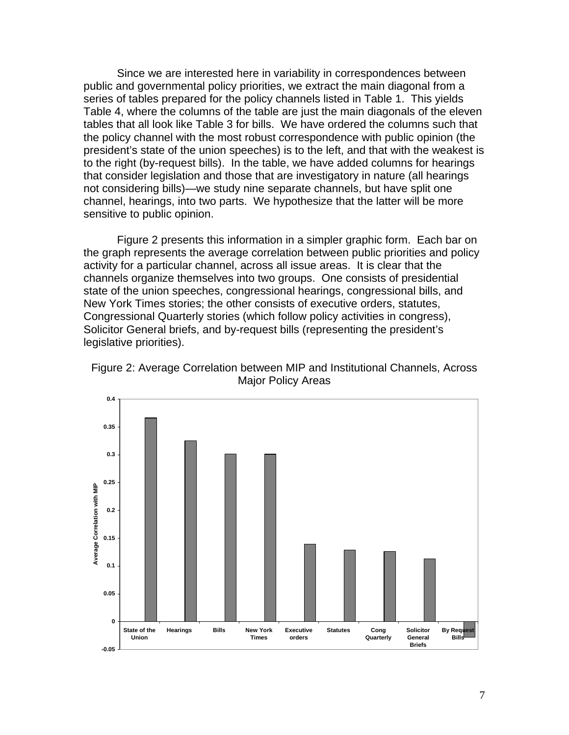Since we are interested here in variability in correspondences between public and governmental policy priorities, we extract the main diagonal from a series of tables prepared for the policy channels listed in Table 1. This yields Table 4, where the columns of the table are just the main diagonals of the eleven tables that all look like Table 3 for bills. We have ordered the columns such that the policy channel with the most robust correspondence with public opinion (the president's state of the union speeches) is to the left, and that with the weakest is to the right (by-request bills). In the table, we have added columns for hearings that consider legislation and those that are investigatory in nature (all hearings not considering bills)—we study nine separate channels, but have split one channel, hearings, into two parts. We hypothesize that the latter will be more sensitive to public opinion.

Figure 2 presents this information in a simpler graphic form. Each bar on the graph represents the average correlation between public priorities and policy activity for a particular channel, across all issue areas. It is clear that the channels organize themselves into two groups. One consists of presidential state of the union speeches, congressional hearings, congressional bills, and New York Times stories; the other consists of executive orders, statutes, Congressional Quarterly stories (which follow policy activities in congress), Solicitor General briefs, and by-request bills (representing the president's legislative priorities).

Figure 2: Average Correlation between MIP and Institutional Channels, Across Major Policy Areas

| Channel | Average Correlation with MIP (approx.) |
|---|---|
| State of the Union | 0.366 |
| Hearings | 0.325 |
| Bills | 0.301 |
| New York Times | 0.301 |
| Executive orders | 0.139 |
| Statutes | 0.128 |
| Cong Quarterly | 0.126 |
| Solicitor General Briefs | 0.112 |
| By Request Bills | -0.028 |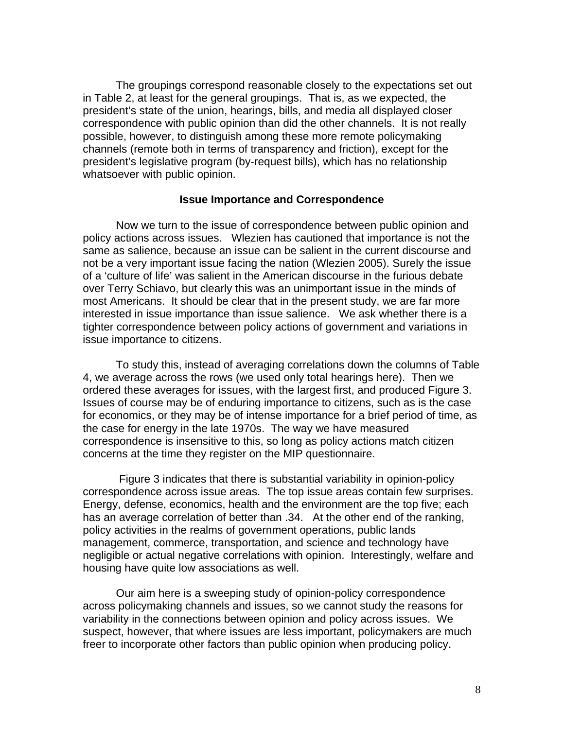The groupings correspond reasonable closely to the expectations set out in Table 2, at least for the general groupings. That is, as we expected, the president's state of the union, hearings, bills, and media all displayed closer correspondence with public opinion than did the other channels. It is not really possible, however, to distinguish among these more remote policymaking channels (remote both in terms of transparency and friction), except for the president's legislative program (by-request bills), which has no relationship whatsoever with public opinion.

### Issue Importance and Correspondence

Now we turn to the issue of correspondence between public opinion and policy actions across issues. Wlezien has cautioned that importance is not the same as salience, because an issue can be salient in the current discourse and not be a very important issue facing the nation (Wlezien 2005). Surely the issue of a 'culture of life' was salient in the American discourse in the furious debate over Terry Schiavo, but clearly this was an unimportant issue in the minds of most Americans. It should be clear that in the present study, we are far more interested in issue importance than issue salience. We ask whether there is a tighter correspondence between policy actions of government and variations in issue importance to citizens.

To study this, instead of averaging correlations down the columns of Table 4, we average across the rows (we used only total hearings here). Then we ordered these averages for issues, with the largest first, and produced Figure 3. Issues of course may be of enduring importance to citizens, such as is the case for economics, or they may be of intense importance for a brief period of time, as the case for energy in the late 1970s. The way we have measured correspondence is insensitive to this, so long as policy actions match citizen concerns at the time they register on the MIP questionnaire.

Figure 3 indicates that there is substantial variability in opinion-policy correspondence across issue areas. The top issue areas contain few surprises. Energy, defense, economics, health and the environment are the top five; each has an average correlation of better than .34. At the other end of the ranking, policy activities in the realms of government operations, public lands management, commerce, transportation, and science and technology have negligible or actual negative correlations with opinion. Interestingly, welfare and housing have quite low associations as well.

Our aim here is a sweeping study of opinion-policy correspondence across policymaking channels and issues, so we cannot study the reasons for variability in the connections between opinion and policy across issues. We suspect, however, that where issues are less important, policymakers are much freer to incorporate other factors than public opinion when producing policy.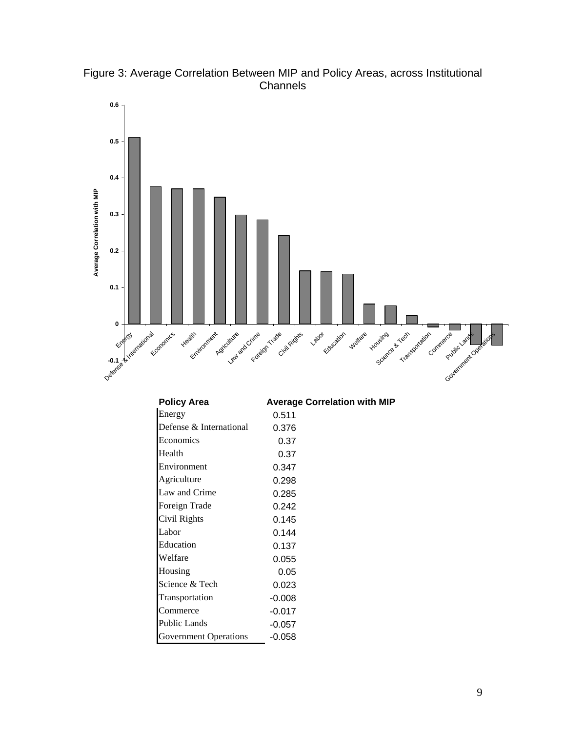Figure 3: Average Correlation Between MIP and Policy Areas, across Institutional Channels

| Policy Area | Average Correlation with MIP |
|---|---|
| Energy | 0.511 |
| Defense & International | 0.376 |
| Economics | 0.37 |
| Health | 0.37 |
| Environment | 0.347 |
| Agriculture | 0.298 |
| Law and Crime | 0.285 |
| Foreign Trade | 0.242 |
| Civil Rights | 0.145 |
| Labor | 0.144 |
| Education | 0.137 |
| Welfare | 0.055 |
| Housing | 0.05 |
| Science & Tech | 0.023 |
| Transportation | -0.008 |
| Commerce | -0.017 |
| Public Lands | -0.057 |
| Government Operations | -0.058 |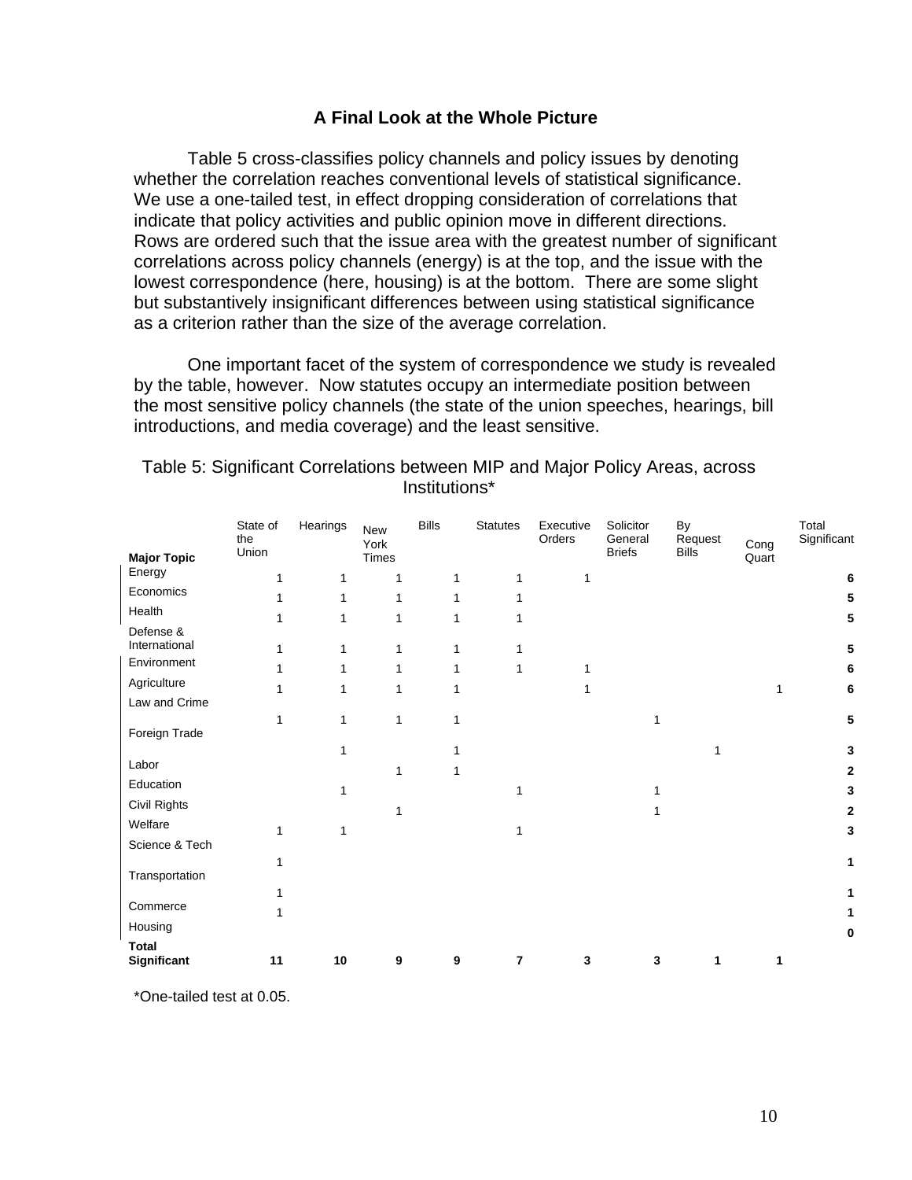## A Final Look at the Whole Picture

Table 5 cross-classifies policy channels and policy issues by denoting whether the correlation reaches conventional levels of statistical significance. We use a one-tailed test, in effect dropping consideration of correlations that indicate that policy activities and public opinion move in different directions. Rows are ordered such that the issue area with the greatest number of significant correlations across policy channels (energy) is at the top, and the issue with the lowest correspondence (here, housing) is at the bottom. There are some slight but substantively insignificant differences between using statistical significance as a criterion rather than the size of the average correlation.

One important facet of the system of correspondence we study is revealed by the table, however. Now statutes occupy an intermediate position between the most sensitive policy channels (the state of the union speeches, hearings, bill introductions, and media coverage) and the least sensitive.

Table 5: Significant Correlations between MIP and Major Policy Areas, across Institutions*

| Major Topic | State of the Union | Hearings | New York Times | Bills | Statutes | Executive Orders | Solicitor General Briefs | By Request Bills | Cong Quart | Total Significant |
|---|---|---|---|---|---|---|---|---|---|---|
| Energy | 1 | 1 | 1 | 1 | 1 | 1 | | | | **6** |
| Economics | 1 | 1 | 1 | 1 | 1 | | | | | **5** |
| Health | 1 | 1 | 1 | 1 | 1 | | | | | **5** |
| Defense & International | 1 | 1 | 1 | 1 | 1 | | | | | **5** |
| Environment | 1 | 1 | 1 | 1 | 1 | 1 | | | | **6** |
| Agriculture | 1 | 1 | 1 | 1 | | 1 | | | 1 | **6** |
| Law and Crime | 1 | 1 | 1 | 1 | | | 1 | | | **5** |
| Foreign Trade | | 1 | | 1 | | | | 1 | | **3** |
| Labor | | | 1 | 1 | | | | | | **2** |
| Education | | 1 | | | 1 | | 1 | | | **3** |
| Civil Rights | | | 1 | | | | 1 | | | **2** |
| Welfare | 1 | 1 | | | 1 | | | | | **3** |
| Science & Tech | 1 | | | | | | | | | **1** |
| Transportation | 1 | | | | | | | | | **1** |
| Commerce | 1 | | | | | | | | | **1** |
| Housing | | | | | | | | | | **0** |
| **Total Significant** | **11** | **10** | **9** | **9** | **7** | **3** | **3** | **1** | **1** | |

*One-tailed test at 0.05.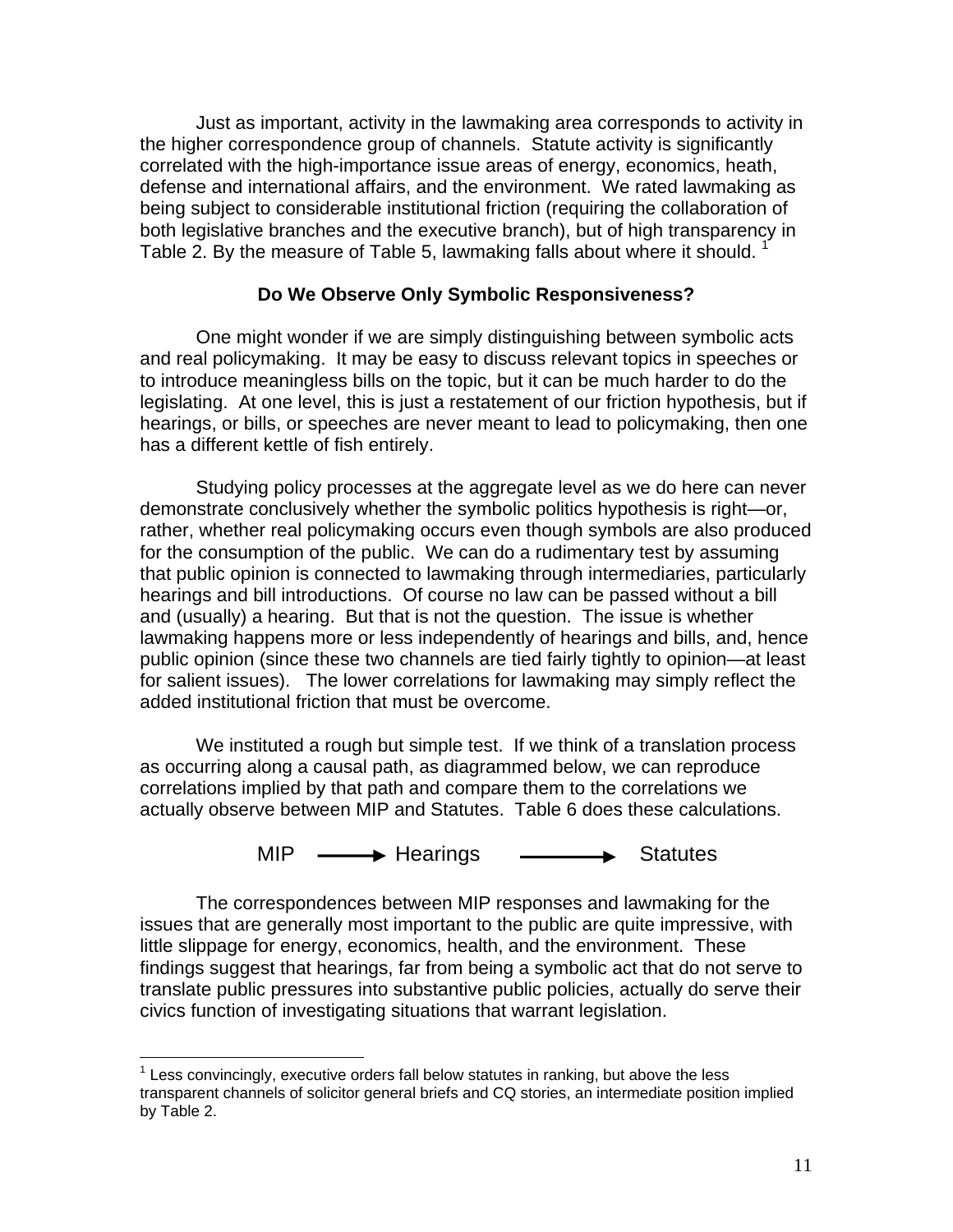Just as important, activity in the lawmaking area corresponds to activity in the higher correspondence group of channels. Statute activity is significantly correlated with the high-importance issue areas of energy, economics, heath, defense and international affairs, and the environment. We rated lawmaking as being subject to considerable institutional friction (requiring the collaboration of both legislative branches and the executive branch), but of high transparency in Table 2. By the measure of Table 5, lawmaking falls about where it should. [1]

### Do We Observe Only Symbolic Responsiveness?

One might wonder if we are simply distinguishing between symbolic acts and real policymaking. It may be easy to discuss relevant topics in speeches or to introduce meaningless bills on the topic, but it can be much harder to do the legislating. At one level, this is just a restatement of our friction hypothesis, but if hearings, or bills, or speeches are never meant to lead to policymaking, then one has a different kettle of fish entirely.

Studying policy processes at the aggregate level as we do here can never demonstrate conclusively whether the symbolic politics hypothesis is right—or, rather, whether real policymaking occurs even though symbols are also produced for the consumption of the public. We can do a rudimentary test by assuming that public opinion is connected to lawmaking through intermediaries, particularly hearings and bill introductions. Of course no law can be passed without a bill and (usually) a hearing. But that is not the question. The issue is whether lawmaking happens more or less independently of hearings and bills, and, hence public opinion (since these two channels are tied fairly tightly to opinion—at least for salient issues). The lower correlations for lawmaking may simply reflect the added institutional friction that must be overcome.

We instituted a rough but simple test. If we think of a translation process as occurring along a causal path, as diagrammed below, we can reproduce correlations implied by that path and compare them to the correlations we actually observe between MIP and Statutes. Table 6 does these calculations.

MIP ⟶ Hearings ⟶ Statutes

The correspondences between MIP responses and lawmaking for the issues that are generally most important to the public are quite impressive, with little slippage for energy, economics, health, and the environment. These findings suggest that hearings, far from being a symbolic act that do not serve to translate public pressures into substantive public policies, actually do serve their civics function of investigating situations that warrant legislation.

[1] Less convincingly, executive orders fall below statutes in ranking, but above the less transparent channels of solicitor general briefs and CQ stories, an intermediate position implied by Table 2.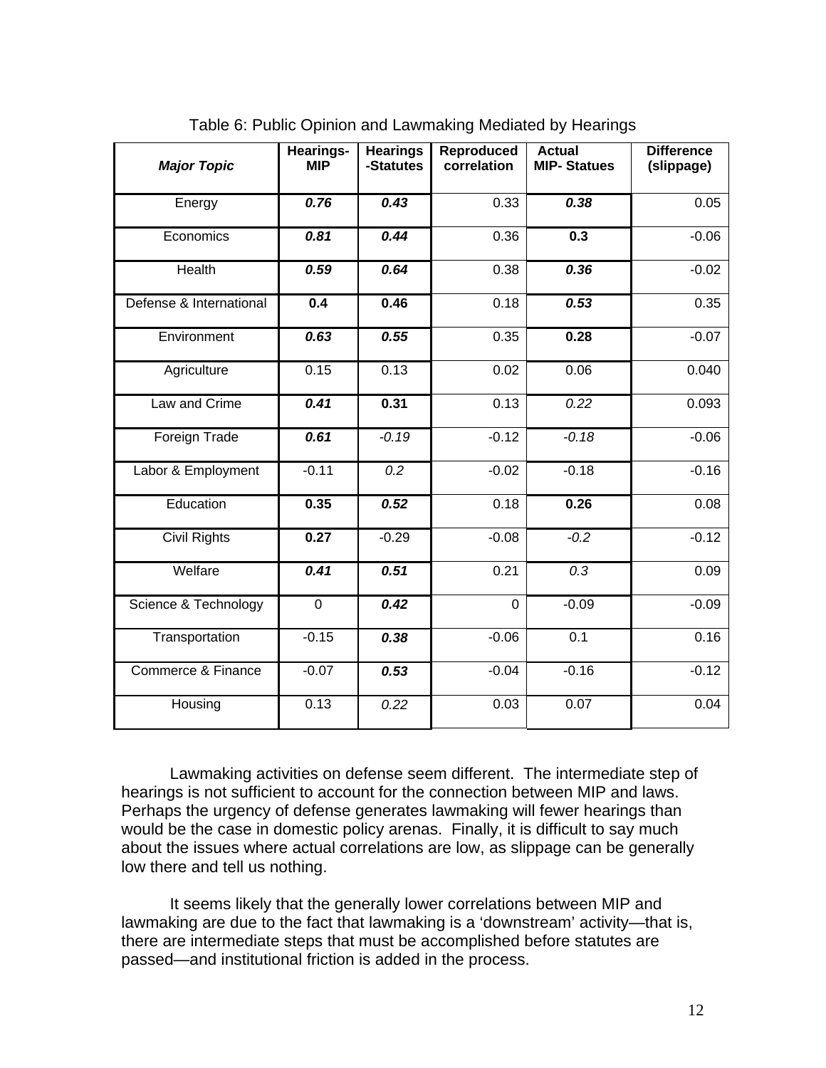Table 6: Public Opinion and Lawmaking Mediated by Hearings

| ***Major Topic*** | **Hearings-MIP** | **Hearings-Statutes** | **Reproduced correlation** | **Actual MIP- Statues** | **Difference (slippage)** |
|---|---|---|---|---|---|
| Energy | ***0.76*** | ***0.43*** | 0.33 | ***0.38*** | 0.05 |
| Economics | ***0.81*** | ***0.44*** | 0.36 | **0.3** | -0.06 |
| Health | ***0.59*** | ***0.64*** | 0.38 | ***0.36*** | -0.02 |
| Defense & International | **0.4** | **0.46** | 0.18 | ***0.53*** | 0.35 |
| Environment | ***0.63*** | ***0.55*** | 0.35 | **0.28** | -0.07 |
| Agriculture | 0.15 | 0.13 | 0.02 | 0.06 | 0.040 |
| Law and Crime | ***0.41*** | **0.31** | 0.13 | *0.22* | 0.093 |
| Foreign Trade | ***0.61*** | *-0.19* | -0.12 | *-0.18* | -0.06 |
| Labor & Employment | -0.11 | *0.2* | -0.02 | -0.18 | -0.16 |
| Education | **0.35** | ***0.52*** | 0.18 | **0.26** | 0.08 |
| Civil Rights | **0.27** | -0.29 | -0.08 | *-0.2* | -0.12 |
| Welfare | ***0.41*** | ***0.51*** | 0.21 | *0.3* | 0.09 |
| Science & Technology | 0 | ***0.42*** | 0 | -0.09 | -0.09 |
| Transportation | -0.15 | ***0.38*** | -0.06 | 0.1 | 0.16 |
| Commerce & Finance | -0.07 | ***0.53*** | -0.04 | -0.16 | -0.12 |
| Housing | 0.13 | *0.22* | 0.03 | 0.07 | 0.04 |

Lawmaking activities on defense seem different. The intermediate step of hearings is not sufficient to account for the connection between MIP and laws. Perhaps the urgency of defense generates lawmaking will fewer hearings than would be the case in domestic policy arenas. Finally, it is difficult to say much about the issues where actual correlations are low, as slippage can be generally low there and tell us nothing.

It seems likely that the generally lower correlations between MIP and lawmaking are due to the fact that lawmaking is a 'downstream' activity—that is, there are intermediate steps that must be accomplished before statutes are passed—and institutional friction is added in the process.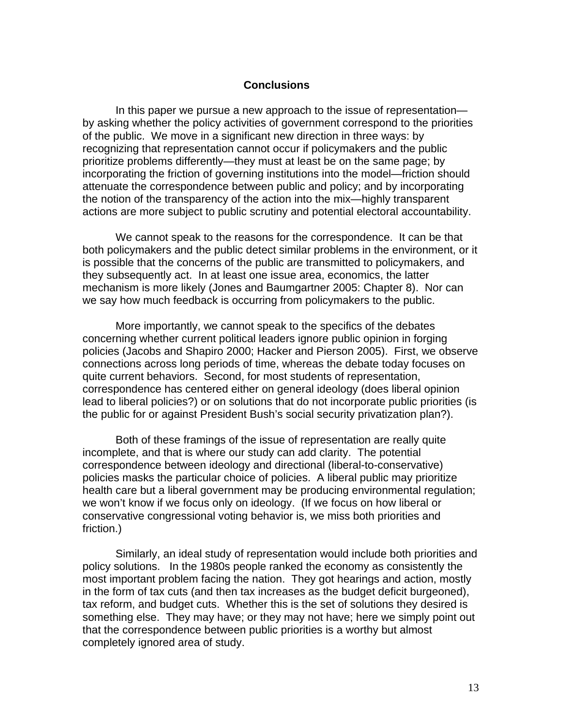## Conclusions

In this paper we pursue a new approach to the issue of representation—by asking whether the policy activities of government correspond to the priorities of the public. We move in a significant new direction in three ways: by recognizing that representation cannot occur if policymakers and the public prioritize problems differently—they must at least be on the same page; by incorporating the friction of governing institutions into the model—friction should attenuate the correspondence between public and policy; and by incorporating the notion of the transparency of the action into the mix—highly transparent actions are more subject to public scrutiny and potential electoral accountability.

We cannot speak to the reasons for the correspondence. It can be that both policymakers and the public detect similar problems in the environment, or it is possible that the concerns of the public are transmitted to policymakers, and they subsequently act. In at least one issue area, economics, the latter mechanism is more likely (Jones and Baumgartner 2005: Chapter 8). Nor can we say how much feedback is occurring from policymakers to the public.

More importantly, we cannot speak to the specifics of the debates concerning whether current political leaders ignore public opinion in forging policies (Jacobs and Shapiro 2000; Hacker and Pierson 2005). First, we observe connections across long periods of time, whereas the debate today focuses on quite current behaviors. Second, for most students of representation, correspondence has centered either on general ideology (does liberal opinion lead to liberal policies?) or on solutions that do not incorporate public priorities (is the public for or against President Bush's social security privatization plan?).

Both of these framings of the issue of representation are really quite incomplete, and that is where our study can add clarity. The potential correspondence between ideology and directional (liberal-to-conservative) policies masks the particular choice of policies. A liberal public may prioritize health care but a liberal government may be producing environmental regulation; we won't know if we focus only on ideology. (If we focus on how liberal or conservative congressional voting behavior is, we miss both priorities and friction.)

Similarly, an ideal study of representation would include both priorities and policy solutions. In the 1980s people ranked the economy as consistently the most important problem facing the nation. They got hearings and action, mostly in the form of tax cuts (and then tax increases as the budget deficit burgeoned), tax reform, and budget cuts. Whether this is the set of solutions they desired is something else. They may have; or they may not have; here we simply point out that the correspondence between public priorities is a worthy but almost completely ignored area of study.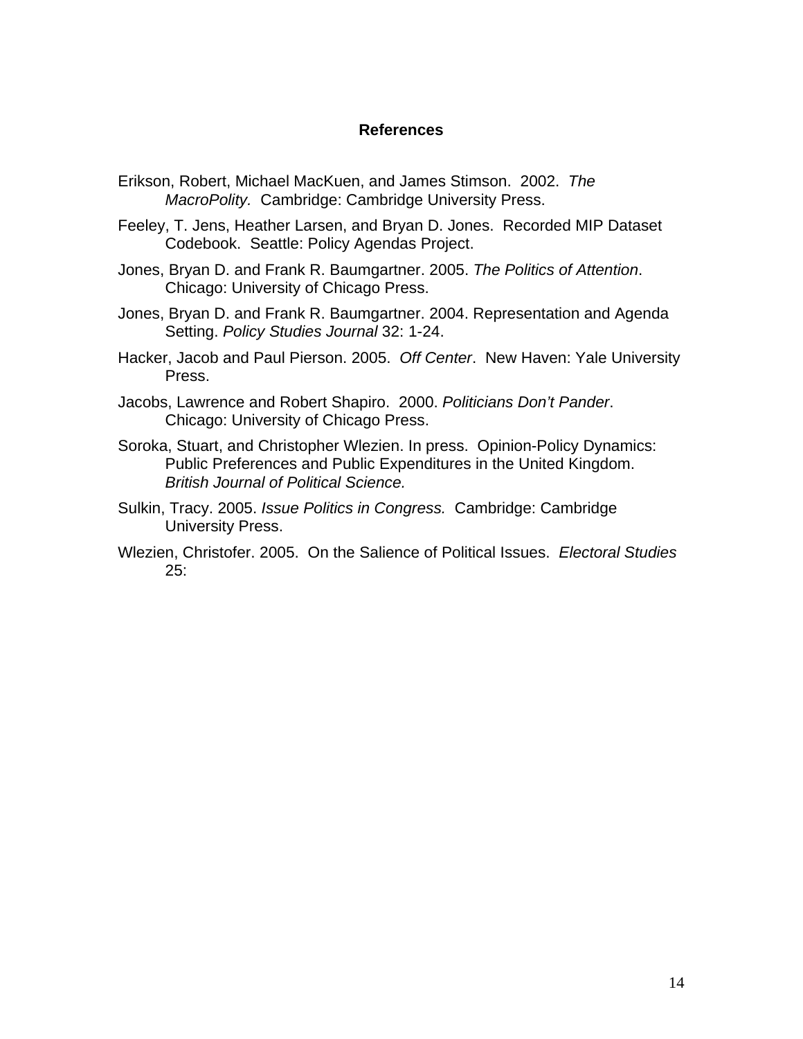## References

Erikson, Robert, Michael MacKuen, and James Stimson. 2002. *The MacroPolity.* Cambridge: Cambridge University Press.

Feeley, T. Jens, Heather Larsen, and Bryan D. Jones. Recorded MIP Dataset Codebook. Seattle: Policy Agendas Project.

Jones, Bryan D. and Frank R. Baumgartner. 2005. *The Politics of Attention*. Chicago: University of Chicago Press.

Jones, Bryan D. and Frank R. Baumgartner. 2004. Representation and Agenda Setting. *Policy Studies Journal* 32: 1-24.

Hacker, Jacob and Paul Pierson. 2005. *Off Center*. New Haven: Yale University Press.

Jacobs, Lawrence and Robert Shapiro. 2000. *Politicians Don't Pander*. Chicago: University of Chicago Press.

Soroka, Stuart, and Christopher Wlezien. In press. Opinion-Policy Dynamics: Public Preferences and Public Expenditures in the United Kingdom. *British Journal of Political Science.*

Sulkin, Tracy. 2005. *Issue Politics in Congress.* Cambridge: Cambridge University Press.

Wlezien, Christofer. 2005. On the Salience of Political Issues. *Electoral Studies* 25: